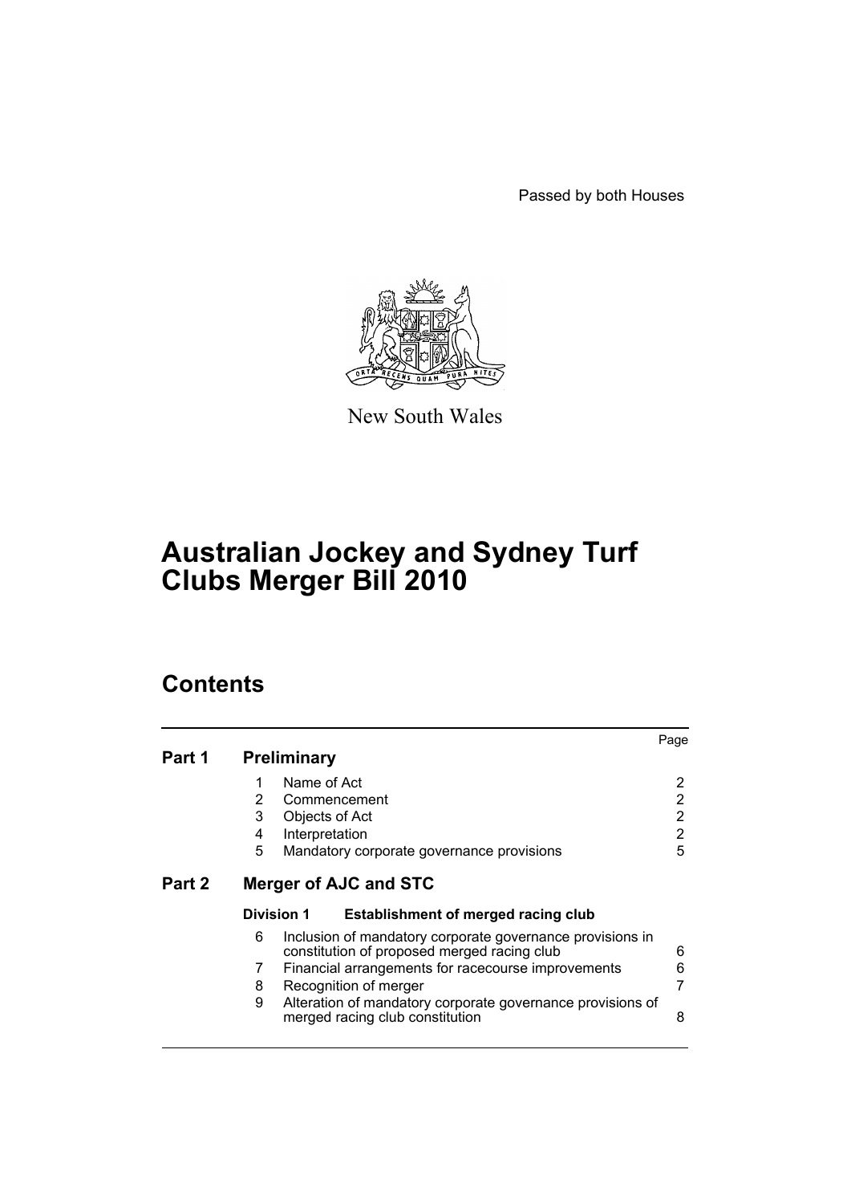Passed by both Houses

New South Wales

# Australian Jockey and Sydney Turf Clubs Merger Bill 2010

## Contents

| | | | Page |
|---|---|---|---|
| **Part 1** | **Preliminary** | | |
| | 1 | Name of Act | 2 |
| | 2 | Commencement | 2 |
| | 3 | Objects of Act | 2 |
| | 4 | Interpretation | 2 |
| | 5 | Mandatory corporate governance provisions | 5 |
| **Part 2** | **Merger of AJC and STC** | | |
| | **Division 1** | **Establishment of merged racing club** | |
| | 6 | Inclusion of mandatory corporate governance provisions in constitution of proposed merged racing club | 6 |
| | 7 | Financial arrangements for racecourse improvements | 6 |
| | 8 | Recognition of merger | 7 |
| | 9 | Alteration of mandatory corporate governance provisions of merged racing club constitution | 8 |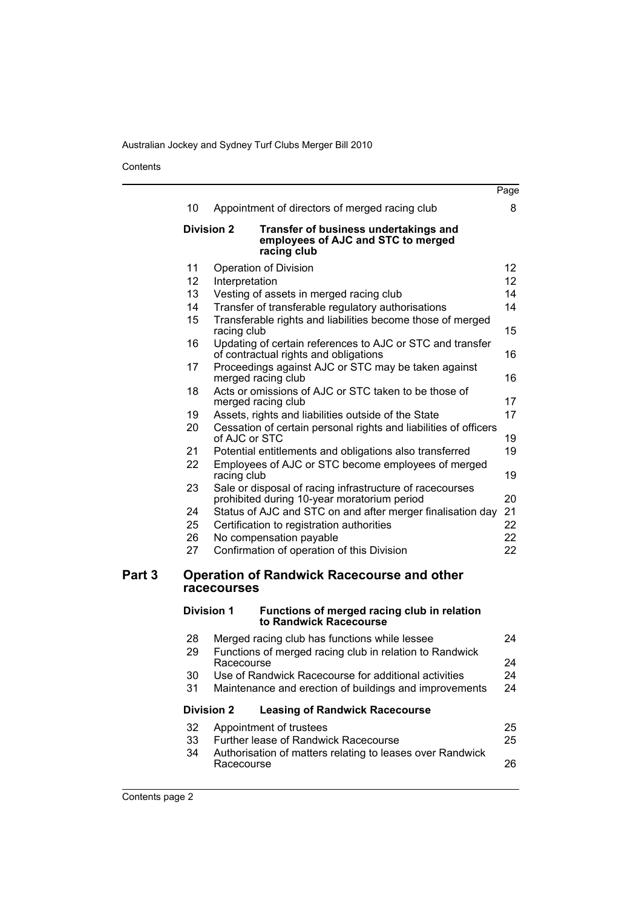| | | Page |
|---|---|---|
| 10 | Appointment of directors of merged racing club | 8 |
| **Division 2** | **Transfer of business undertakings and employees of AJC and STC to merged racing club** | |
| 11 | Operation of Division | 12 |
| 12 | Interpretation | 12 |
| 13 | Vesting of assets in merged racing club | 14 |
| 14 | Transfer of transferable regulatory authorisations | 14 |
| 15 | Transferable rights and liabilities become those of merged racing club | 15 |
| 16 | Updating of certain references to AJC or STC and transfer of contractual rights and obligations | 16 |
| 17 | Proceedings against AJC or STC may be taken against merged racing club | 16 |
| 18 | Acts or omissions of AJC or STC taken to be those of merged racing club | 17 |
| 19 | Assets, rights and liabilities outside of the State | 17 |
| 20 | Cessation of certain personal rights and liabilities of officers of AJC or STC | 19 |
| 21 | Potential entitlements and obligations also transferred | 19 |
| 22 | Employees of AJC or STC become employees of merged racing club | 19 |
| 23 | Sale or disposal of racing infrastructure of racecourses prohibited during 10-year moratorium period | 20 |
| 24 | Status of AJC and STC on and after merger finalisation day | 21 |
| 25 | Certification to registration authorities | 22 |
| 26 | No compensation payable | 22 |
| 27 | Confirmation of operation of this Division | 22 |

## Part 3 Operation of Randwick Racecourse and other racecourses

| | | Page |
|---|---|---|
| **Division 1** | **Functions of merged racing club in relation to Randwick Racecourse** | |
| 28 | Merged racing club has functions while lessee | 24 |
| 29 | Functions of merged racing club in relation to Randwick Racecourse | 24 |
| 30 | Use of Randwick Racecourse for additional activities | 24 |
| 31 | Maintenance and erection of buildings and improvements | 24 |
| **Division 2** | **Leasing of Randwick Racecourse** | |
| 32 | Appointment of trustees | 25 |
| 33 | Further lease of Randwick Racecourse | 25 |
| 34 | Authorisation of matters relating to leases over Randwick Racecourse | 26 |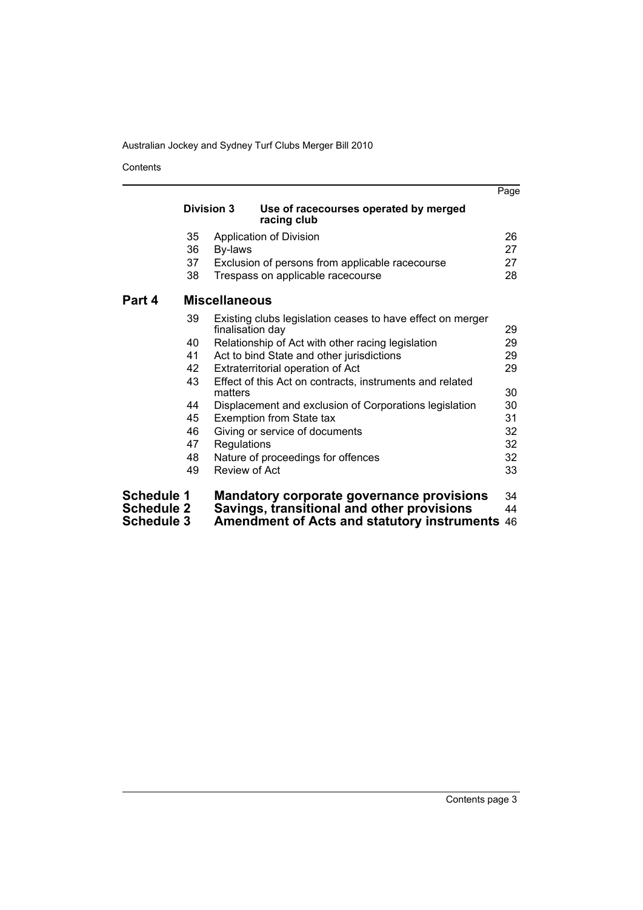| | | | Page |
|---|---|---|---|
| | **Division 3** | **Use of racecourses operated by merged racing club** | |
| | 35 | Application of Division | 26 |
| | 36 | By-laws | 27 |
| | 37 | Exclusion of persons from applicable racecourse | 27 |
| | 38 | Trespass on applicable racecourse | 28 |
| **Part 4** | **Miscellaneous** | | |
| | 39 | Existing clubs legislation ceases to have effect on merger finalisation day | 29 |
| | 40 | Relationship of Act with other racing legislation | 29 |
| | 41 | Act to bind State and other jurisdictions | 29 |
| | 42 | Extraterritorial operation of Act | 29 |
| | 43 | Effect of this Act on contracts, instruments and related matters | 30 |
| | 44 | Displacement and exclusion of Corporations legislation | 30 |
| | 45 | Exemption from State tax | 31 |
| | 46 | Giving or service of documents | 32 |
| | 47 | Regulations | 32 |
| | 48 | Nature of proceedings for offences | 32 |
| | 49 | Review of Act | 33 |
| **Schedule 1** | **Mandatory corporate governance provisions** | | 34 |
| **Schedule 2** | **Savings, transitional and other provisions** | | 44 |
| **Schedule 3** | **Amendment of Acts and statutory instruments** | | 46 |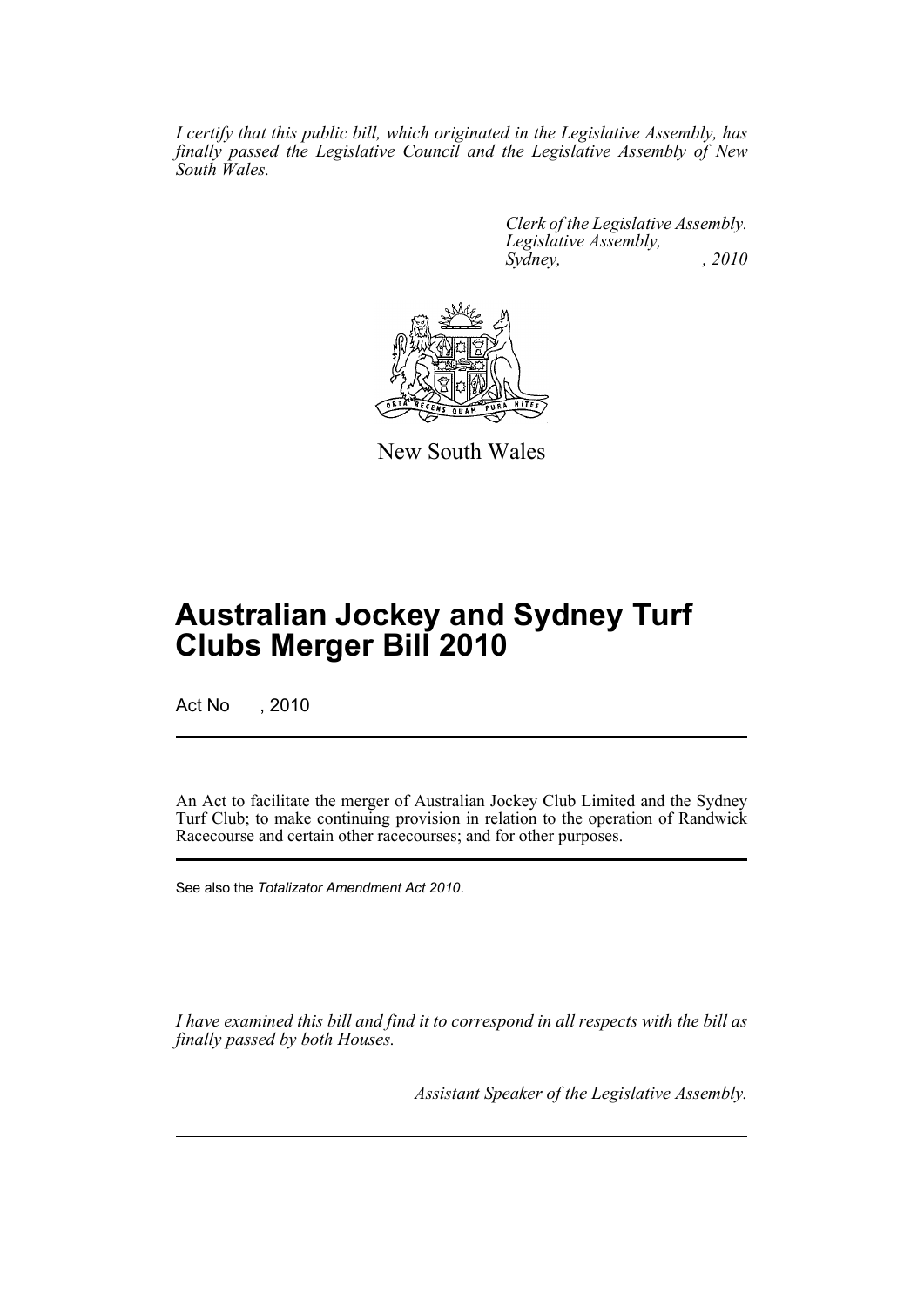*I certify that this public bill, which originated in the Legislative Assembly, has finally passed the Legislative Council and the Legislative Assembly of New South Wales.*

*Clerk of the Legislative Assembly.*
*Legislative Assembly,*
*Sydney, , 2010*

New South Wales

# Australian Jockey and Sydney Turf Clubs Merger Bill 2010

Act No , 2010

An Act to facilitate the merger of Australian Jockey Club Limited and the Sydney Turf Club; to make continuing provision in relation to the operation of Randwick Racecourse and certain other racecourses; and for other purposes.

See also the *Totalizator Amendment Act 2010*.

*I have examined this bill and find it to correspond in all respects with the bill as finally passed by both Houses.*

*Assistant Speaker of the Legislative Assembly.*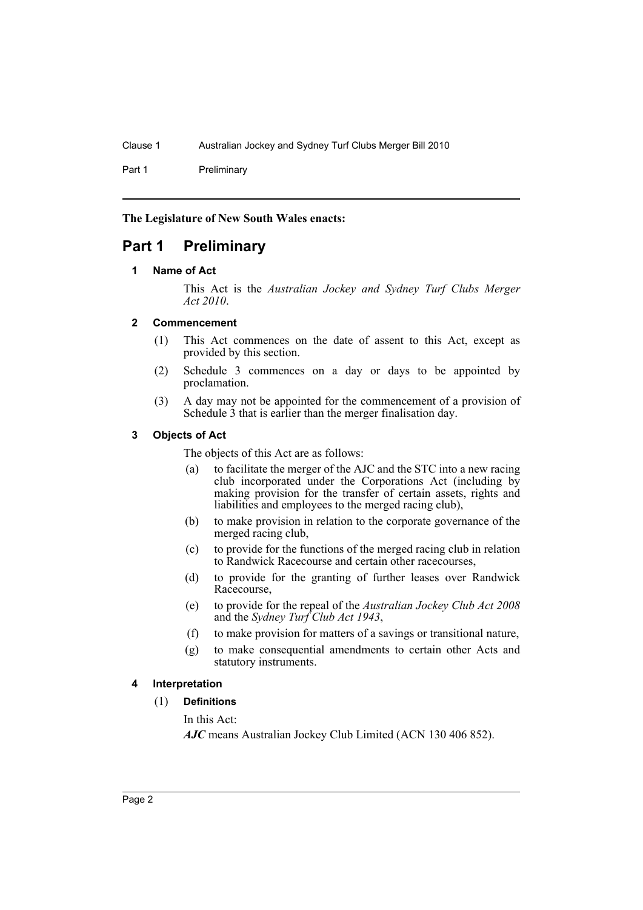**The Legislature of New South Wales enacts:**

# Part 1 Preliminary

## 1 Name of Act

This Act is the *Australian Jockey and Sydney Turf Clubs Merger Act 2010*.

## 2 Commencement

(1) This Act commences on the date of assent to this Act, except as provided by this section.

(2) Schedule 3 commences on a day or days to be appointed by proclamation.

(3) A day may not be appointed for the commencement of a provision of Schedule 3 that is earlier than the merger finalisation day.

## 3 Objects of Act

The objects of this Act are as follows:

(a) to facilitate the merger of the AJC and the STC into a new racing club incorporated under the Corporations Act (including by making provision for the transfer of certain assets, rights and liabilities and employees to the merged racing club),

(b) to make provision in relation to the corporate governance of the merged racing club,

(c) to provide for the functions of the merged racing club in relation to Randwick Racecourse and certain other racecourses,

(d) to provide for the granting of further leases over Randwick Racecourse,

(e) to provide for the repeal of the *Australian Jockey Club Act 2008* and the *Sydney Turf Club Act 1943*,

(f) to make provision for matters of a savings or transitional nature,

(g) to make consequential amendments to certain other Acts and statutory instruments.

## 4 Interpretation

(1) **Definitions**

In this Act:

***AJC*** means Australian Jockey Club Limited (ACN 130 406 852).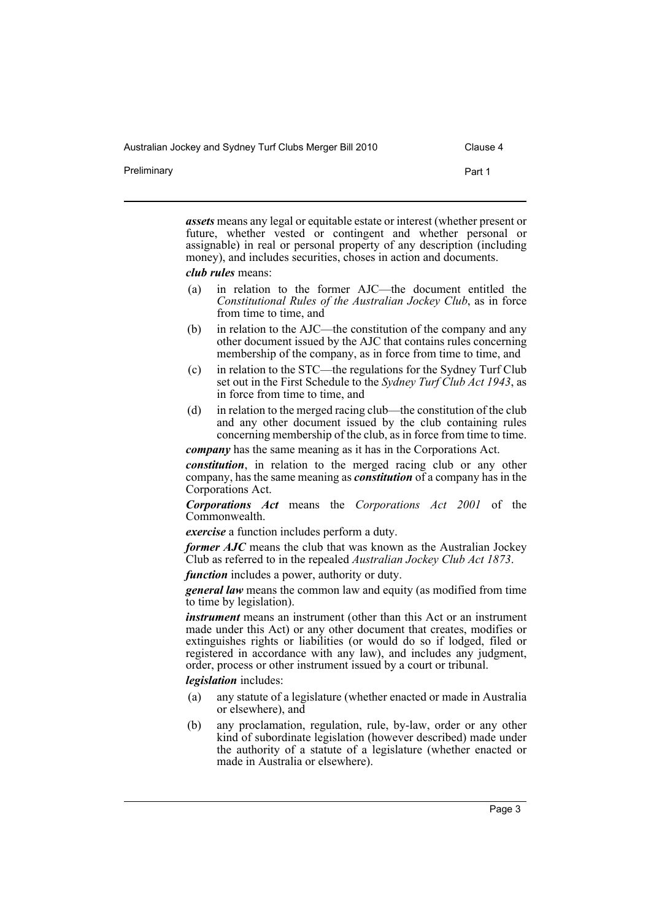***assets*** means any legal or equitable estate or interest (whether present or future, whether vested or contingent and whether personal or assignable) in real or personal property of any description (including money), and includes securities, choses in action and documents.

***club rules*** means:

(a) in relation to the former AJC—the document entitled the *Constitutional Rules of the Australian Jockey Club*, as in force from time to time, and

(b) in relation to the AJC—the constitution of the company and any other document issued by the AJC that contains rules concerning membership of the company, as in force from time to time, and

(c) in relation to the STC—the regulations for the Sydney Turf Club set out in the First Schedule to the *Sydney Turf Club Act 1943*, as in force from time to time, and

(d) in relation to the merged racing club—the constitution of the club and any other document issued by the club containing rules concerning membership of the club, as in force from time to time.

***company*** has the same meaning as it has in the Corporations Act.

***constitution***, in relation to the merged racing club or any other company, has the same meaning as ***constitution*** of a company has in the Corporations Act.

***Corporations Act*** means the *Corporations Act 2001* of the Commonwealth.

***exercise*** a function includes perform a duty.

***former AJC*** means the club that was known as the Australian Jockey Club as referred to in the repealed *Australian Jockey Club Act 1873*.

***function*** includes a power, authority or duty.

***general law*** means the common law and equity (as modified from time to time by legislation).

***instrument*** means an instrument (other than this Act or an instrument made under this Act) or any other document that creates, modifies or extinguishes rights or liabilities (or would do so if lodged, filed or registered in accordance with any law), and includes any judgment, order, process or other instrument issued by a court or tribunal.

***legislation*** includes:

(a) any statute of a legislature (whether enacted or made in Australia or elsewhere), and

(b) any proclamation, regulation, rule, by-law, order or any other kind of subordinate legislation (however described) made under the authority of a statute of a legislature (whether enacted or made in Australia or elsewhere).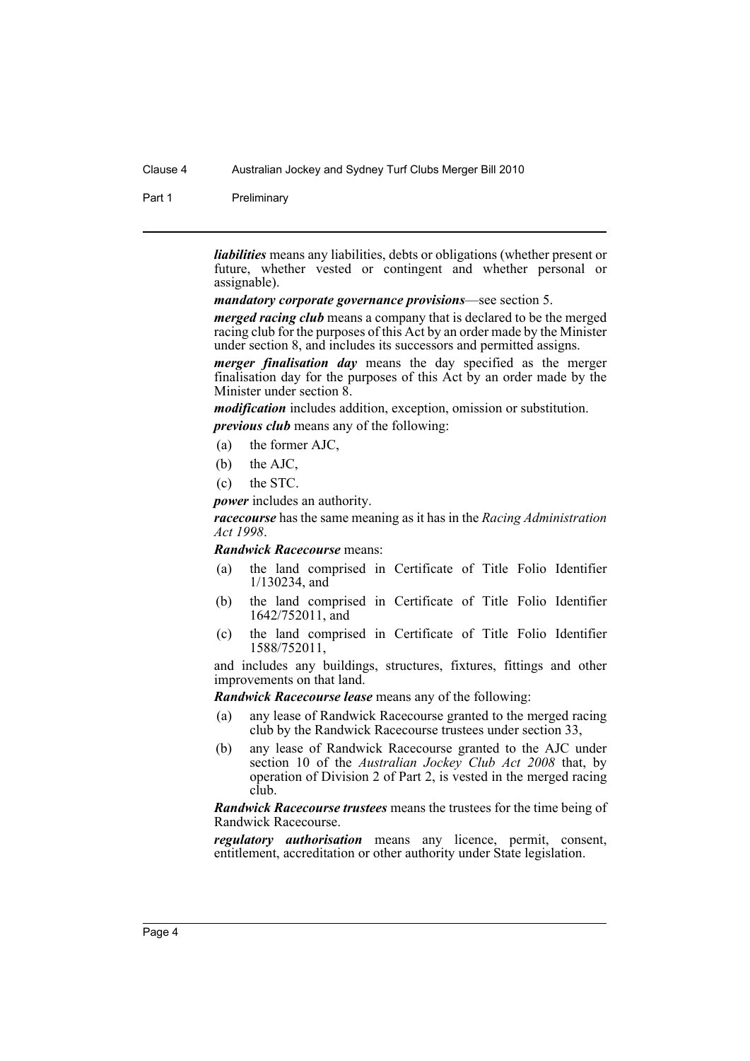***liabilities*** means any liabilities, debts or obligations (whether present or future, whether vested or contingent and whether personal or assignable).

***mandatory corporate governance provisions***—see section 5.

***merged racing club*** means a company that is declared to be the merged racing club for the purposes of this Act by an order made by the Minister under section 8, and includes its successors and permitted assigns.

***merger finalisation day*** means the day specified as the merger finalisation day for the purposes of this Act by an order made by the Minister under section 8.

***modification*** includes addition, exception, omission or substitution.

***previous club*** means any of the following:

(a) the former AJC,

(b) the AJC,

(c) the STC.

***power*** includes an authority.

***racecourse*** has the same meaning as it has in the *Racing Administration Act 1998*.

***Randwick Racecourse*** means:

(a) the land comprised in Certificate of Title Folio Identifier 1/130234, and

(b) the land comprised in Certificate of Title Folio Identifier 1642/752011, and

(c) the land comprised in Certificate of Title Folio Identifier 1588/752011,

and includes any buildings, structures, fixtures, fittings and other improvements on that land.

***Randwick Racecourse lease*** means any of the following:

(a) any lease of Randwick Racecourse granted to the merged racing club by the Randwick Racecourse trustees under section 33,

(b) any lease of Randwick Racecourse granted to the AJC under section 10 of the *Australian Jockey Club Act 2008* that, by operation of Division 2 of Part 2, is vested in the merged racing club.

***Randwick Racecourse trustees*** means the trustees for the time being of Randwick Racecourse.

***regulatory authorisation*** means any licence, permit, consent, entitlement, accreditation or other authority under State legislation.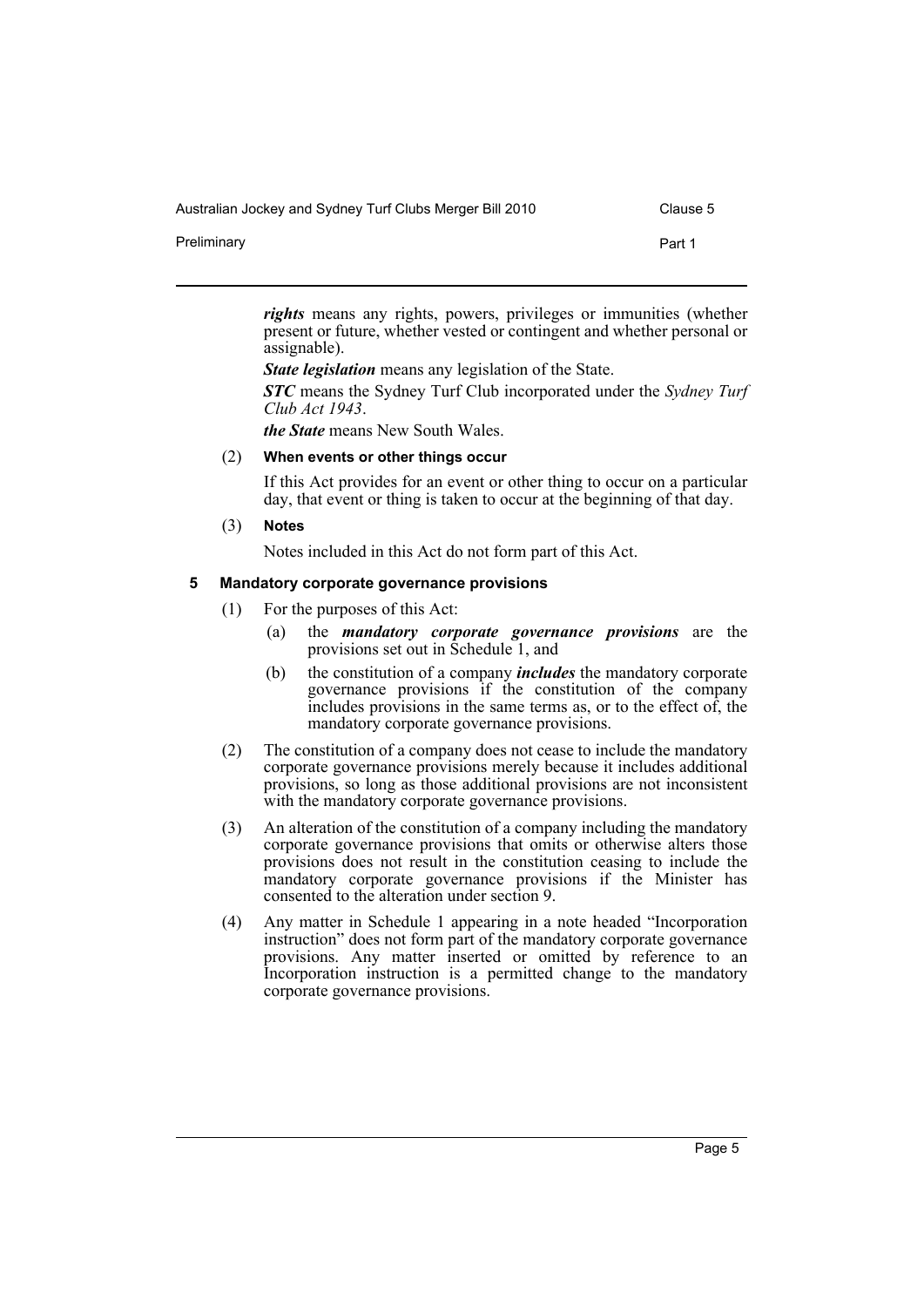***rights*** means any rights, powers, privileges or immunities (whether present or future, whether vested or contingent and whether personal or assignable).

***State legislation*** means any legislation of the State.

***STC*** means the Sydney Turf Club incorporated under the *Sydney Turf Club Act 1943*.

***the State*** means New South Wales.

(2) **When events or other things occur**

If this Act provides for an event or other thing to occur on a particular day, that event or thing is taken to occur at the beginning of that day.

(3) **Notes**

Notes included in this Act do not form part of this Act.

### 5 Mandatory corporate governance provisions

(1) For the purposes of this Act:

- (a) the ***mandatory corporate governance provisions*** are the provisions set out in Schedule 1, and
- (b) the constitution of a company ***includes*** the mandatory corporate governance provisions if the constitution of the company includes provisions in the same terms as, or to the effect of, the mandatory corporate governance provisions.

(2) The constitution of a company does not cease to include the mandatory corporate governance provisions merely because it includes additional provisions, so long as those additional provisions are not inconsistent with the mandatory corporate governance provisions.

(3) An alteration of the constitution of a company including the mandatory corporate governance provisions that omits or otherwise alters those provisions does not result in the constitution ceasing to include the mandatory corporate governance provisions if the Minister has consented to the alteration under section 9.

(4) Any matter in Schedule 1 appearing in a note headed "Incorporation instruction" does not form part of the mandatory corporate governance provisions. Any matter inserted or omitted by reference to an Incorporation instruction is a permitted change to the mandatory corporate governance provisions.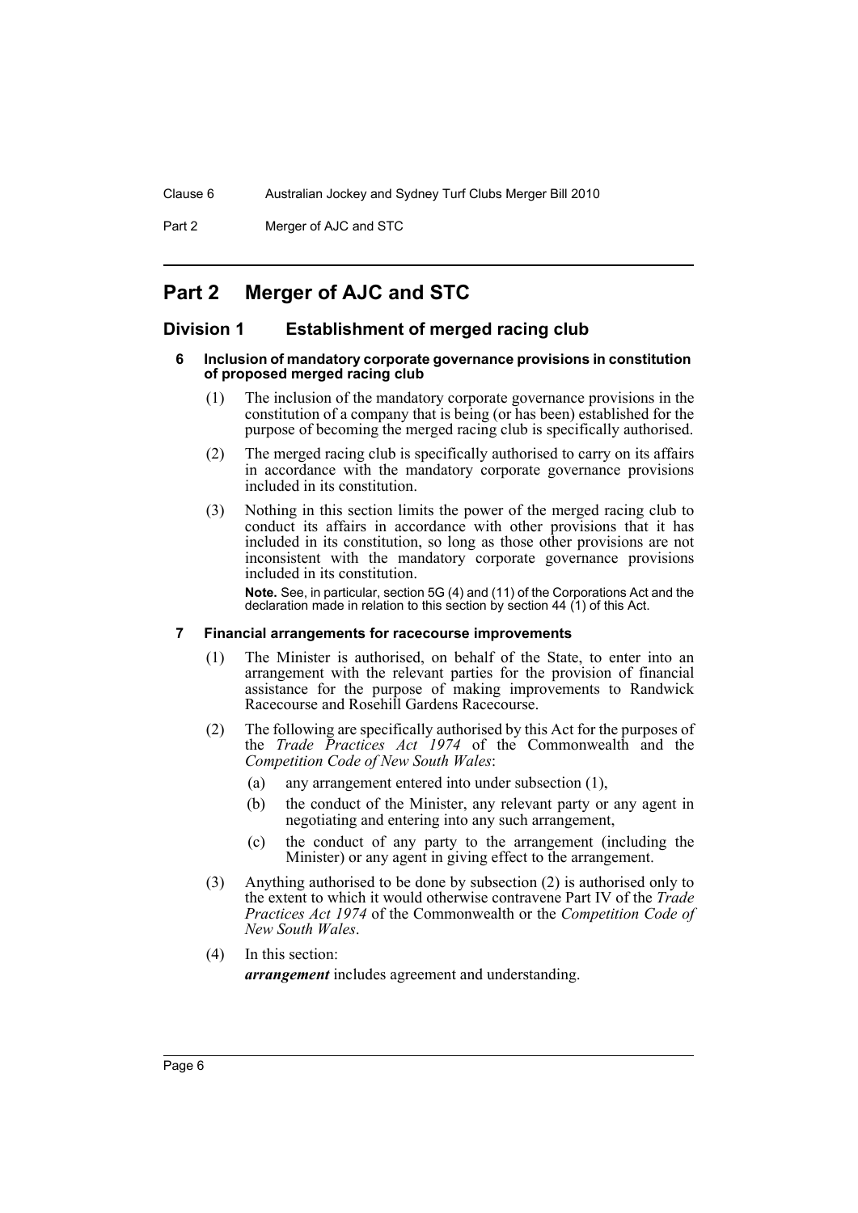# Part 2 Merger of AJC and STC

## Division 1 Establishment of merged racing club

#### 6 Inclusion of mandatory corporate governance provisions in constitution of proposed merged racing club

(1) The inclusion of the mandatory corporate governance provisions in the constitution of a company that is being (or has been) established for the purpose of becoming the merged racing club is specifically authorised.

(2) The merged racing club is specifically authorised to carry on its affairs in accordance with the mandatory corporate governance provisions included in its constitution.

(3) Nothing in this section limits the power of the merged racing club to conduct its affairs in accordance with other provisions that it has included in its constitution, so long as those other provisions are not inconsistent with the mandatory corporate governance provisions included in its constitution.

**Note.** See, in particular, section 5G (4) and (11) of the Corporations Act and the declaration made in relation to this section by section 44 (1) of this Act.

#### 7 Financial arrangements for racecourse improvements

(1) The Minister is authorised, on behalf of the State, to enter into an arrangement with the relevant parties for the provision of financial assistance for the purpose of making improvements to Randwick Racecourse and Rosehill Gardens Racecourse.

(2) The following are specifically authorised by this Act for the purposes of the *Trade Practices Act 1974* of the Commonwealth and the *Competition Code of New South Wales*:

- (a) any arrangement entered into under subsection (1),
- (b) the conduct of the Minister, any relevant party or any agent in negotiating and entering into any such arrangement,
- (c) the conduct of any party to the arrangement (including the Minister) or any agent in giving effect to the arrangement.

(3) Anything authorised to be done by subsection (2) is authorised only to the extent to which it would otherwise contravene Part IV of the *Trade Practices Act 1974* of the Commonwealth or the *Competition Code of New South Wales*.

(4) In this section:

***arrangement*** includes agreement and understanding.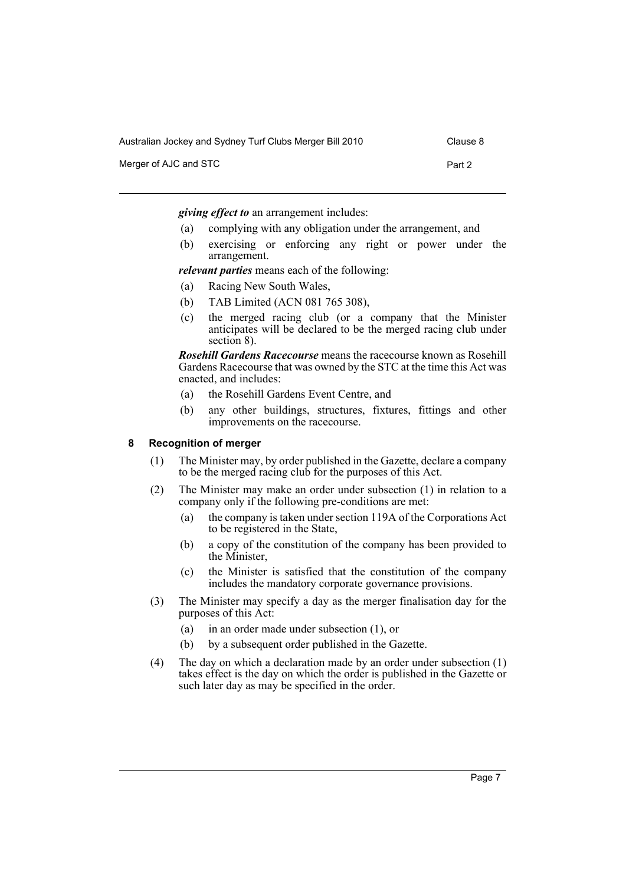***giving effect to*** an arrangement includes:

(a) complying with any obligation under the arrangement, and

(b) exercising or enforcing any right or power under the arrangement.

***relevant parties*** means each of the following:

(a) Racing New South Wales,

(b) TAB Limited (ACN 081 765 308),

(c) the merged racing club (or a company that the Minister anticipates will be declared to be the merged racing club under section 8).

***Rosehill Gardens Racecourse*** means the racecourse known as Rosehill Gardens Racecourse that was owned by the STC at the time this Act was enacted, and includes:

(a) the Rosehill Gardens Event Centre, and

(b) any other buildings, structures, fixtures, fittings and other improvements on the racecourse.

### 8 Recognition of merger

(1) The Minister may, by order published in the Gazette, declare a company to be the merged racing club for the purposes of this Act.

(2) The Minister may make an order under subsection (1) in relation to a company only if the following pre-conditions are met:

(a) the company is taken under section 119A of the Corporations Act to be registered in the State,

(b) a copy of the constitution of the company has been provided to the Minister,

(c) the Minister is satisfied that the constitution of the company includes the mandatory corporate governance provisions.

(3) The Minister may specify a day as the merger finalisation day for the purposes of this Act:

(a) in an order made under subsection (1), or

(b) by a subsequent order published in the Gazette.

(4) The day on which a declaration made by an order under subsection (1) takes effect is the day on which the order is published in the Gazette or such later day as may be specified in the order.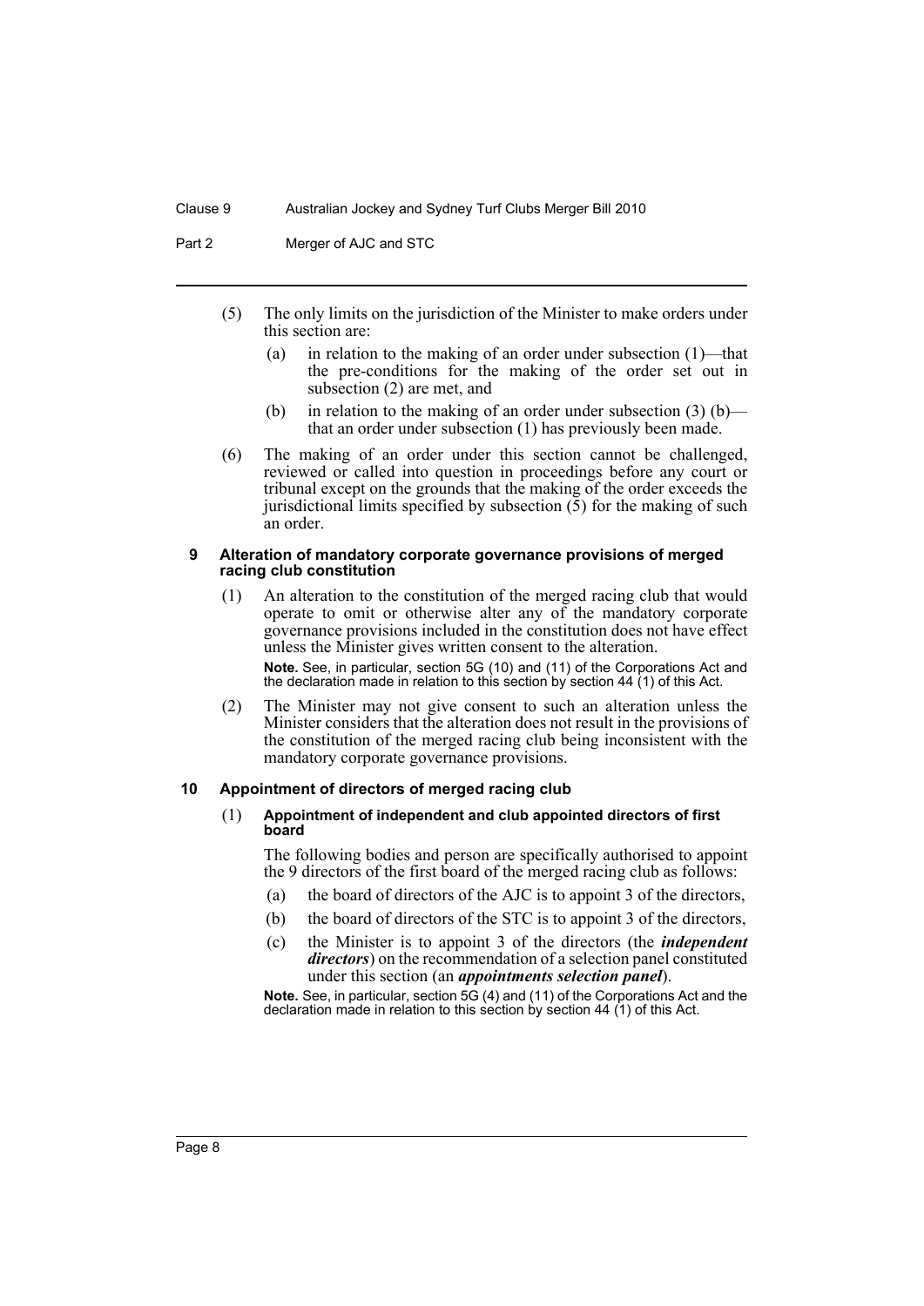(5) The only limits on the jurisdiction of the Minister to make orders under this section are:

(a) in relation to the making of an order under subsection (1)—that the pre-conditions for the making of the order set out in subsection (2) are met, and

(b) in relation to the making of an order under subsection (3) (b)—that an order under subsection (1) has previously been made.

(6) The making of an order under this section cannot be challenged, reviewed or called into question in proceedings before any court or tribunal except on the grounds that the making of the order exceeds the jurisdictional limits specified by subsection (5) for the making of such an order.

### 9 Alteration of mandatory corporate governance provisions of merged racing club constitution

(1) An alteration to the constitution of the merged racing club that would operate to omit or otherwise alter any of the mandatory corporate governance provisions included in the constitution does not have effect unless the Minister gives written consent to the alteration.

**Note.** See, in particular, section 5G (10) and (11) of the Corporations Act and the declaration made in relation to this section by section 44 (1) of this Act.

(2) The Minister may not give consent to such an alteration unless the Minister considers that the alteration does not result in the provisions of the constitution of the merged racing club being inconsistent with the mandatory corporate governance provisions.

### 10 Appointment of directors of merged racing club

(1) **Appointment of independent and club appointed directors of first board**

The following bodies and person are specifically authorised to appoint the 9 directors of the first board of the merged racing club as follows:

(a) the board of directors of the AJC is to appoint 3 of the directors,

(b) the board of directors of the STC is to appoint 3 of the directors,

(c) the Minister is to appoint 3 of the directors (the ***independent directors***) on the recommendation of a selection panel constituted under this section (an ***appointments selection panel***).

**Note.** See, in particular, section 5G (4) and (11) of the Corporations Act and the declaration made in relation to this section by section 44 (1) of this Act.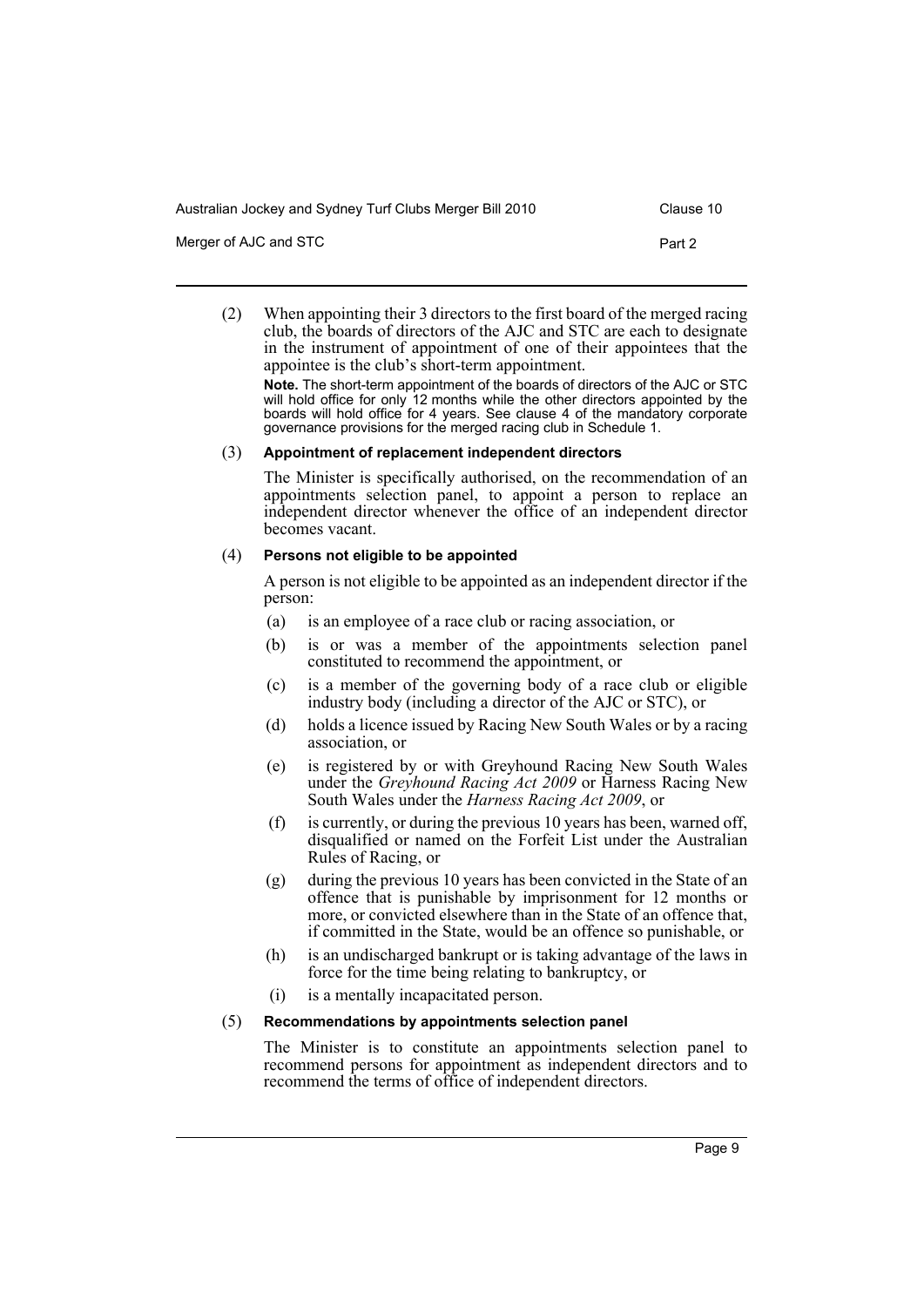(2) When appointing their 3 directors to the first board of the merged racing club, the boards of directors of the AJC and STC are each to designate in the instrument of appointment of one of their appointees that the appointee is the club's short-term appointment.

**Note.** The short-term appointment of the boards of directors of the AJC or STC will hold office for only 12 months while the other directors appointed by the boards will hold office for 4 years. See clause 4 of the mandatory corporate governance provisions for the merged racing club in Schedule 1.

(3) **Appointment of replacement independent directors**

The Minister is specifically authorised, on the recommendation of an appointments selection panel, to appoint a person to replace an independent director whenever the office of an independent director becomes vacant.

(4) **Persons not eligible to be appointed**

A person is not eligible to be appointed as an independent director if the person:

- (a) is an employee of a race club or racing association, or
- (b) is or was a member of the appointments selection panel constituted to recommend the appointment, or
- (c) is a member of the governing body of a race club or eligible industry body (including a director of the AJC or STC), or
- (d) holds a licence issued by Racing New South Wales or by a racing association, or
- (e) is registered by or with Greyhound Racing New South Wales under the *Greyhound Racing Act 2009* or Harness Racing New South Wales under the *Harness Racing Act 2009*, or
- (f) is currently, or during the previous 10 years has been, warned off, disqualified or named on the Forfeit List under the Australian Rules of Racing, or
- (g) during the previous 10 years has been convicted in the State of an offence that is punishable by imprisonment for 12 months or more, or convicted elsewhere than in the State of an offence that, if committed in the State, would be an offence so punishable, or
- (h) is an undischarged bankrupt or is taking advantage of the laws in force for the time being relating to bankruptcy, or
- (i) is a mentally incapacitated person.

(5) **Recommendations by appointments selection panel**

The Minister is to constitute an appointments selection panel to recommend persons for appointment as independent directors and to recommend the terms of office of independent directors.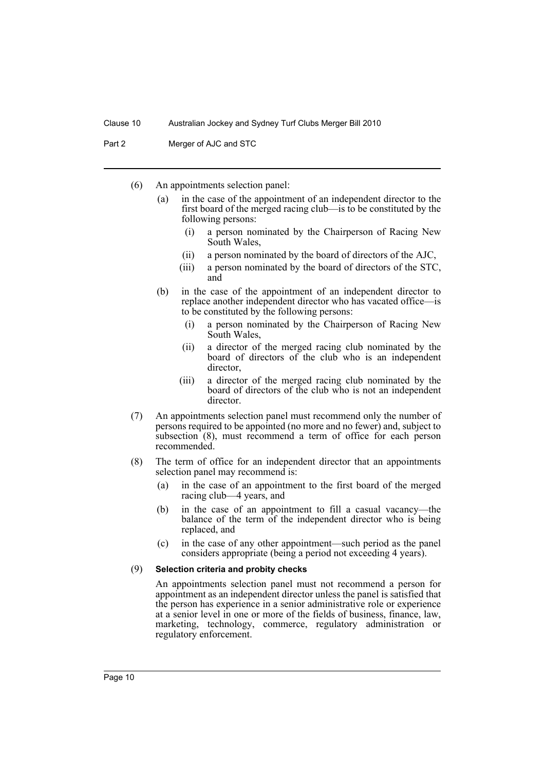(6) An appointments selection panel:

  (a) in the case of the appointment of an independent director to the first board of the merged racing club—is to be constituted by the following persons:

    (i) a person nominated by the Chairperson of Racing New South Wales,

    (ii) a person nominated by the board of directors of the AJC,

    (iii) a person nominated by the board of directors of the STC, and

  (b) in the case of the appointment of an independent director to replace another independent director who has vacated office—is to be constituted by the following persons:

    (i) a person nominated by the Chairperson of Racing New South Wales,

    (ii) a director of the merged racing club nominated by the board of directors of the club who is an independent director,

    (iii) a director of the merged racing club nominated by the board of directors of the club who is not an independent director.

(7) An appointments selection panel must recommend only the number of persons required to be appointed (no more and no fewer) and, subject to subsection (8), must recommend a term of office for each person recommended.

(8) The term of office for an independent director that an appointments selection panel may recommend is:

  (a) in the case of an appointment to the first board of the merged racing club—4 years, and

  (b) in the case of an appointment to fill a casual vacancy—the balance of the term of the independent director who is being replaced, and

  (c) in the case of any other appointment—such period as the panel considers appropriate (being a period not exceeding 4 years).

(9) **Selection criteria and probity checks**

An appointments selection panel must not recommend a person for appointment as an independent director unless the panel is satisfied that the person has experience in a senior administrative role or experience at a senior level in one or more of the fields of business, finance, law, marketing, technology, commerce, regulatory administration or regulatory enforcement.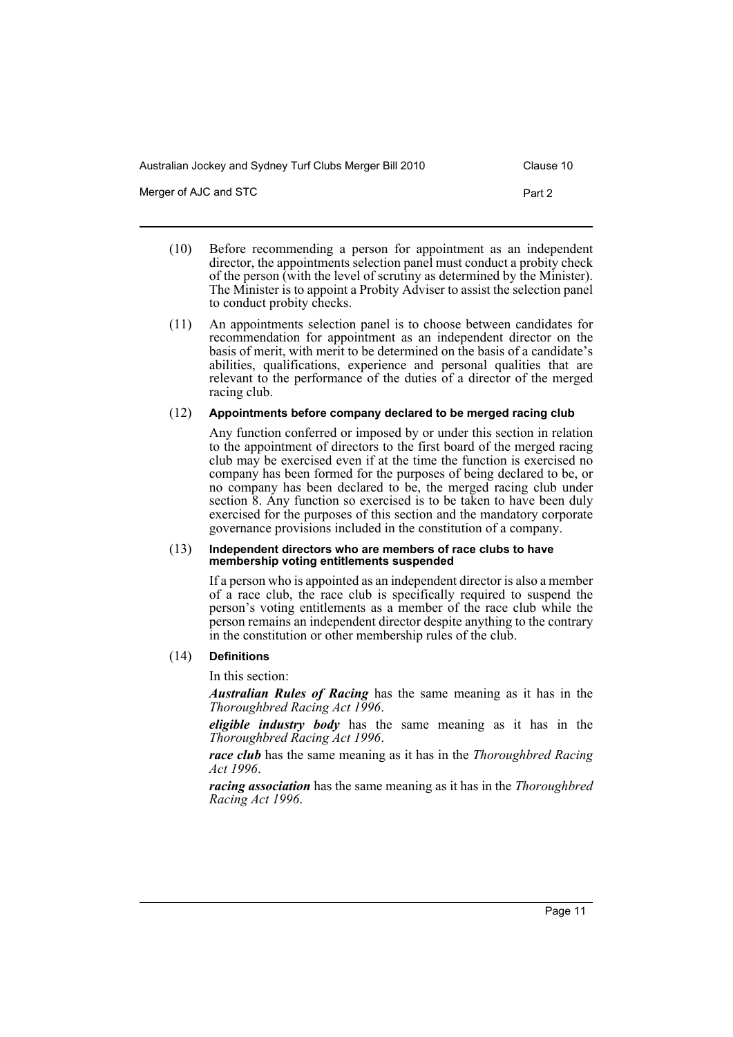(10) Before recommending a person for appointment as an independent director, the appointments selection panel must conduct a probity check of the person (with the level of scrutiny as determined by the Minister). The Minister is to appoint a Probity Adviser to assist the selection panel to conduct probity checks.

(11) An appointments selection panel is to choose between candidates for recommendation for appointment as an independent director on the basis of merit, with merit to be determined on the basis of a candidate's abilities, qualifications, experience and personal qualities that are relevant to the performance of the duties of a director of the merged racing club.

(12) **Appointments before company declared to be merged racing club**

Any function conferred or imposed by or under this section in relation to the appointment of directors to the first board of the merged racing club may be exercised even if at the time the function is exercised no company has been formed for the purposes of being declared to be, or no company has been declared to be, the merged racing club under section 8. Any function so exercised is to be taken to have been duly exercised for the purposes of this section and the mandatory corporate governance provisions included in the constitution of a company.

(13) **Independent directors who are members of race clubs to have membership voting entitlements suspended**

If a person who is appointed as an independent director is also a member of a race club, the race club is specifically required to suspend the person's voting entitlements as a member of the race club while the person remains an independent director despite anything to the contrary in the constitution or other membership rules of the club.

(14) **Definitions**

In this section:

***Australian Rules of Racing*** has the same meaning as it has in the *Thoroughbred Racing Act 1996*.

***eligible industry body*** has the same meaning as it has in the *Thoroughbred Racing Act 1996*.

***race club*** has the same meaning as it has in the *Thoroughbred Racing Act 1996*.

***racing association*** has the same meaning as it has in the *Thoroughbred Racing Act 1996*.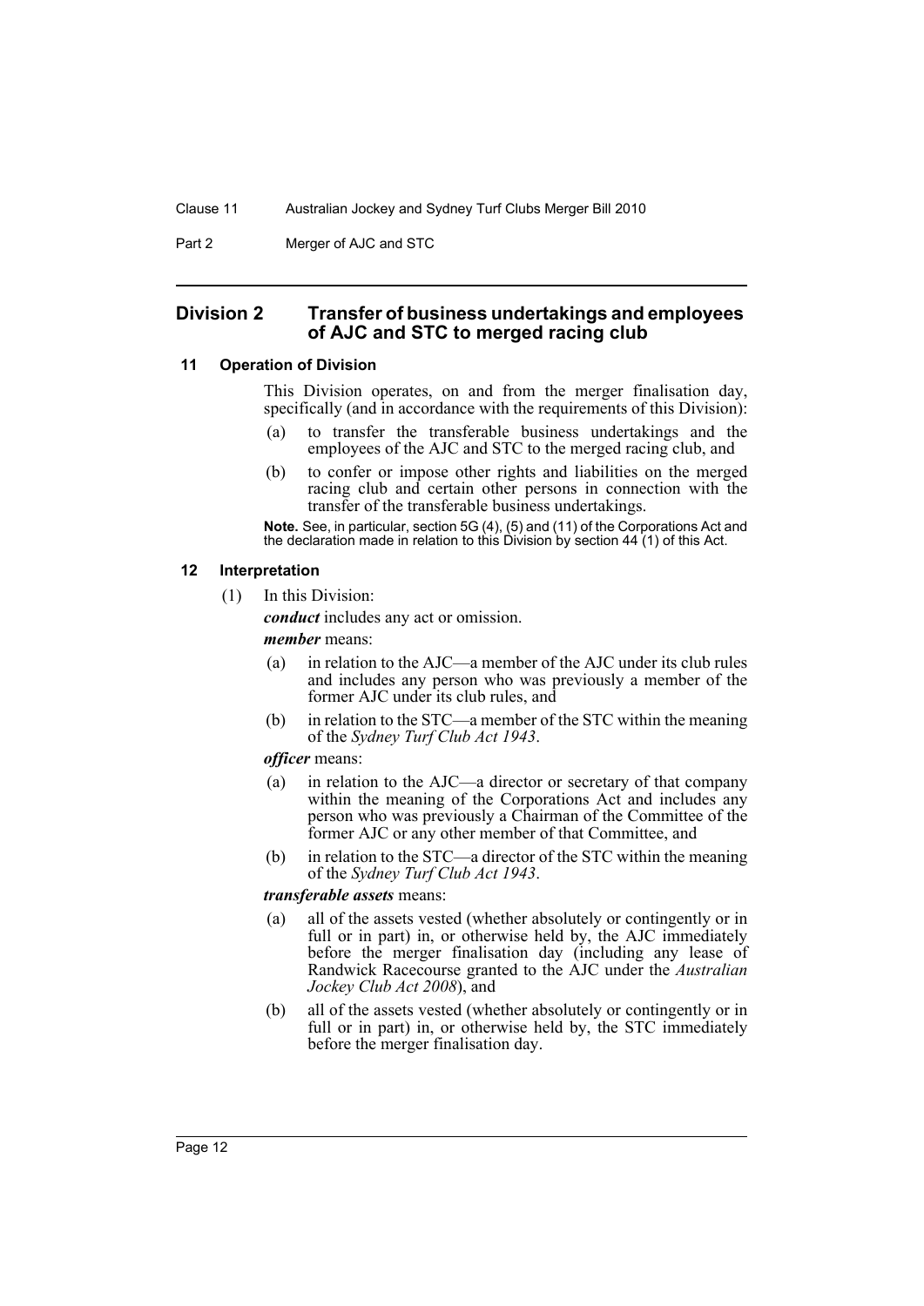## Division 2 Transfer of business undertakings and employees of AJC and STC to merged racing club

### 11 Operation of Division

This Division operates, on and from the merger finalisation day, specifically (and in accordance with the requirements of this Division):

(a) to transfer the transferable business undertakings and the employees of the AJC and STC to the merged racing club, and

(b) to confer or impose other rights and liabilities on the merged racing club and certain other persons in connection with the transfer of the transferable business undertakings.

**Note.** See, in particular, section 5G (4), (5) and (11) of the Corporations Act and the declaration made in relation to this Division by section 44 (1) of this Act.

### 12 Interpretation

(1) In this Division:

***conduct*** includes any act or omission.

***member*** means:

(a) in relation to the AJC—a member of the AJC under its club rules and includes any person who was previously a member of the former AJC under its club rules, and

(b) in relation to the STC—a member of the STC within the meaning of the *Sydney Turf Club Act 1943*.

***officer*** means:

(a) in relation to the AJC—a director or secretary of that company within the meaning of the Corporations Act and includes any person who was previously a Chairman of the Committee of the former AJC or any other member of that Committee, and

(b) in relation to the STC—a director of the STC within the meaning of the *Sydney Turf Club Act 1943*.

***transferable assets*** means:

(a) all of the assets vested (whether absolutely or contingently or in full or in part) in, or otherwise held by, the AJC immediately before the merger finalisation day (including any lease of Randwick Racecourse granted to the AJC under the *Australian Jockey Club Act 2008*), and

(b) all of the assets vested (whether absolutely or contingently or in full or in part) in, or otherwise held by, the STC immediately before the merger finalisation day.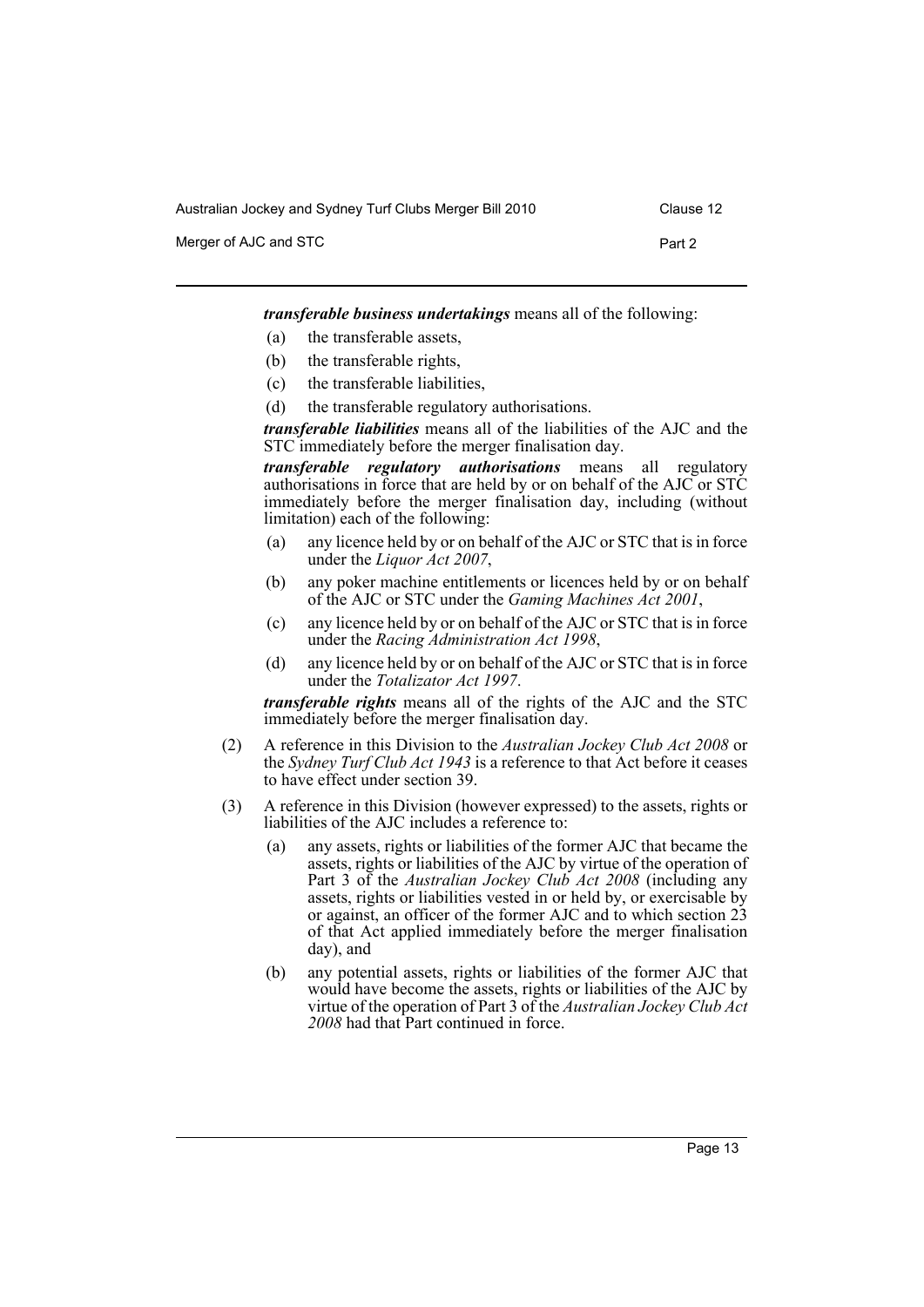***transferable business undertakings*** means all of the following:

- (a) the transferable assets,
- (b) the transferable rights,
- (c) the transferable liabilities,
- (d) the transferable regulatory authorisations.

***transferable liabilities*** means all of the liabilities of the AJC and the STC immediately before the merger finalisation day.

***transferable regulatory authorisations*** means all regulatory authorisations in force that are held by or on behalf of the AJC or STC immediately before the merger finalisation day, including (without limitation) each of the following:

- (a) any licence held by or on behalf of the AJC or STC that is in force under the *Liquor Act 2007*,
- (b) any poker machine entitlements or licences held by or on behalf of the AJC or STC under the *Gaming Machines Act 2001*,
- (c) any licence held by or on behalf of the AJC or STC that is in force under the *Racing Administration Act 1998*,
- (d) any licence held by or on behalf of the AJC or STC that is in force under the *Totalizator Act 1997*.

***transferable rights*** means all of the rights of the AJC and the STC immediately before the merger finalisation day.

(2) A reference in this Division to the *Australian Jockey Club Act 2008* or the *Sydney Turf Club Act 1943* is a reference to that Act before it ceases to have effect under section 39.

(3) A reference in this Division (however expressed) to the assets, rights or liabilities of the AJC includes a reference to:

- (a) any assets, rights or liabilities of the former AJC that became the assets, rights or liabilities of the AJC by virtue of the operation of Part 3 of the *Australian Jockey Club Act 2008* (including any assets, rights or liabilities vested in or held by, or exercisable by or against, an officer of the former AJC and to which section 23 of that Act applied immediately before the merger finalisation day), and
- (b) any potential assets, rights or liabilities of the former AJC that would have become the assets, rights or liabilities of the AJC by virtue of the operation of Part 3 of the *Australian Jockey Club Act 2008* had that Part continued in force.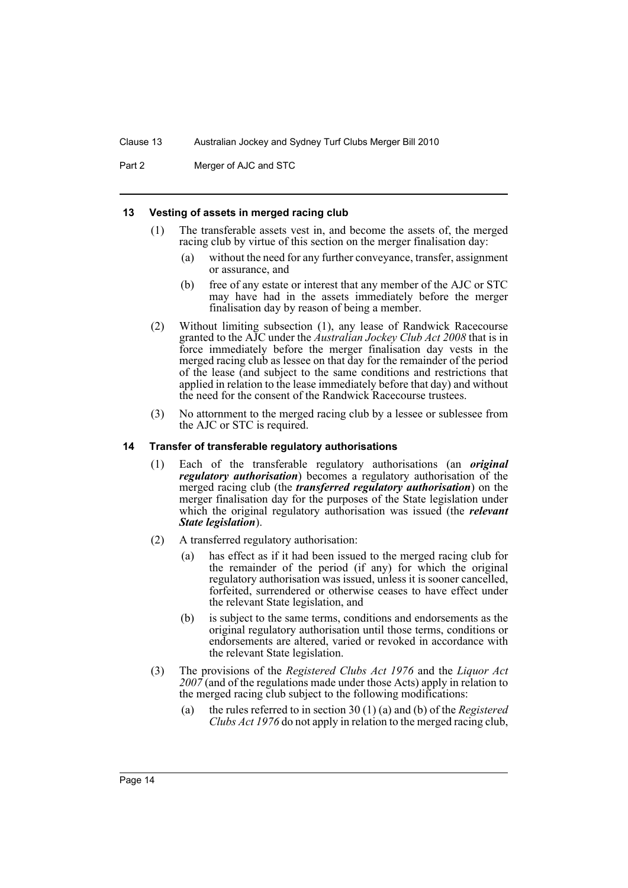#### 13 Vesting of assets in merged racing club

(1) The transferable assets vest in, and become the assets of, the merged racing club by virtue of this section on the merger finalisation day:

- (a) without the need for any further conveyance, transfer, assignment or assurance, and
- (b) free of any estate or interest that any member of the AJC or STC may have had in the assets immediately before the merger finalisation day by reason of being a member.

(2) Without limiting subsection (1), any lease of Randwick Racecourse granted to the AJC under the *Australian Jockey Club Act 2008* that is in force immediately before the merger finalisation day vests in the merged racing club as lessee on that day for the remainder of the period of the lease (and subject to the same conditions and restrictions that applied in relation to the lease immediately before that day) and without the need for the consent of the Randwick Racecourse trustees.

(3) No attornment to the merged racing club by a lessee or sublessee from the AJC or STC is required.

#### 14 Transfer of transferable regulatory authorisations

(1) Each of the transferable regulatory authorisations (an ***original regulatory authorisation***) becomes a regulatory authorisation of the merged racing club (the ***transferred regulatory authorisation***) on the merger finalisation day for the purposes of the State legislation under which the original regulatory authorisation was issued (the ***relevant State legislation***).

(2) A transferred regulatory authorisation:

- (a) has effect as if it had been issued to the merged racing club for the remainder of the period (if any) for which the original regulatory authorisation was issued, unless it is sooner cancelled, forfeited, surrendered or otherwise ceases to have effect under the relevant State legislation, and
- (b) is subject to the same terms, conditions and endorsements as the original regulatory authorisation until those terms, conditions or endorsements are altered, varied or revoked in accordance with the relevant State legislation.

(3) The provisions of the *Registered Clubs Act 1976* and the *Liquor Act 2007* (and of the regulations made under those Acts) apply in relation to the merged racing club subject to the following modifications:

- (a) the rules referred to in section 30 (1) (a) and (b) of the *Registered Clubs Act 1976* do not apply in relation to the merged racing club,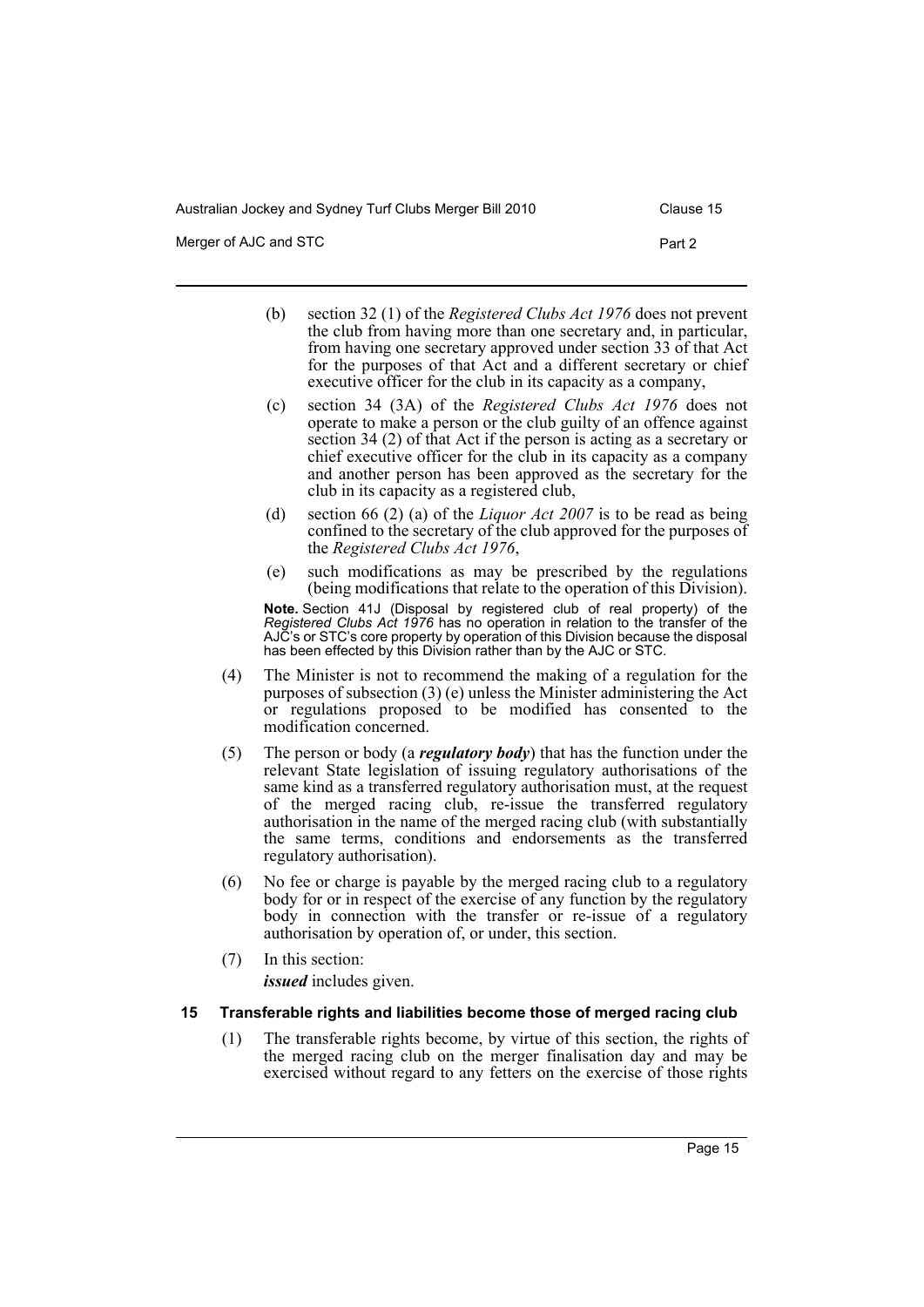(b) section 32 (1) of the *Registered Clubs Act 1976* does not prevent the club from having more than one secretary and, in particular, from having one secretary approved under section 33 of that Act for the purposes of that Act and a different secretary or chief executive officer for the club in its capacity as a company,

(c) section 34 (3A) of the *Registered Clubs Act 1976* does not operate to make a person or the club guilty of an offence against section 34 (2) of that Act if the person is acting as a secretary or chief executive officer for the club in its capacity as a company and another person has been approved as the secretary for the club in its capacity as a registered club,

(d) section 66 (2) (a) of the *Liquor Act 2007* is to be read as being confined to the secretary of the club approved for the purposes of the *Registered Clubs Act 1976*,

(e) such modifications as may be prescribed by the regulations (being modifications that relate to the operation of this Division).

**Note.** Section 41J (Disposal by registered club of real property) of the *Registered Clubs Act 1976* has no operation in relation to the transfer of the AJC's or STC's core property by operation of this Division because the disposal has been effected by this Division rather than by the AJC or STC.

(4) The Minister is not to recommend the making of a regulation for the purposes of subsection (3) (e) unless the Minister administering the Act or regulations proposed to be modified has consented to the modification concerned.

(5) The person or body (a ***regulatory body***) that has the function under the relevant State legislation of issuing regulatory authorisations of the same kind as a transferred regulatory authorisation must, at the request of the merged racing club, re-issue the transferred regulatory authorisation in the name of the merged racing club (with substantially the same terms, conditions and endorsements as the transferred regulatory authorisation).

(6) No fee or charge is payable by the merged racing club to a regulatory body for or in respect of the exercise of any function by the regulatory body in connection with the transfer or re-issue of a regulatory authorisation by operation of, or under, this section.

(7) In this section:

***issued*** includes given.

### 15 Transferable rights and liabilities become those of merged racing club

(1) The transferable rights become, by virtue of this section, the rights of the merged racing club on the merger finalisation day and may be exercised without regard to any fetters on the exercise of those rights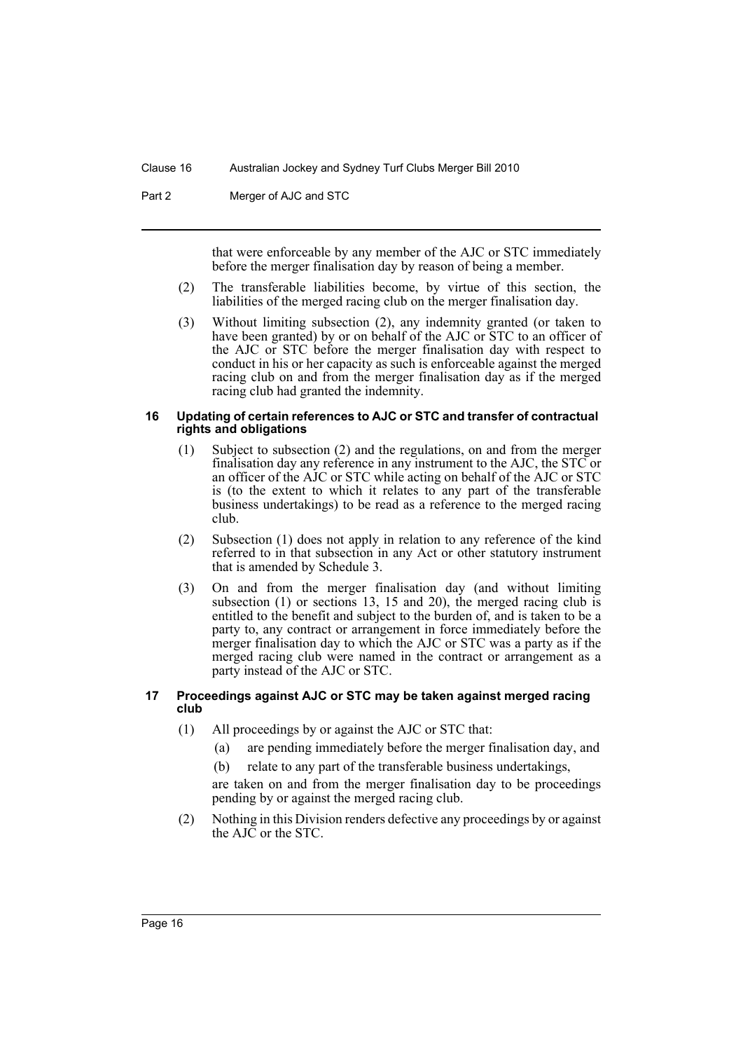that were enforceable by any member of the AJC or STC immediately before the merger finalisation day by reason of being a member.

(2) The transferable liabilities become, by virtue of this section, the liabilities of the merged racing club on the merger finalisation day.

(3) Without limiting subsection (2), any indemnity granted (or taken to have been granted) by or on behalf of the AJC or STC to an officer of the AJC or STC before the merger finalisation day with respect to conduct in his or her capacity as such is enforceable against the merged racing club on and from the merger finalisation day as if the merged racing club had granted the indemnity.

#### 16 Updating of certain references to AJC or STC and transfer of contractual rights and obligations

(1) Subject to subsection (2) and the regulations, on and from the merger finalisation day any reference in any instrument to the AJC, the STC or an officer of the AJC or STC while acting on behalf of the AJC or STC is (to the extent to which it relates to any part of the transferable business undertakings) to be read as a reference to the merged racing club.

(2) Subsection (1) does not apply in relation to any reference of the kind referred to in that subsection in any Act or other statutory instrument that is amended by Schedule 3.

(3) On and from the merger finalisation day (and without limiting subsection (1) or sections 13, 15 and 20), the merged racing club is entitled to the benefit and subject to the burden of, and is taken to be a party to, any contract or arrangement in force immediately before the merger finalisation day to which the AJC or STC was a party as if the merged racing club were named in the contract or arrangement as a party instead of the AJC or STC.

#### 17 Proceedings against AJC or STC may be taken against merged racing club

(1) All proceedings by or against the AJC or STC that:

(a) are pending immediately before the merger finalisation day, and

(b) relate to any part of the transferable business undertakings,

are taken on and from the merger finalisation day to be proceedings pending by or against the merged racing club.

(2) Nothing in this Division renders defective any proceedings by or against the AJC or the STC.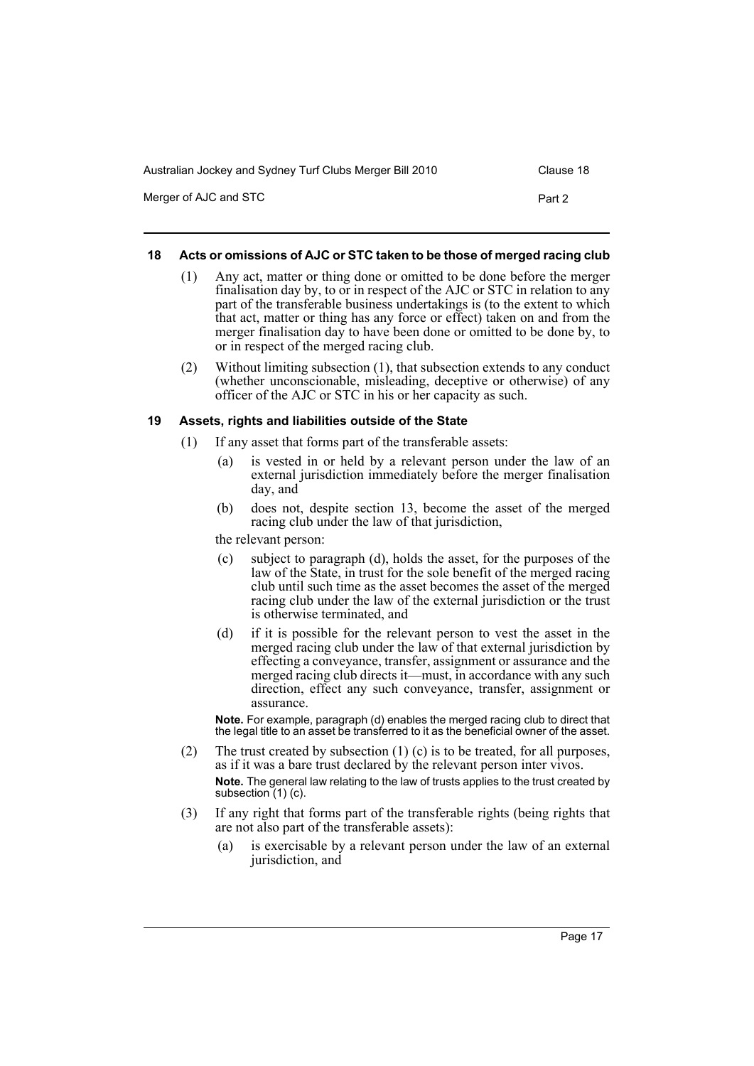### 18 Acts or omissions of AJC or STC taken to be those of merged racing club

(1) Any act, matter or thing done or omitted to be done before the merger finalisation day by, to or in respect of the AJC or STC in relation to any part of the transferable business undertakings is (to the extent to which that act, matter or thing has any force or effect) taken on and from the merger finalisation day to have been done or omitted to be done by, to or in respect of the merged racing club.

(2) Without limiting subsection (1), that subsection extends to any conduct (whether unconscionable, misleading, deceptive or otherwise) of any officer of the AJC or STC in his or her capacity as such.

### 19 Assets, rights and liabilities outside of the State

(1) If any asset that forms part of the transferable assets:

(a) is vested in or held by a relevant person under the law of an external jurisdiction immediately before the merger finalisation day, and

(b) does not, despite section 13, become the asset of the merged racing club under the law of that jurisdiction,

the relevant person:

(c) subject to paragraph (d), holds the asset, for the purposes of the law of the State, in trust for the sole benefit of the merged racing club until such time as the asset becomes the asset of the merged racing club under the law of the external jurisdiction or the trust is otherwise terminated, and

(d) if it is possible for the relevant person to vest the asset in the merged racing club under the law of that external jurisdiction by effecting a conveyance, transfer, assignment or assurance and the merged racing club directs it—must, in accordance with any such direction, effect any such conveyance, transfer, assignment or assurance.

**Note.** For example, paragraph (d) enables the merged racing club to direct that the legal title to an asset be transferred to it as the beneficial owner of the asset.

(2) The trust created by subsection (1) (c) is to be treated, for all purposes, as if it was a bare trust declared by the relevant person inter vivos.

**Note.** The general law relating to the law of trusts applies to the trust created by subsection (1) (c).

(3) If any right that forms part of the transferable rights (being rights that are not also part of the transferable assets):

(a) is exercisable by a relevant person under the law of an external jurisdiction, and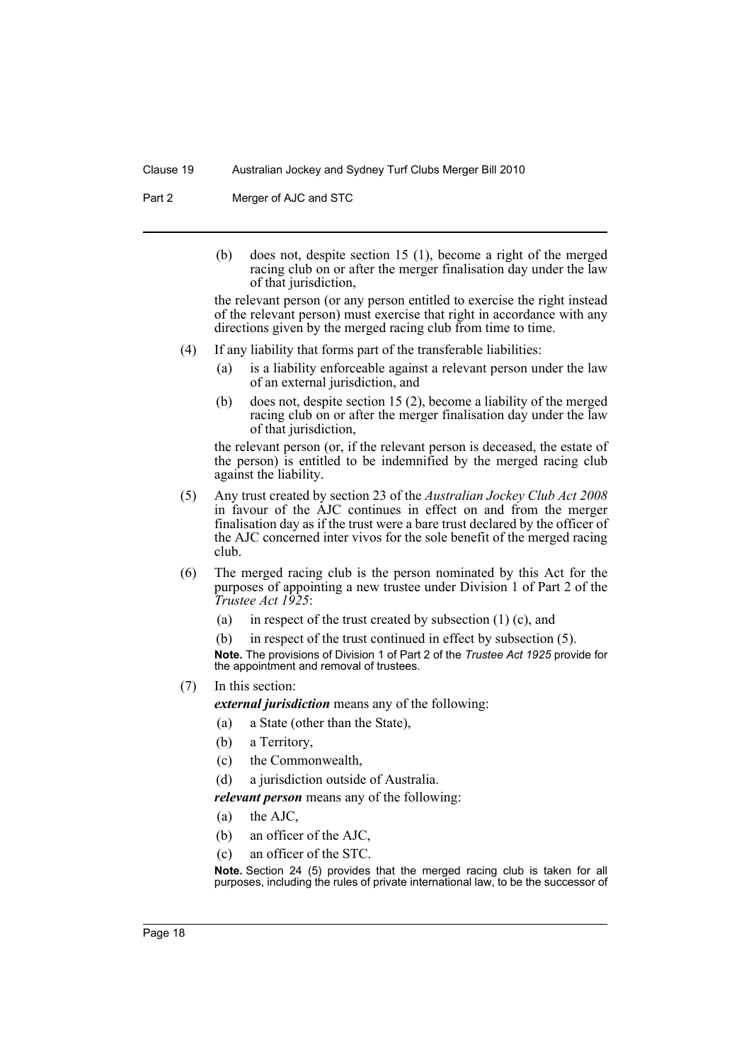(b) does not, despite section 15 (1), become a right of the merged racing club on or after the merger finalisation day under the law of that jurisdiction,

the relevant person (or any person entitled to exercise the right instead of the relevant person) must exercise that right in accordance with any directions given by the merged racing club from time to time.

(4) If any liability that forms part of the transferable liabilities:

(a) is a liability enforceable against a relevant person under the law of an external jurisdiction, and

(b) does not, despite section 15 (2), become a liability of the merged racing club on or after the merger finalisation day under the law of that jurisdiction,

the relevant person (or, if the relevant person is deceased, the estate of the person) is entitled to be indemnified by the merged racing club against the liability.

(5) Any trust created by section 23 of the *Australian Jockey Club Act 2008* in favour of the AJC continues in effect on and from the merger finalisation day as if the trust were a bare trust declared by the officer of the AJC concerned inter vivos for the sole benefit of the merged racing club.

(6) The merged racing club is the person nominated by this Act for the purposes of appointing a new trustee under Division 1 of Part 2 of the *Trustee Act 1925*:

(a) in respect of the trust created by subsection (1) (c), and

(b) in respect of the trust continued in effect by subsection (5).

**Note.** The provisions of Division 1 of Part 2 of the *Trustee Act 1925* provide for the appointment and removal of trustees.

(7) In this section:

***external jurisdiction*** means any of the following:

(a) a State (other than the State),

(b) a Territory,

(c) the Commonwealth,

(d) a jurisdiction outside of Australia.

***relevant person*** means any of the following:

(a) the AJC,

(b) an officer of the AJC,

(c) an officer of the STC.

**Note.** Section 24 (5) provides that the merged racing club is taken for all purposes, including the rules of private international law, to be the successor of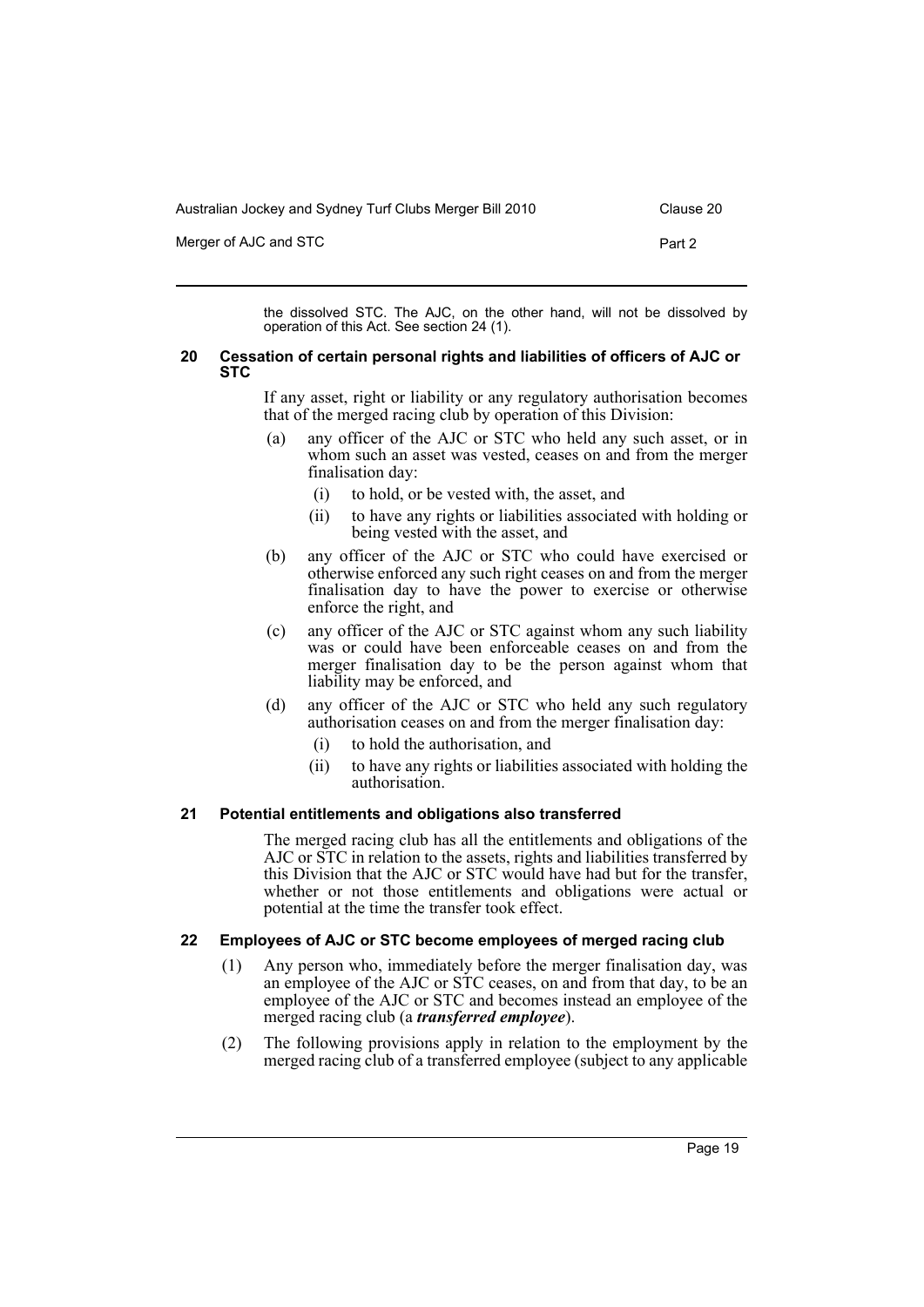the dissolved STC. The AJC, on the other hand, will not be dissolved by operation of this Act. See section 24 (1).

### 20 Cessation of certain personal rights and liabilities of officers of AJC or STC

If any asset, right or liability or any regulatory authorisation becomes that of the merged racing club by operation of this Division:

- (a) any officer of the AJC or STC who held any such asset, or in whom such an asset was vested, ceases on and from the merger finalisation day:
  - (i) to hold, or be vested with, the asset, and
  - (ii) to have any rights or liabilities associated with holding or being vested with the asset, and
- (b) any officer of the AJC or STC who could have exercised or otherwise enforced any such right ceases on and from the merger finalisation day to have the power to exercise or otherwise enforce the right, and
- (c) any officer of the AJC or STC against whom any such liability was or could have been enforceable ceases on and from the merger finalisation day to be the person against whom that liability may be enforced, and
- (d) any officer of the AJC or STC who held any such regulatory authorisation ceases on and from the merger finalisation day:
  - (i) to hold the authorisation, and
  - (ii) to have any rights or liabilities associated with holding the authorisation.

### 21 Potential entitlements and obligations also transferred

The merged racing club has all the entitlements and obligations of the AJC or STC in relation to the assets, rights and liabilities transferred by this Division that the AJC or STC would have had but for the transfer, whether or not those entitlements and obligations were actual or potential at the time the transfer took effect.

### 22 Employees of AJC or STC become employees of merged racing club

(1) Any person who, immediately before the merger finalisation day, was an employee of the AJC or STC ceases, on and from that day, to be an employee of the AJC or STC and becomes instead an employee of the merged racing club (a ***transferred employee***).

(2) The following provisions apply in relation to the employment by the merged racing club of a transferred employee (subject to any applicable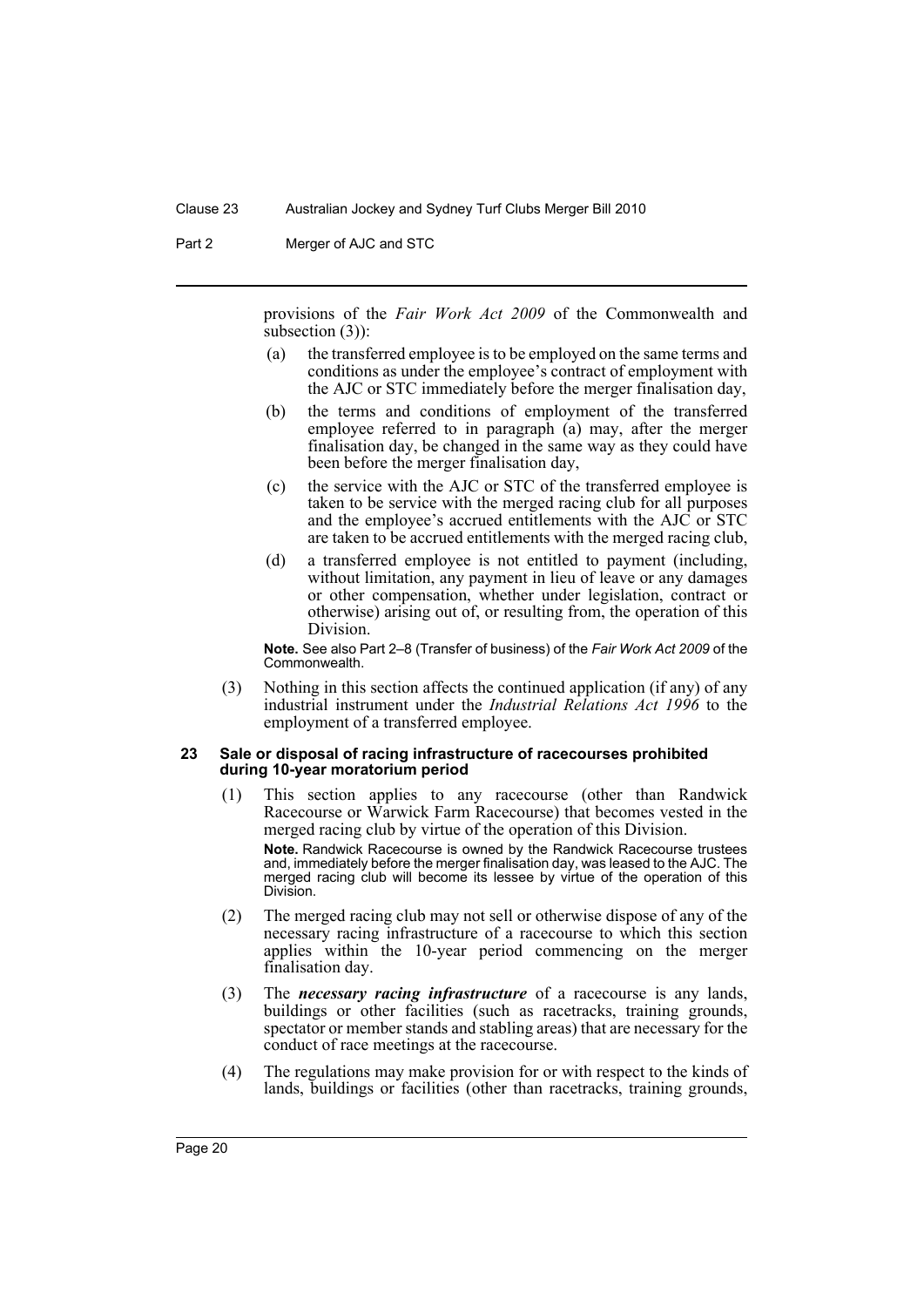provisions of the *Fair Work Act 2009* of the Commonwealth and subsection (3)):

- (a) the transferred employee is to be employed on the same terms and conditions as under the employee's contract of employment with the AJC or STC immediately before the merger finalisation day,
- (b) the terms and conditions of employment of the transferred employee referred to in paragraph (a) may, after the merger finalisation day, be changed in the same way as they could have been before the merger finalisation day,
- (c) the service with the AJC or STC of the transferred employee is taken to be service with the merged racing club for all purposes and the employee's accrued entitlements with the AJC or STC are taken to be accrued entitlements with the merged racing club,
- (d) a transferred employee is not entitled to payment (including, without limitation, any payment in lieu of leave or any damages or other compensation, whether under legislation, contract or otherwise) arising out of, or resulting from, the operation of this Division.

**Note.** See also Part 2–8 (Transfer of business) of the *Fair Work Act 2009* of the Commonwealth.

(3) Nothing in this section affects the continued application (if any) of any industrial instrument under the *Industrial Relations Act 1996* to the employment of a transferred employee.

### 23 Sale or disposal of racing infrastructure of racecourses prohibited during 10-year moratorium period

(1) This section applies to any racecourse (other than Randwick Racecourse or Warwick Farm Racecourse) that becomes vested in the merged racing club by virtue of the operation of this Division.

**Note.** Randwick Racecourse is owned by the Randwick Racecourse trustees and, immediately before the merger finalisation day, was leased to the AJC. The merged racing club will become its lessee by virtue of the operation of this Division.

(2) The merged racing club may not sell or otherwise dispose of any of the necessary racing infrastructure of a racecourse to which this section applies within the 10-year period commencing on the merger finalisation day.

(3) The ***necessary racing infrastructure*** of a racecourse is any lands, buildings or other facilities (such as racetracks, training grounds, spectator or member stands and stabling areas) that are necessary for the conduct of race meetings at the racecourse.

(4) The regulations may make provision for or with respect to the kinds of lands, buildings or facilities (other than racetracks, training grounds,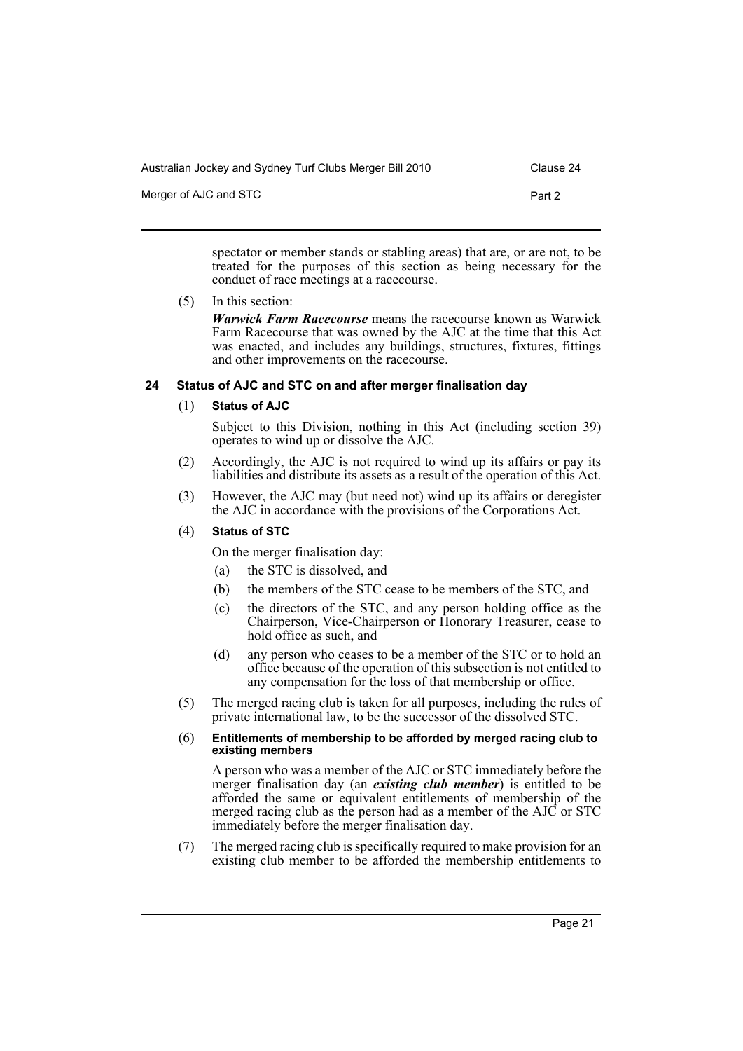spectator or member stands or stabling areas) that are, or are not, to be treated for the purposes of this section as being necessary for the conduct of race meetings at a racecourse.

(5) In this section:

***Warwick Farm Racecourse*** means the racecourse known as Warwick Farm Racecourse that was owned by the AJC at the time that this Act was enacted, and includes any buildings, structures, fixtures, fittings and other improvements on the racecourse.

### 24 Status of AJC and STC on and after merger finalisation day

(1) **Status of AJC**

Subject to this Division, nothing in this Act (including section 39) operates to wind up or dissolve the AJC.

(2) Accordingly, the AJC is not required to wind up its affairs or pay its liabilities and distribute its assets as a result of the operation of this Act.

(3) However, the AJC may (but need not) wind up its affairs or deregister the AJC in accordance with the provisions of the Corporations Act.

(4) **Status of STC**

On the merger finalisation day:

(a) the STC is dissolved, and

(b) the members of the STC cease to be members of the STC, and

(c) the directors of the STC, and any person holding office as the Chairperson, Vice-Chairperson or Honorary Treasurer, cease to hold office as such, and

(d) any person who ceases to be a member of the STC or to hold an office because of the operation of this subsection is not entitled to any compensation for the loss of that membership or office.

(5) The merged racing club is taken for all purposes, including the rules of private international law, to be the successor of the dissolved STC.

(6) **Entitlements of membership to be afforded by merged racing club to existing members**

A person who was a member of the AJC or STC immediately before the merger finalisation day (an ***existing club member***) is entitled to be afforded the same or equivalent entitlements of membership of the merged racing club as the person had as a member of the AJC or STC immediately before the merger finalisation day.

(7) The merged racing club is specifically required to make provision for an existing club member to be afforded the membership entitlements to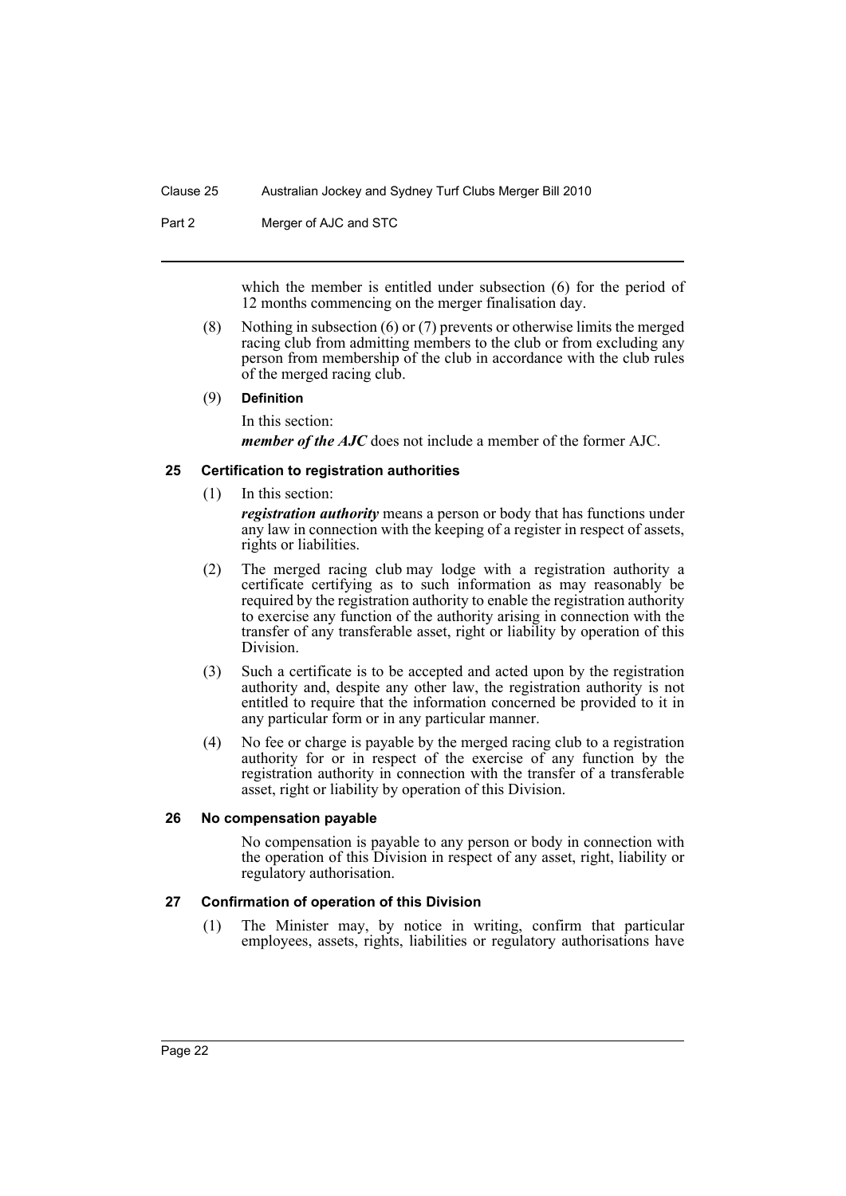which the member is entitled under subsection (6) for the period of 12 months commencing on the merger finalisation day.

(8) Nothing in subsection (6) or (7) prevents or otherwise limits the merged racing club from admitting members to the club or from excluding any person from membership of the club in accordance with the club rules of the merged racing club.

(9) **Definition**

In this section:

***member of the AJC*** does not include a member of the former AJC.

### 25 Certification to registration authorities

(1) In this section:

***registration authority*** means a person or body that has functions under any law in connection with the keeping of a register in respect of assets, rights or liabilities.

(2) The merged racing club may lodge with a registration authority a certificate certifying as to such information as may reasonably be required by the registration authority to enable the registration authority to exercise any function of the authority arising in connection with the transfer of any transferable asset, right or liability by operation of this Division.

(3) Such a certificate is to be accepted and acted upon by the registration authority and, despite any other law, the registration authority is not entitled to require that the information concerned be provided to it in any particular form or in any particular manner.

(4) No fee or charge is payable by the merged racing club to a registration authority for or in respect of the exercise of any function by the registration authority in connection with the transfer of a transferable asset, right or liability by operation of this Division.

### 26 No compensation payable

No compensation is payable to any person or body in connection with the operation of this Division in respect of any asset, right, liability or regulatory authorisation.

### 27 Confirmation of operation of this Division

(1) The Minister may, by notice in writing, confirm that particular employees, assets, rights, liabilities or regulatory authorisations have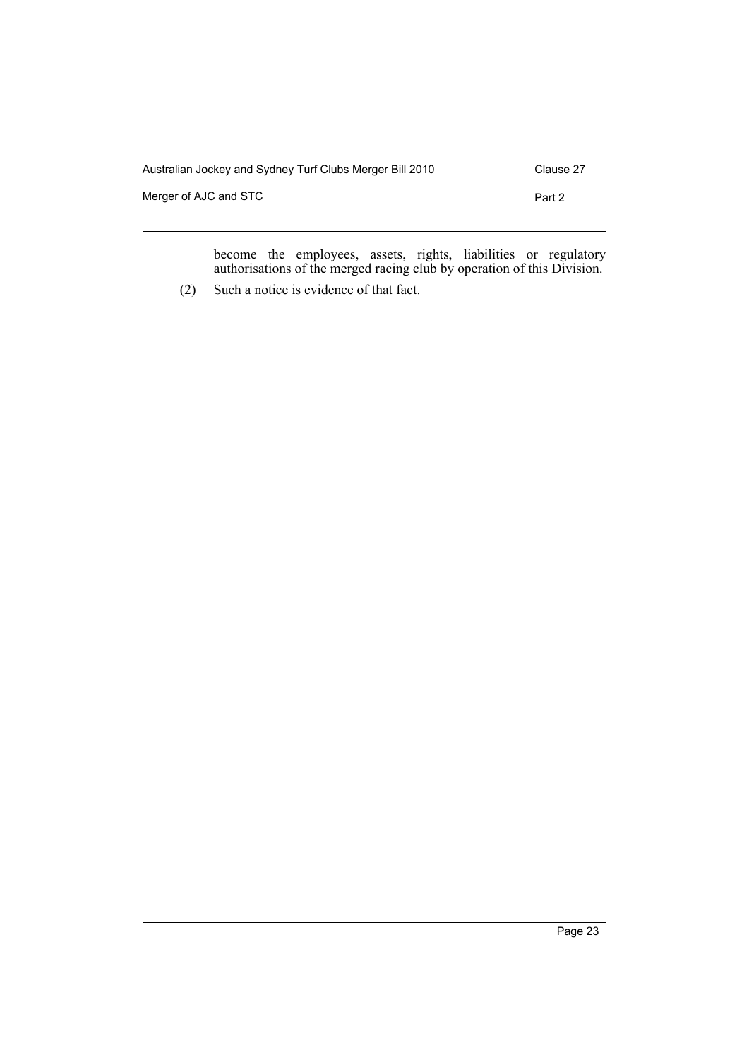become the employees, assets, rights, liabilities or regulatory authorisations of the merged racing club by operation of this Division.

(2) Such a notice is evidence of that fact.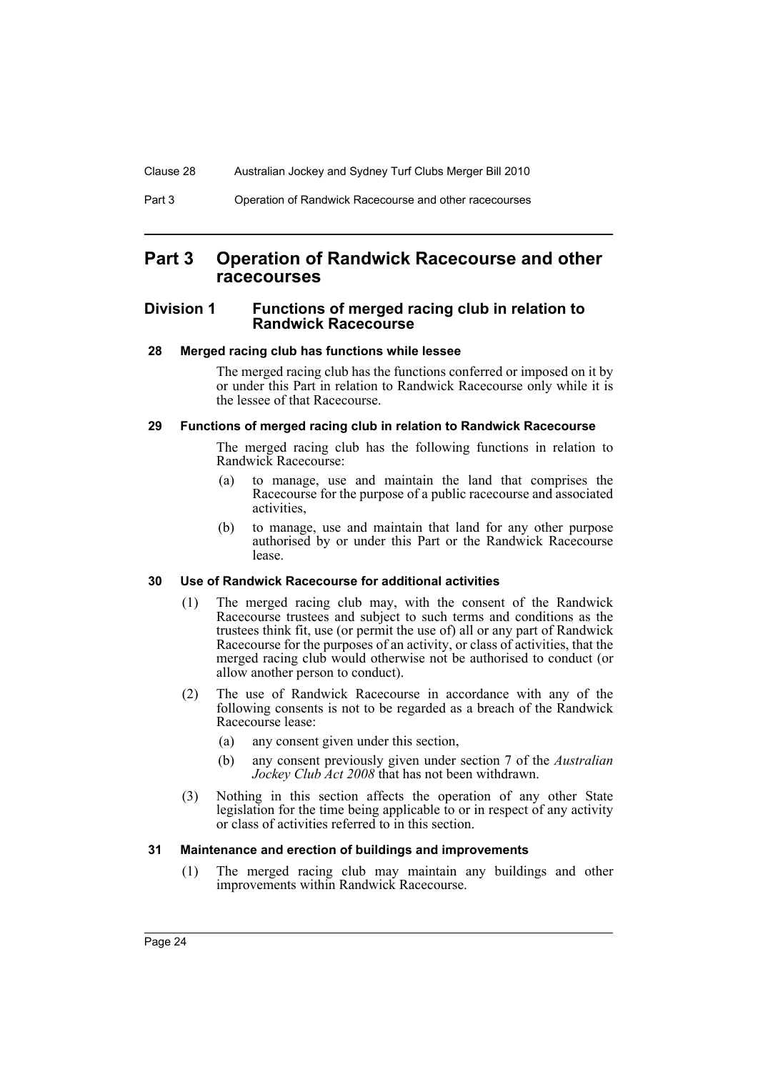# Part 3 Operation of Randwick Racecourse and other racecourses

## Division 1 Functions of merged racing club in relation to Randwick Racecourse

### 28 Merged racing club has functions while lessee

The merged racing club has the functions conferred or imposed on it by or under this Part in relation to Randwick Racecourse only while it is the lessee of that Racecourse.

### 29 Functions of merged racing club in relation to Randwick Racecourse

The merged racing club has the following functions in relation to Randwick Racecourse:

(a) to manage, use and maintain the land that comprises the Racecourse for the purpose of a public racecourse and associated activities,

(b) to manage, use and maintain that land for any other purpose authorised by or under this Part or the Randwick Racecourse lease.

### 30 Use of Randwick Racecourse for additional activities

(1) The merged racing club may, with the consent of the Randwick Racecourse trustees and subject to such terms and conditions as the trustees think fit, use (or permit the use of) all or any part of Randwick Racecourse for the purposes of an activity, or class of activities, that the merged racing club would otherwise not be authorised to conduct (or allow another person to conduct).

(2) The use of Randwick Racecourse in accordance with any of the following consents is not to be regarded as a breach of the Randwick Racecourse lease:

(a) any consent given under this section,

(b) any consent previously given under section 7 of the *Australian Jockey Club Act 2008* that has not been withdrawn.

(3) Nothing in this section affects the operation of any other State legislation for the time being applicable to or in respect of any activity or class of activities referred to in this section.

### 31 Maintenance and erection of buildings and improvements

(1) The merged racing club may maintain any buildings and other improvements within Randwick Racecourse.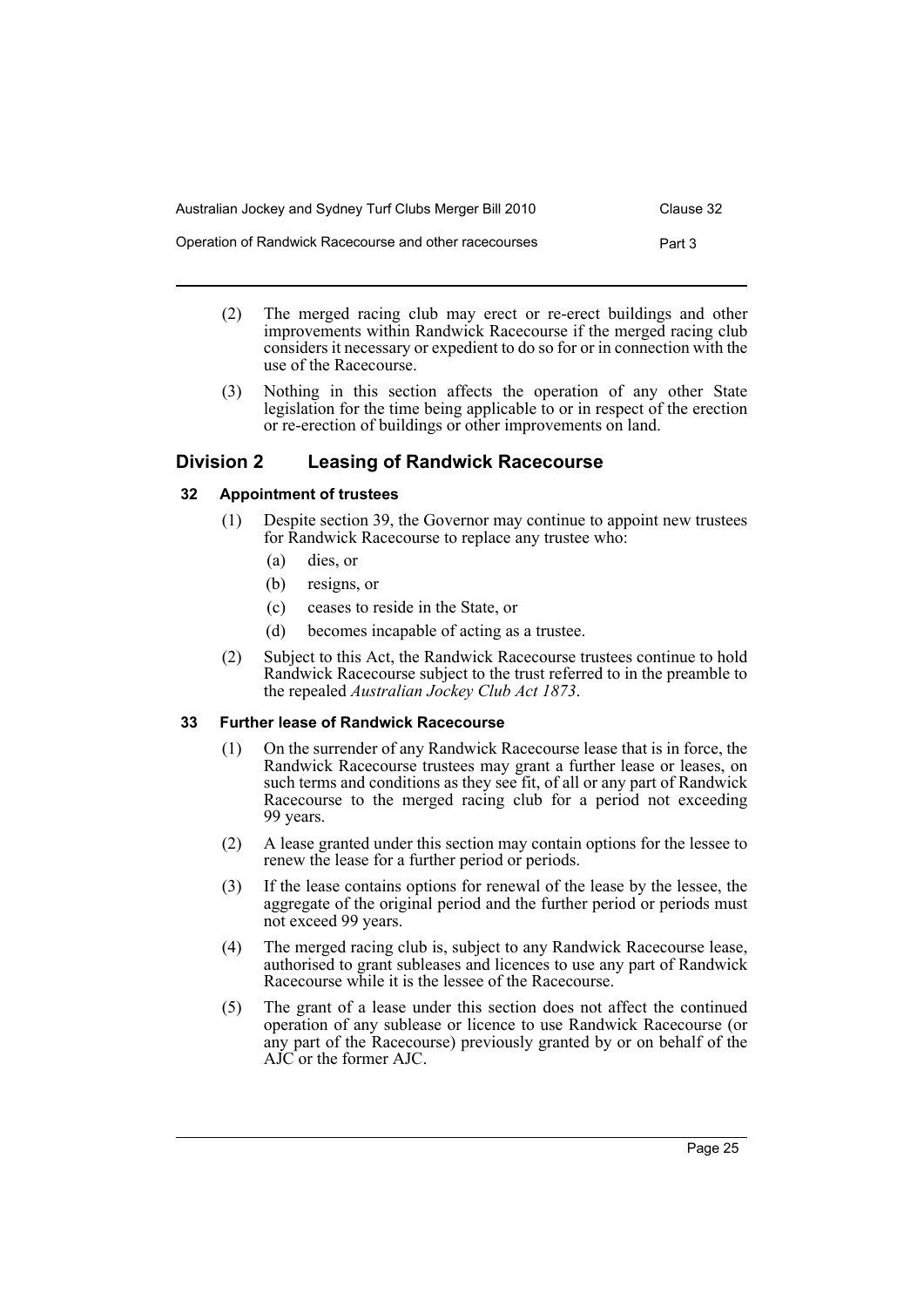(2) The merged racing club may erect or re-erect buildings and other improvements within Randwick Racecourse if the merged racing club considers it necessary or expedient to do so for or in connection with the use of the Racecourse.

(3) Nothing in this section affects the operation of any other State legislation for the time being applicable to or in respect of the erection or re-erection of buildings or other improvements on land.

## Division 2 Leasing of Randwick Racecourse

### 32 Appointment of trustees

(1) Despite section 39, the Governor may continue to appoint new trustees for Randwick Racecourse to replace any trustee who:

- (a) dies, or
- (b) resigns, or
- (c) ceases to reside in the State, or
- (d) becomes incapable of acting as a trustee.

(2) Subject to this Act, the Randwick Racecourse trustees continue to hold Randwick Racecourse subject to the trust referred to in the preamble to the repealed *Australian Jockey Club Act 1873*.

### 33 Further lease of Randwick Racecourse

(1) On the surrender of any Randwick Racecourse lease that is in force, the Randwick Racecourse trustees may grant a further lease or leases, on such terms and conditions as they see fit, of all or any part of Randwick Racecourse to the merged racing club for a period not exceeding 99 years.

(2) A lease granted under this section may contain options for the lessee to renew the lease for a further period or periods.

(3) If the lease contains options for renewal of the lease by the lessee, the aggregate of the original period and the further period or periods must not exceed 99 years.

(4) The merged racing club is, subject to any Randwick Racecourse lease, authorised to grant subleases and licences to use any part of Randwick Racecourse while it is the lessee of the Racecourse.

(5) The grant of a lease under this section does not affect the continued operation of any sublease or licence to use Randwick Racecourse (or any part of the Racecourse) previously granted by or on behalf of the AJC or the former AJC.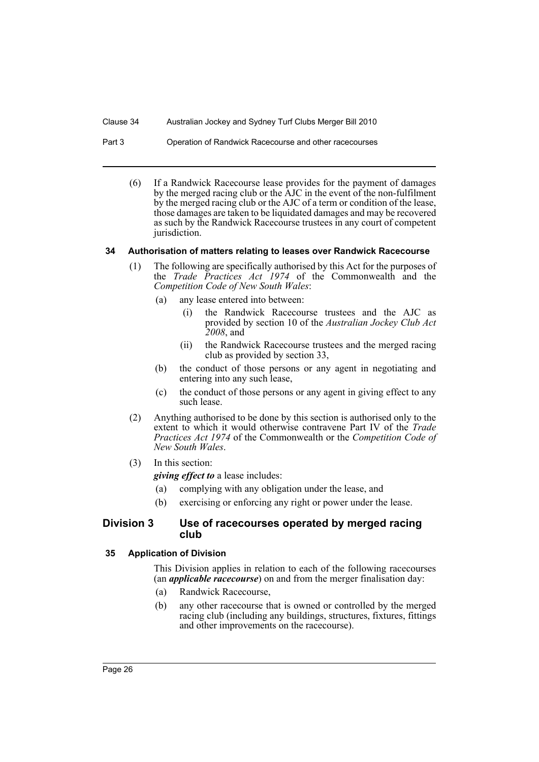(6) If a Randwick Racecourse lease provides for the payment of damages by the merged racing club or the AJC in the event of the non-fulfilment by the merged racing club or the AJC of a term or condition of the lease, those damages are taken to be liquidated damages and may be recovered as such by the Randwick Racecourse trustees in any court of competent jurisdiction.

#### 34 Authorisation of matters relating to leases over Randwick Racecourse

(1) The following are specifically authorised by this Act for the purposes of the *Trade Practices Act 1974* of the Commonwealth and the *Competition Code of New South Wales*:

- (a) any lease entered into between:
  - (i) the Randwick Racecourse trustees and the AJC as provided by section 10 of the *Australian Jockey Club Act 2008*, and
  - (ii) the Randwick Racecourse trustees and the merged racing club as provided by section 33,
- (b) the conduct of those persons or any agent in negotiating and entering into any such lease,
- (c) the conduct of those persons or any agent in giving effect to any such lease.

(2) Anything authorised to be done by this section is authorised only to the extent to which it would otherwise contravene Part IV of the *Trade Practices Act 1974* of the Commonwealth or the *Competition Code of New South Wales*.

(3) In this section:

***giving effect to*** a lease includes:

- (a) complying with any obligation under the lease, and
- (b) exercising or enforcing any right or power under the lease.

### Division 3 Use of racecourses operated by merged racing club

#### 35 Application of Division

This Division applies in relation to each of the following racecourses (an ***applicable racecourse***) on and from the merger finalisation day:

- (a) Randwick Racecourse,
- (b) any other racecourse that is owned or controlled by the merged racing club (including any buildings, structures, fixtures, fittings and other improvements on the racecourse).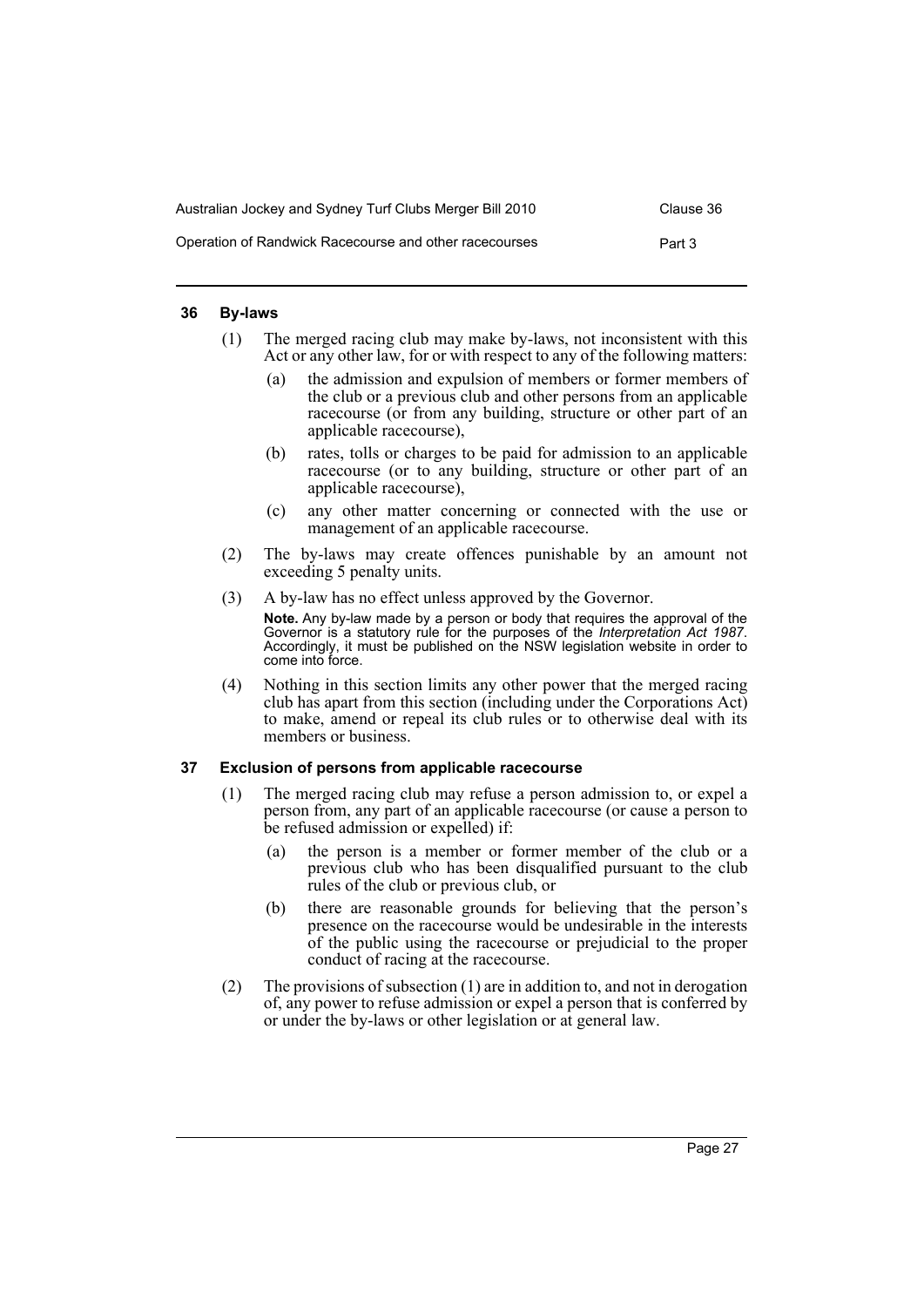## 36 By-laws

(1) The merged racing club may make by-laws, not inconsistent with this Act or any other law, for or with respect to any of the following matters:

- (a) the admission and expulsion of members or former members of the club or a previous club and other persons from an applicable racecourse (or from any building, structure or other part of an applicable racecourse),
- (b) rates, tolls or charges to be paid for admission to an applicable racecourse (or to any building, structure or other part of an applicable racecourse),
- (c) any other matter concerning or connected with the use or management of an applicable racecourse.

(2) The by-laws may create offences punishable by an amount not exceeding 5 penalty units.

(3) A by-law has no effect unless approved by the Governor.

**Note.** Any by-law made by a person or body that requires the approval of the Governor is a statutory rule for the purposes of the *Interpretation Act 1987*. Accordingly, it must be published on the NSW legislation website in order to come into force.

(4) Nothing in this section limits any other power that the merged racing club has apart from this section (including under the Corporations Act) to make, amend or repeal its club rules or to otherwise deal with its members or business.

## 37 Exclusion of persons from applicable racecourse

(1) The merged racing club may refuse a person admission to, or expel a person from, any part of an applicable racecourse (or cause a person to be refused admission or expelled) if:

- (a) the person is a member or former member of the club or a previous club who has been disqualified pursuant to the club rules of the club or previous club, or
- (b) there are reasonable grounds for believing that the person's presence on the racecourse would be undesirable in the interests of the public using the racecourse or prejudicial to the proper conduct of racing at the racecourse.

(2) The provisions of subsection (1) are in addition to, and not in derogation of, any power to refuse admission or expel a person that is conferred by or under the by-laws or other legislation or at general law.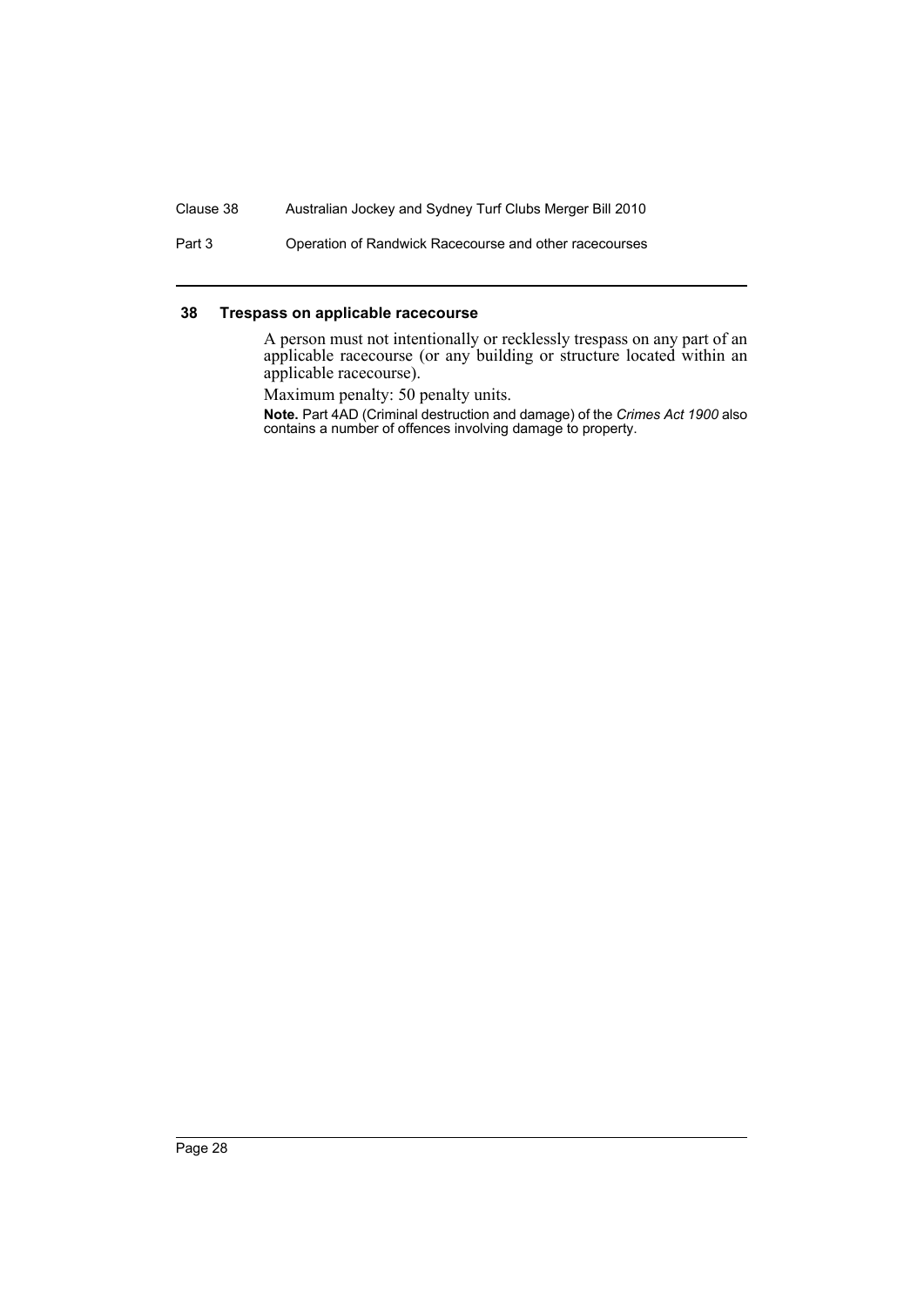### 38 Trespass on applicable racecourse

A person must not intentionally or recklessly trespass on any part of an applicable racecourse (or any building or structure located within an applicable racecourse).

Maximum penalty: 50 penalty units.

**Note.** Part 4AD (Criminal destruction and damage) of the *Crimes Act 1900* also contains a number of offences involving damage to property.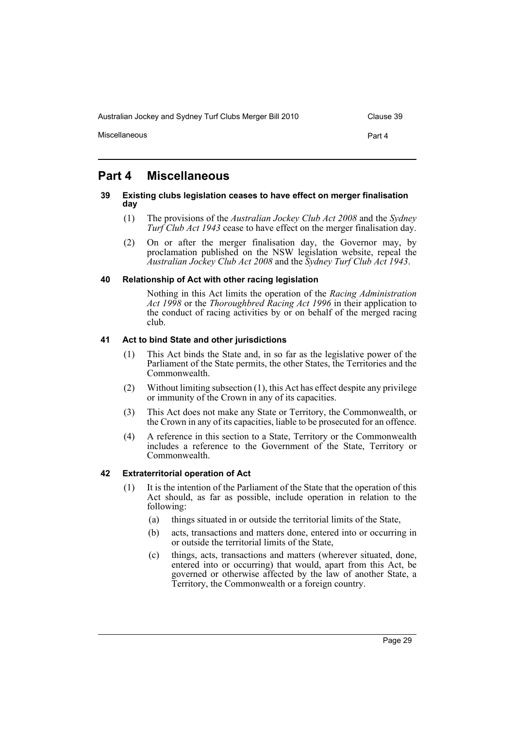# Part 4 Miscellaneous

### 39 Existing clubs legislation ceases to have effect on merger finalisation day

(1) The provisions of the *Australian Jockey Club Act 2008* and the *Sydney Turf Club Act 1943* cease to have effect on the merger finalisation day.

(2) On or after the merger finalisation day, the Governor may, by proclamation published on the NSW legislation website, repeal the *Australian Jockey Club Act 2008* and the *Sydney Turf Club Act 1943*.

### 40 Relationship of Act with other racing legislation

Nothing in this Act limits the operation of the *Racing Administration Act 1998* or the *Thoroughbred Racing Act 1996* in their application to the conduct of racing activities by or on behalf of the merged racing club.

### 41 Act to bind State and other jurisdictions

(1) This Act binds the State and, in so far as the legislative power of the Parliament of the State permits, the other States, the Territories and the Commonwealth.

(2) Without limiting subsection (1), this Act has effect despite any privilege or immunity of the Crown in any of its capacities.

(3) This Act does not make any State or Territory, the Commonwealth, or the Crown in any of its capacities, liable to be prosecuted for an offence.

(4) A reference in this section to a State, Territory or the Commonwealth includes a reference to the Government of the State, Territory or Commonwealth.

### 42 Extraterritorial operation of Act

(1) It is the intention of the Parliament of the State that the operation of this Act should, as far as possible, include operation in relation to the following:

- (a) things situated in or outside the territorial limits of the State,
- (b) acts, transactions and matters done, entered into or occurring in or outside the territorial limits of the State,
- (c) things, acts, transactions and matters (wherever situated, done, entered into or occurring) that would, apart from this Act, be governed or otherwise affected by the law of another State, a Territory, the Commonwealth or a foreign country.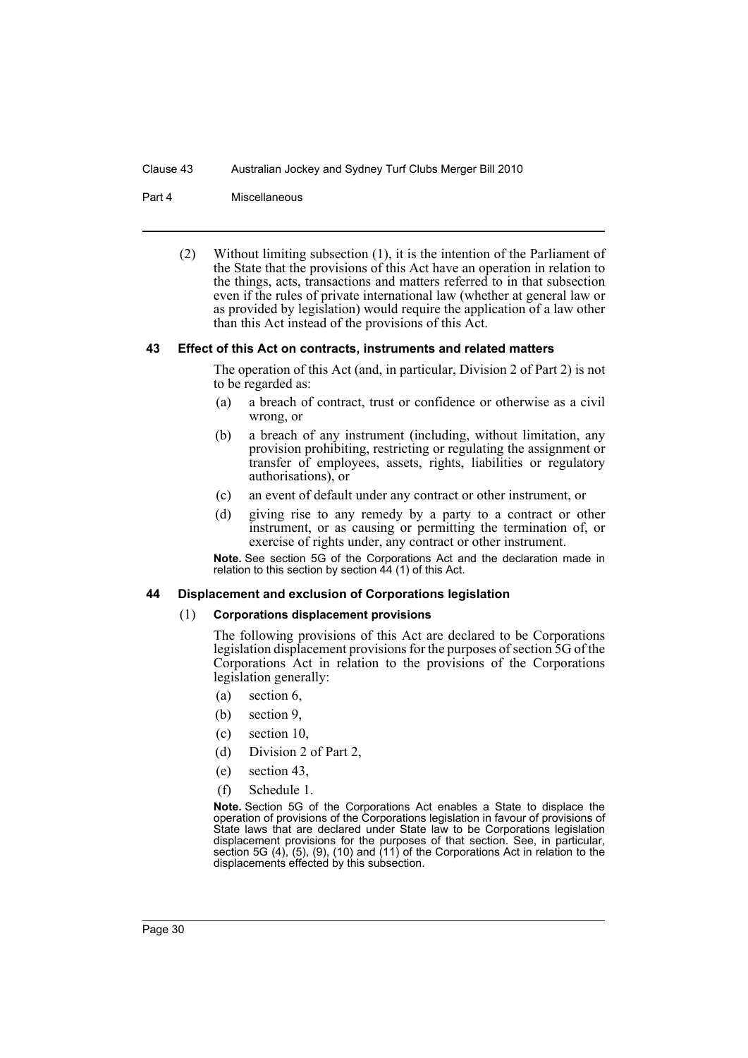(2) Without limiting subsection (1), it is the intention of the Parliament of the State that the provisions of this Act have an operation in relation to the things, acts, transactions and matters referred to in that subsection even if the rules of private international law (whether at general law or as provided by legislation) would require the application of a law other than this Act instead of the provisions of this Act.

### 43 Effect of this Act on contracts, instruments and related matters

The operation of this Act (and, in particular, Division 2 of Part 2) is not to be regarded as:

(a) a breach of contract, trust or confidence or otherwise as a civil wrong, or

(b) a breach of any instrument (including, without limitation, any provision prohibiting, restricting or regulating the assignment or transfer of employees, assets, rights, liabilities or regulatory authorisations), or

(c) an event of default under any contract or other instrument, or

(d) giving rise to any remedy by a party to a contract or other instrument, or as causing or permitting the termination of, or exercise of rights under, any contract or other instrument.

**Note.** See section 5G of the Corporations Act and the declaration made in relation to this section by section 44 (1) of this Act.

### 44 Displacement and exclusion of Corporations legislation

(1) **Corporations displacement provisions**

The following provisions of this Act are declared to be Corporations legislation displacement provisions for the purposes of section 5G of the Corporations Act in relation to the provisions of the Corporations legislation generally:

(a) section 6,

(b) section 9,

(c) section 10,

(d) Division 2 of Part 2,

(e) section 43,

(f) Schedule 1.

**Note.** Section 5G of the Corporations Act enables a State to displace the operation of provisions of the Corporations legislation in favour of provisions of State laws that are declared under State law to be Corporations legislation displacement provisions for the purposes of that section. See, in particular, section 5G (4), (5), (9), (10) and (11) of the Corporations Act in relation to the displacements effected by this subsection.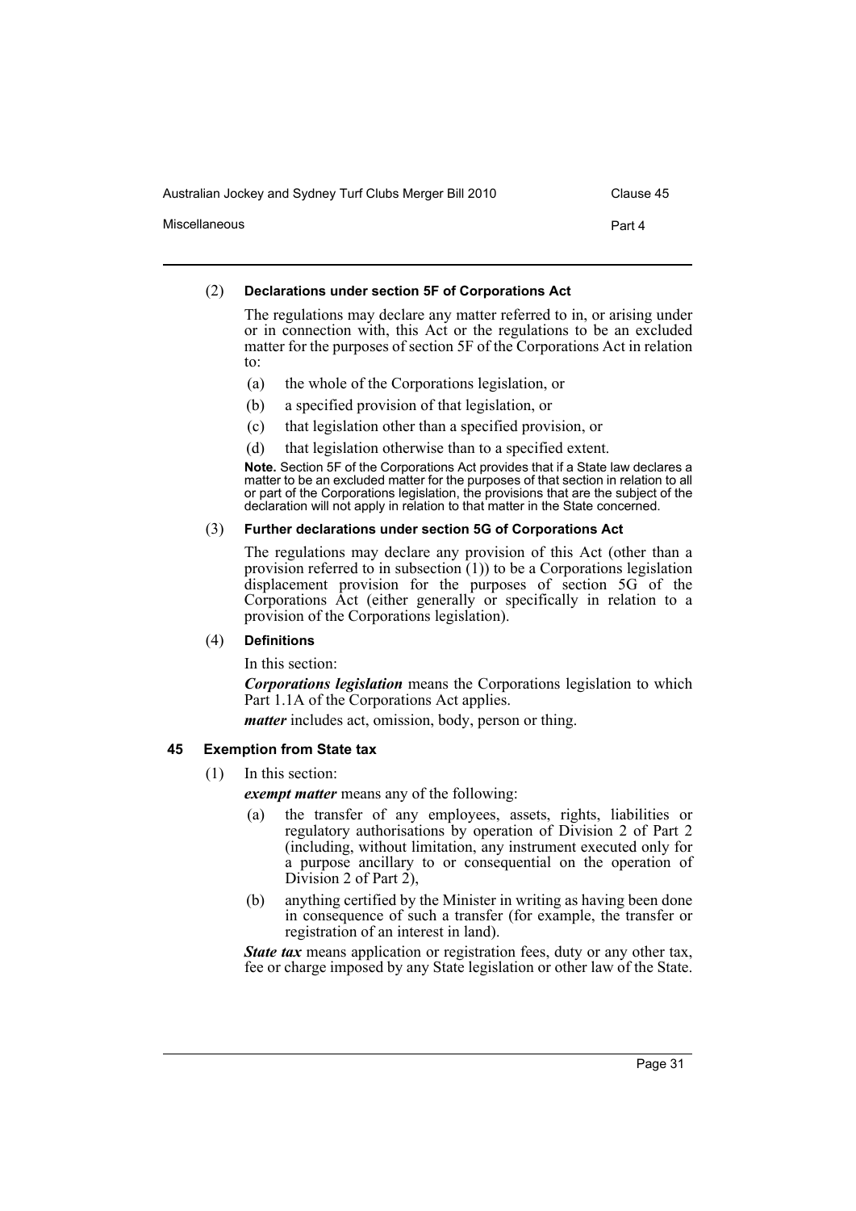(2) **Declarations under section 5F of Corporations Act**

The regulations may declare any matter referred to in, or arising under or in connection with, this Act or the regulations to be an excluded matter for the purposes of section 5F of the Corporations Act in relation to:

- (a) the whole of the Corporations legislation, or
- (b) a specified provision of that legislation, or
- (c) that legislation other than a specified provision, or
- (d) that legislation otherwise than to a specified extent.

**Note.** Section 5F of the Corporations Act provides that if a State law declares a matter to be an excluded matter for the purposes of that section in relation to all or part of the Corporations legislation, the provisions that are the subject of the declaration will not apply in relation to that matter in the State concerned.

(3) **Further declarations under section 5G of Corporations Act**

The regulations may declare any provision of this Act (other than a provision referred to in subsection (1)) to be a Corporations legislation displacement provision for the purposes of section 5G of the Corporations Act (either generally or specifically in relation to a provision of the Corporations legislation).

(4) **Definitions**

In this section:

***Corporations legislation*** means the Corporations legislation to which Part 1.1A of the Corporations Act applies.

***matter*** includes act, omission, body, person or thing.

### 45 Exemption from State tax

(1) In this section:

***exempt matter*** means any of the following:

- (a) the transfer of any employees, assets, rights, liabilities or regulatory authorisations by operation of Division 2 of Part 2 (including, without limitation, any instrument executed only for a purpose ancillary to or consequential on the operation of Division 2 of Part 2),
- (b) anything certified by the Minister in writing as having been done in consequence of such a transfer (for example, the transfer or registration of an interest in land).

***State tax*** means application or registration fees, duty or any other tax, fee or charge imposed by any State legislation or other law of the State.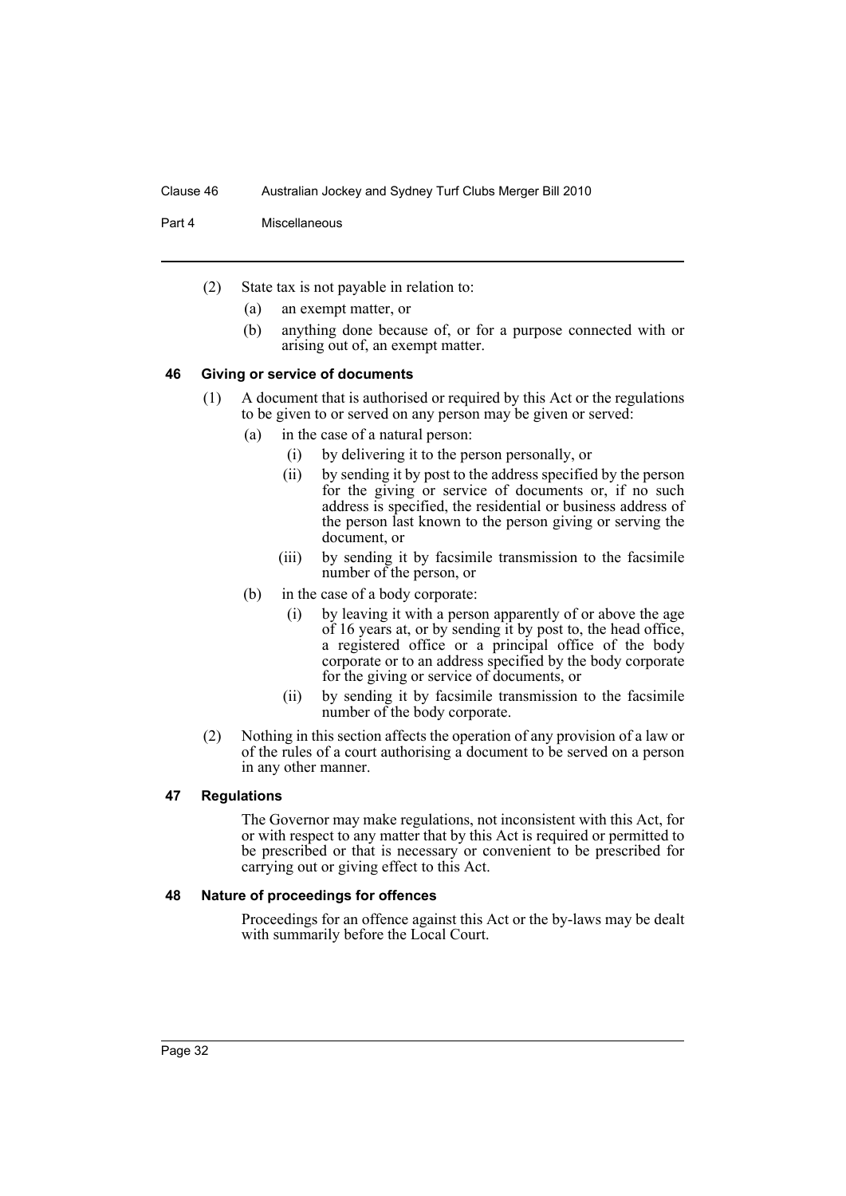(2) State tax is not payable in relation to:

(a) an exempt matter, or

(b) anything done because of, or for a purpose connected with or arising out of, an exempt matter.

### 46 Giving or service of documents

(1) A document that is authorised or required by this Act or the regulations to be given to or served on any person may be given or served:

(a) in the case of a natural person:

(i) by delivering it to the person personally, or

(ii) by sending it by post to the address specified by the person for the giving or service of documents or, if no such address is specified, the residential or business address of the person last known to the person giving or serving the document, or

(iii) by sending it by facsimile transmission to the facsimile number of the person, or

(b) in the case of a body corporate:

(i) by leaving it with a person apparently of or above the age of 16 years at, or by sending it by post to, the head office, a registered office or a principal office of the body corporate or to an address specified by the body corporate for the giving or service of documents, or

(ii) by sending it by facsimile transmission to the facsimile number of the body corporate.

(2) Nothing in this section affects the operation of any provision of a law or of the rules of a court authorising a document to be served on a person in any other manner.

### 47 Regulations

The Governor may make regulations, not inconsistent with this Act, for or with respect to any matter that by this Act is required or permitted to be prescribed or that is necessary or convenient to be prescribed for carrying out or giving effect to this Act.

### 48 Nature of proceedings for offences

Proceedings for an offence against this Act or the by-laws may be dealt with summarily before the Local Court.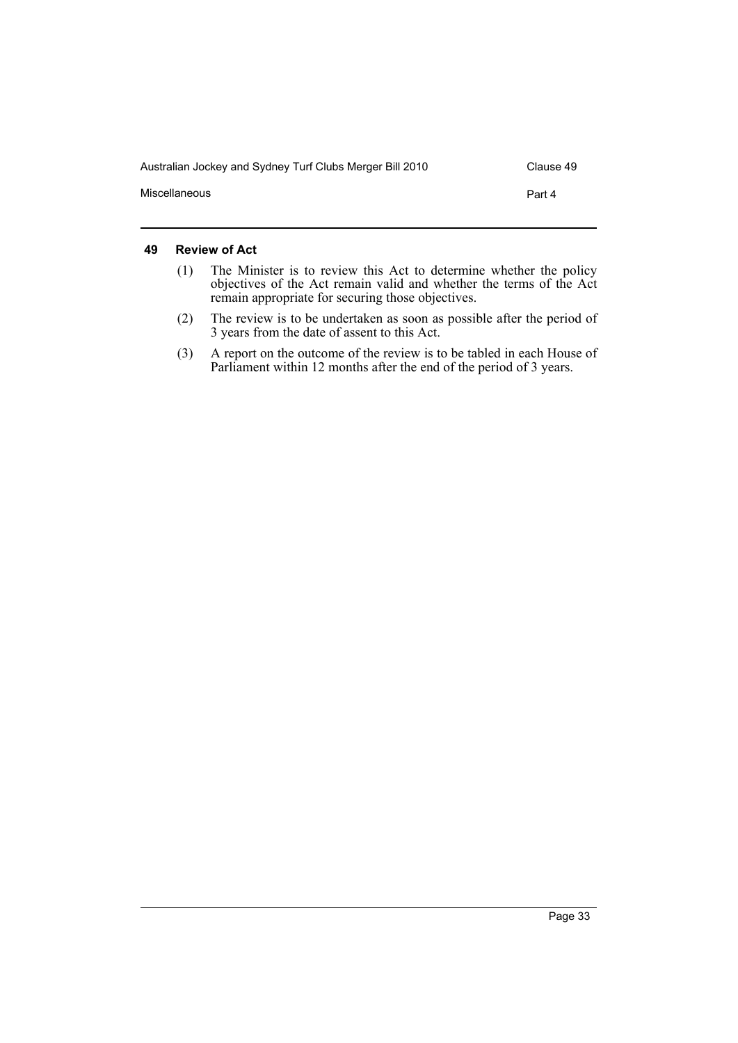### 49 Review of Act

(1) The Minister is to review this Act to determine whether the policy objectives of the Act remain valid and whether the terms of the Act remain appropriate for securing those objectives.

(2) The review is to be undertaken as soon as possible after the period of 3 years from the date of assent to this Act.

(3) A report on the outcome of the review is to be tabled in each House of Parliament within 12 months after the end of the period of 3 years.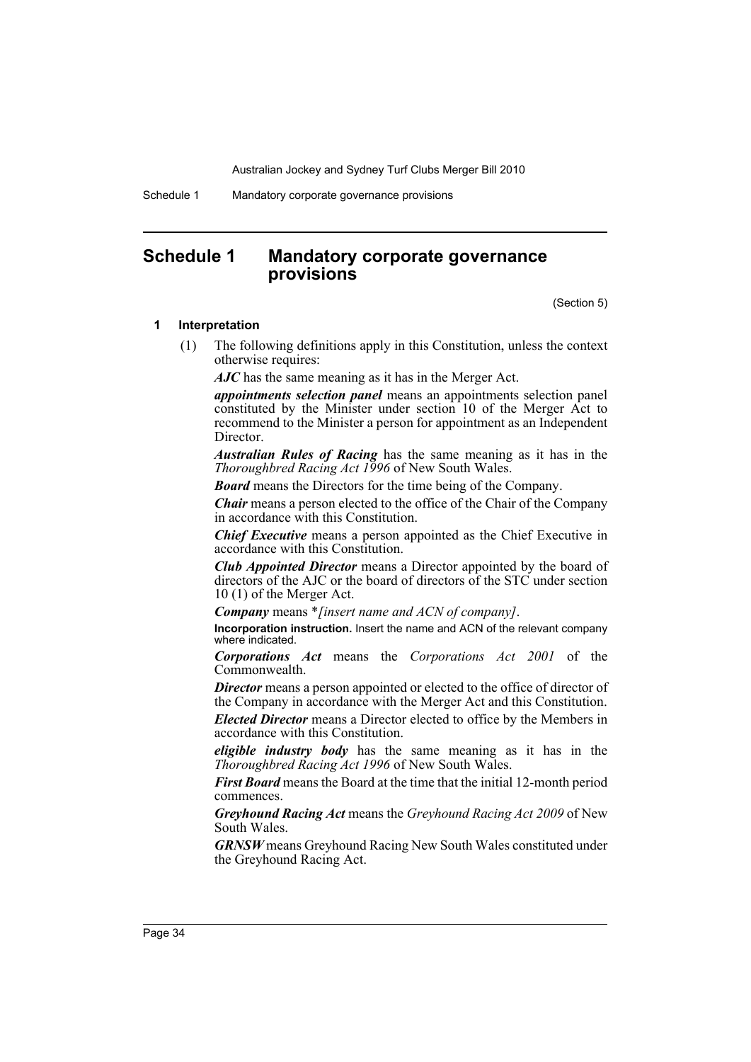# Schedule 1 Mandatory corporate governance provisions

(Section 5)

## 1 Interpretation

(1) The following definitions apply in this Constitution, unless the context otherwise requires:

***AJC*** has the same meaning as it has in the Merger Act.

***appointments selection panel*** means an appointments selection panel constituted by the Minister under section 10 of the Merger Act to recommend to the Minister a person for appointment as an Independent Director.

***Australian Rules of Racing*** has the same meaning as it has in the *Thoroughbred Racing Act 1996* of New South Wales.

***Board*** means the Directors for the time being of the Company.

***Chair*** means a person elected to the office of the Chair of the Company in accordance with this Constitution.

***Chief Executive*** means a person appointed as the Chief Executive in accordance with this Constitution.

***Club Appointed Director*** means a Director appointed by the board of directors of the AJC or the board of directors of the STC under section 10 (1) of the Merger Act.

***Company*** means **[insert name and ACN of company]*.

**Incorporation instruction.** Insert the name and ACN of the relevant company where indicated.

***Corporations Act*** means the *Corporations Act 2001* of the Commonwealth.

***Director*** means a person appointed or elected to the office of director of the Company in accordance with the Merger Act and this Constitution.

***Elected Director*** means a Director elected to office by the Members in accordance with this Constitution.

***eligible industry body*** has the same meaning as it has in the *Thoroughbred Racing Act 1996* of New South Wales.

***First Board*** means the Board at the time that the initial 12-month period commences.

***Greyhound Racing Act*** means the *Greyhound Racing Act 2009* of New South Wales.

***GRNSW*** means Greyhound Racing New South Wales constituted under the Greyhound Racing Act.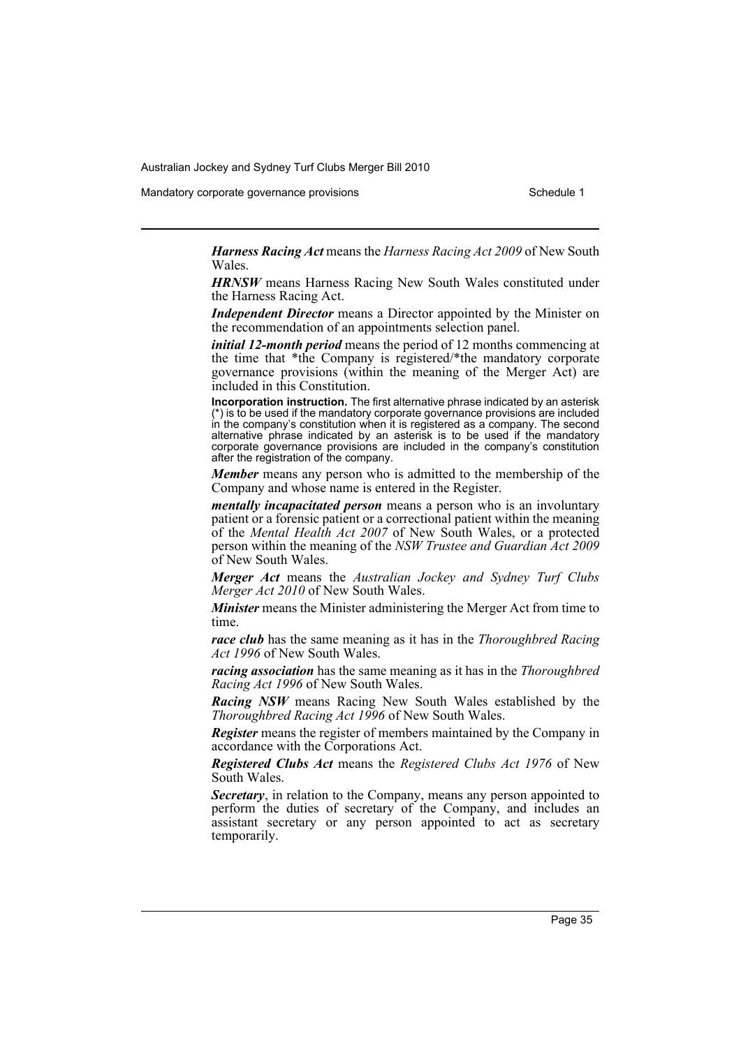***Harness Racing Act*** means the *Harness Racing Act 2009* of New South Wales.

***HRNSW*** means Harness Racing New South Wales constituted under the Harness Racing Act.

***Independent Director*** means a Director appointed by the Minister on the recommendation of an appointments selection panel.

***initial 12-month period*** means the period of 12 months commencing at the time that *the Company is registered/*the mandatory corporate governance provisions (within the meaning of the Merger Act) are included in this Constitution.

**Incorporation instruction.** The first alternative phrase indicated by an asterisk (*) is to be used if the mandatory corporate governance provisions are included in the company's constitution when it is registered as a company. The second alternative phrase indicated by an asterisk is to be used if the mandatory corporate governance provisions are included in the company's constitution after the registration of the company.

***Member*** means any person who is admitted to the membership of the Company and whose name is entered in the Register.

***mentally incapacitated person*** means a person who is an involuntary patient or a forensic patient or a correctional patient within the meaning of the *Mental Health Act 2007* of New South Wales, or a protected person within the meaning of the *NSW Trustee and Guardian Act 2009* of New South Wales.

***Merger Act*** means the *Australian Jockey and Sydney Turf Clubs Merger Act 2010* of New South Wales.

***Minister*** means the Minister administering the Merger Act from time to time.

***race club*** has the same meaning as it has in the *Thoroughbred Racing Act 1996* of New South Wales.

***racing association*** has the same meaning as it has in the *Thoroughbred Racing Act 1996* of New South Wales.

***Racing NSW*** means Racing New South Wales established by the *Thoroughbred Racing Act 1996* of New South Wales.

***Register*** means the register of members maintained by the Company in accordance with the Corporations Act.

***Registered Clubs Act*** means the *Registered Clubs Act 1976* of New South Wales.

***Secretary***, in relation to the Company, means any person appointed to perform the duties of secretary of the Company, and includes an assistant secretary or any person appointed to act as secretary temporarily.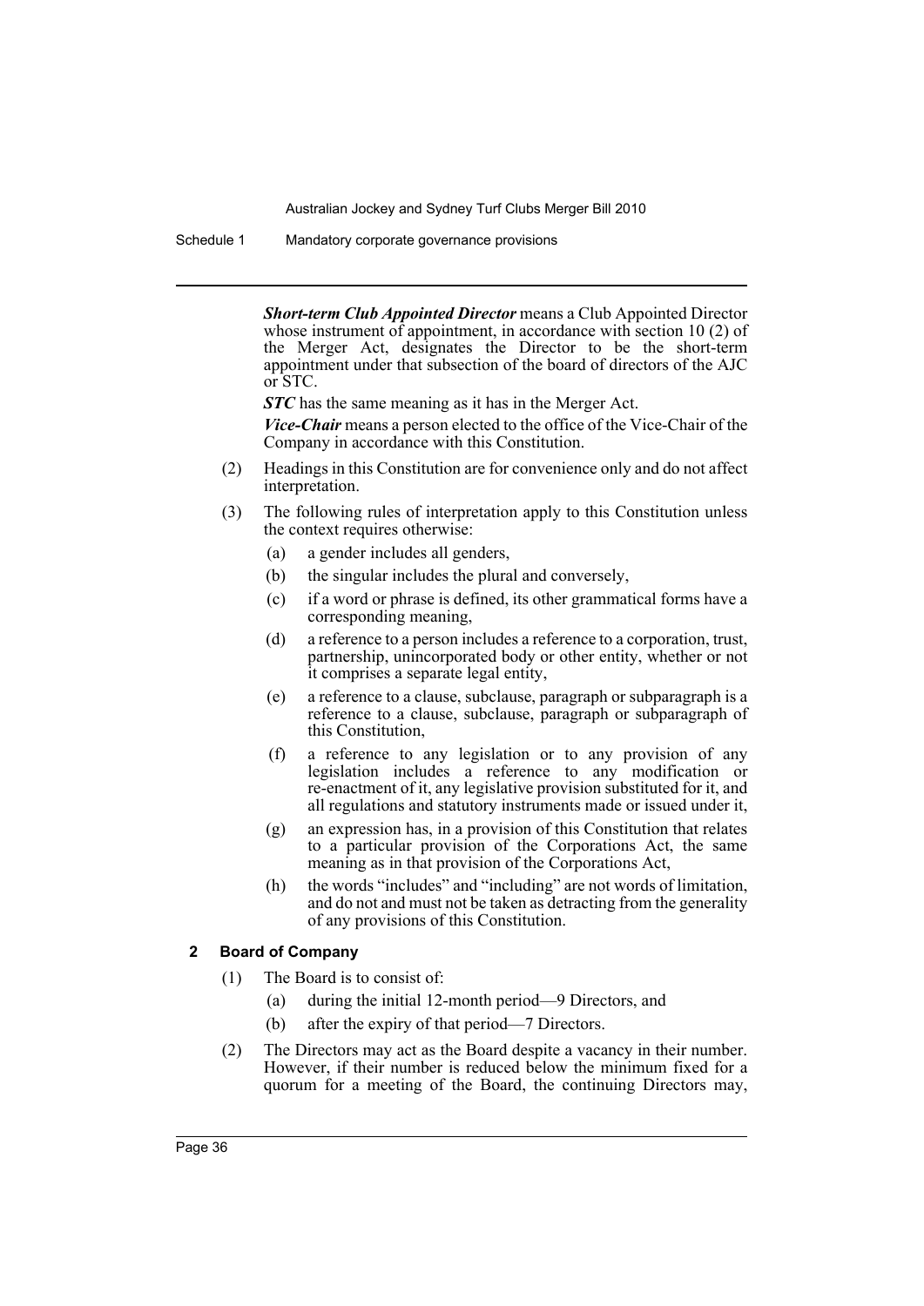***Short-term Club Appointed Director*** means a Club Appointed Director whose instrument of appointment, in accordance with section 10 (2) of the Merger Act, designates the Director to be the short-term appointment under that subsection of the board of directors of the AJC or STC.

***STC*** has the same meaning as it has in the Merger Act.

***Vice-Chair*** means a person elected to the office of the Vice-Chair of the Company in accordance with this Constitution.

(2) Headings in this Constitution are for convenience only and do not affect interpretation.

(3) The following rules of interpretation apply to this Constitution unless the context requires otherwise:

- (a) a gender includes all genders,
- (b) the singular includes the plural and conversely,
- (c) if a word or phrase is defined, its other grammatical forms have a corresponding meaning,
- (d) a reference to a person includes a reference to a corporation, trust, partnership, unincorporated body or other entity, whether or not it comprises a separate legal entity,
- (e) a reference to a clause, subclause, paragraph or subparagraph is a reference to a clause, subclause, paragraph or subparagraph of this Constitution,
- (f) a reference to any legislation or to any provision of any legislation includes a reference to any modification or re-enactment of it, any legislative provision substituted for it, and all regulations and statutory instruments made or issued under it,
- (g) an expression has, in a provision of this Constitution that relates to a particular provision of the Corporations Act, the same meaning as in that provision of the Corporations Act,
- (h) the words "includes" and "including" are not words of limitation, and do not and must not be taken as detracting from the generality of any provisions of this Constitution.

### 2 Board of Company

(1) The Board is to consist of:

- (a) during the initial 12-month period—9 Directors, and
- (b) after the expiry of that period—7 Directors.

(2) The Directors may act as the Board despite a vacancy in their number. However, if their number is reduced below the minimum fixed for a quorum for a meeting of the Board, the continuing Directors may,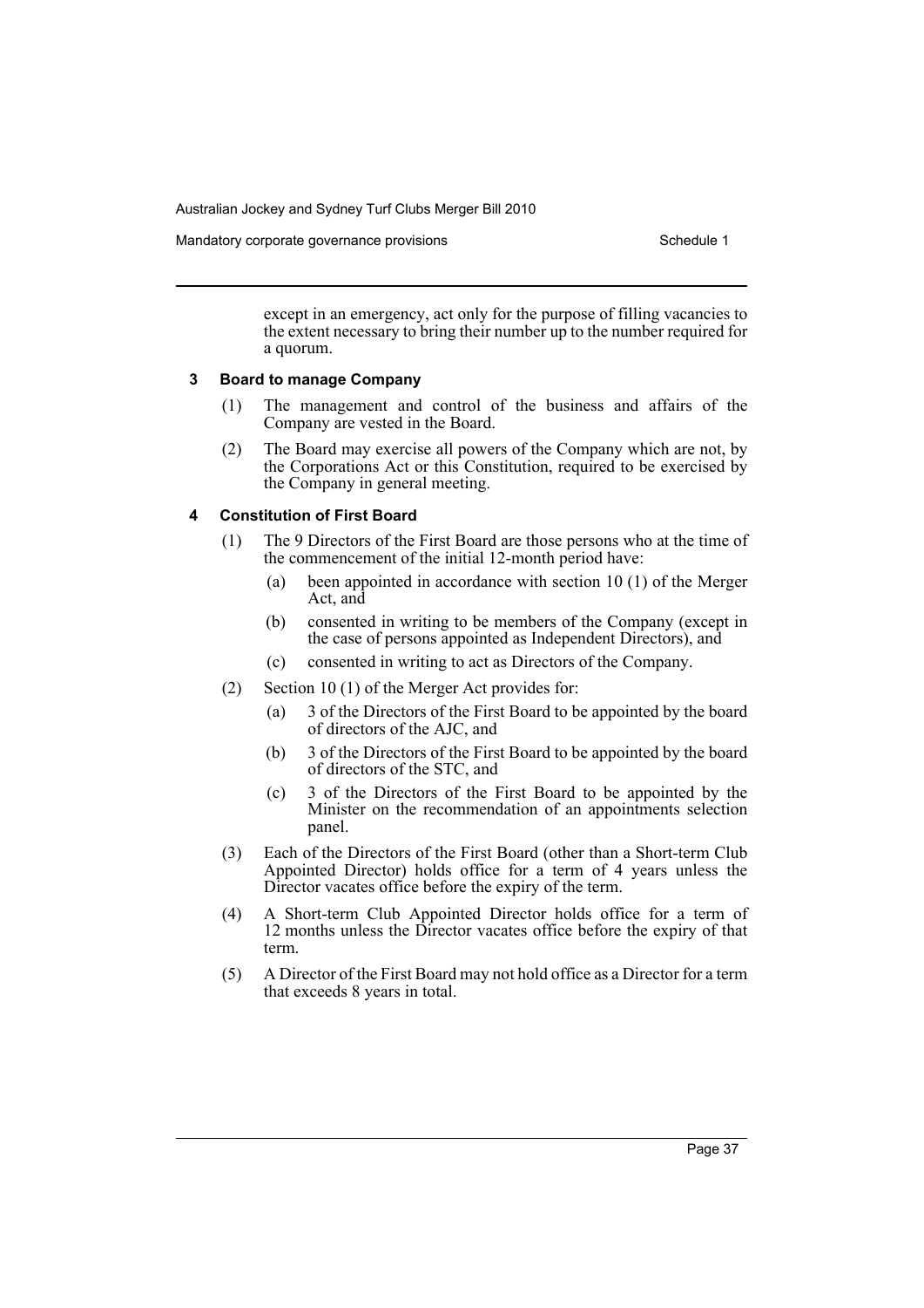except in an emergency, act only for the purpose of filling vacancies to the extent necessary to bring their number up to the number required for a quorum.

**3 Board to manage Company**

(1) The management and control of the business and affairs of the Company are vested in the Board.

(2) The Board may exercise all powers of the Company which are not, by the Corporations Act or this Constitution, required to be exercised by the Company in general meeting.

**4 Constitution of First Board**

(1) The 9 Directors of the First Board are those persons who at the time of the commencement of the initial 12-month period have:

- (a) been appointed in accordance with section 10 (1) of the Merger Act, and
- (b) consented in writing to be members of the Company (except in the case of persons appointed as Independent Directors), and
- (c) consented in writing to act as Directors of the Company.

(2) Section 10 (1) of the Merger Act provides for:

- (a) 3 of the Directors of the First Board to be appointed by the board of directors of the AJC, and
- (b) 3 of the Directors of the First Board to be appointed by the board of directors of the STC, and
- (c) 3 of the Directors of the First Board to be appointed by the Minister on the recommendation of an appointments selection panel.

(3) Each of the Directors of the First Board (other than a Short-term Club Appointed Director) holds office for a term of 4 years unless the Director vacates office before the expiry of the term.

(4) A Short-term Club Appointed Director holds office for a term of 12 months unless the Director vacates office before the expiry of that term.

(5) A Director of the First Board may not hold office as a Director for a term that exceeds 8 years in total.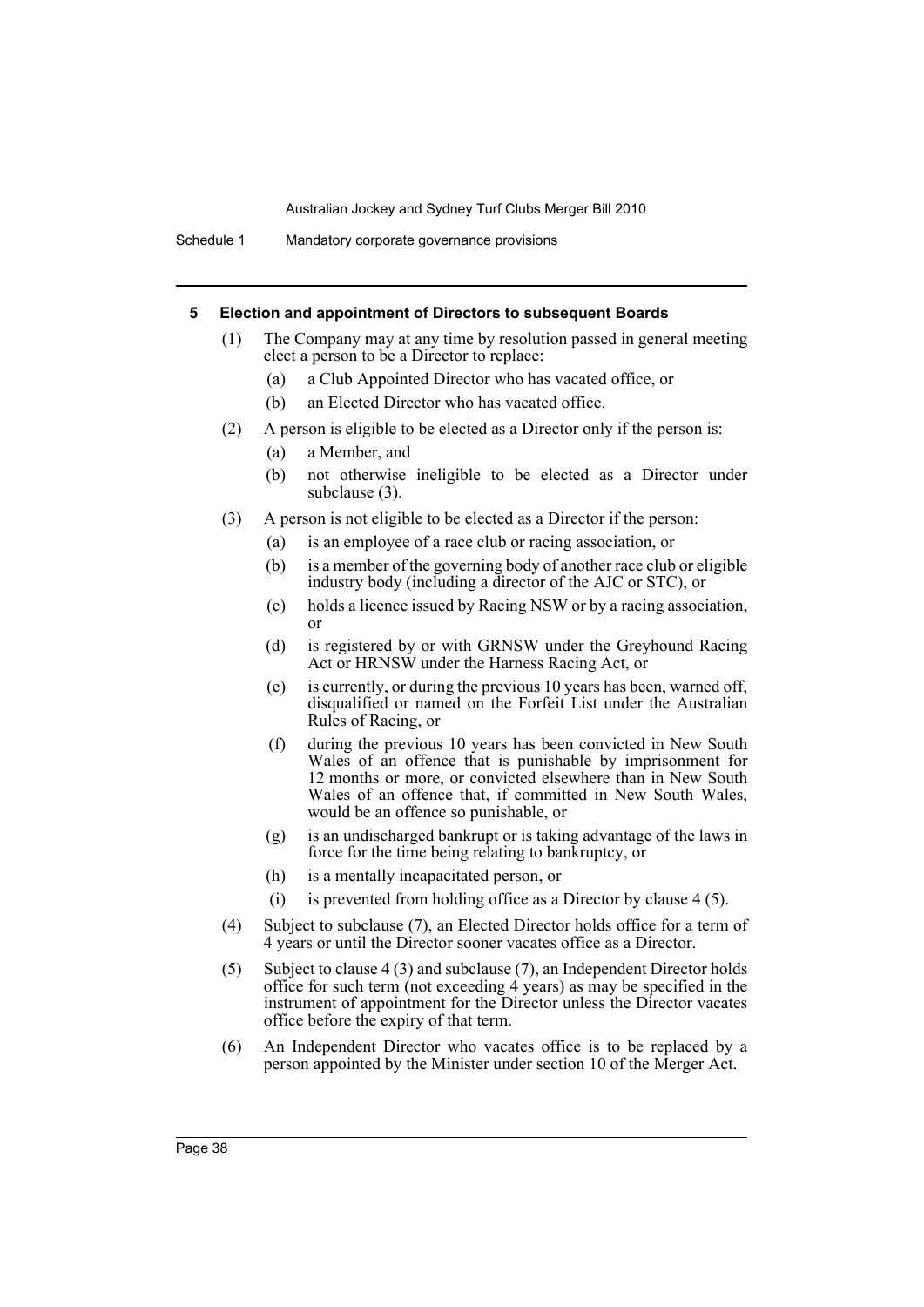### 5 Election and appointment of Directors to subsequent Boards

(1) The Company may at any time by resolution passed in general meeting elect a person to be a Director to replace:

(a) a Club Appointed Director who has vacated office, or

(b) an Elected Director who has vacated office.

(2) A person is eligible to be elected as a Director only if the person is:

(a) a Member, and

(b) not otherwise ineligible to be elected as a Director under subclause (3).

(3) A person is not eligible to be elected as a Director if the person:

(a) is an employee of a race club or racing association, or

(b) is a member of the governing body of another race club or eligible industry body (including a director of the AJC or STC), or

(c) holds a licence issued by Racing NSW or by a racing association, or

(d) is registered by or with GRNSW under the Greyhound Racing Act or HRNSW under the Harness Racing Act, or

(e) is currently, or during the previous 10 years has been, warned off, disqualified or named on the Forfeit List under the Australian Rules of Racing, or

(f) during the previous 10 years has been convicted in New South Wales of an offence that is punishable by imprisonment for 12 months or more, or convicted elsewhere than in New South Wales of an offence that, if committed in New South Wales, would be an offence so punishable, or

(g) is an undischarged bankrupt or is taking advantage of the laws in force for the time being relating to bankruptcy, or

(h) is a mentally incapacitated person, or

(i) is prevented from holding office as a Director by clause 4 (5).

(4) Subject to subclause (7), an Elected Director holds office for a term of 4 years or until the Director sooner vacates office as a Director.

(5) Subject to clause 4 (3) and subclause (7), an Independent Director holds office for such term (not exceeding 4 years) as may be specified in the instrument of appointment for the Director unless the Director vacates office before the expiry of that term.

(6) An Independent Director who vacates office is to be replaced by a person appointed by the Minister under section 10 of the Merger Act.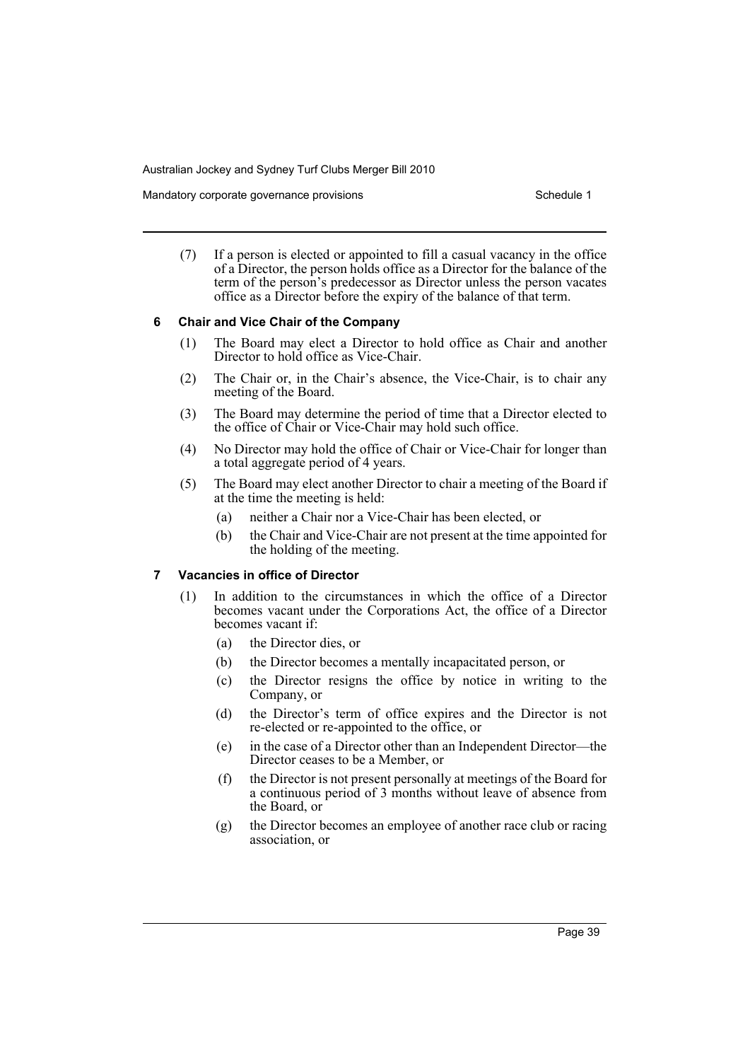(7) If a person is elected or appointed to fill a casual vacancy in the office of a Director, the person holds office as a Director for the balance of the term of the person's predecessor as Director unless the person vacates office as a Director before the expiry of the balance of that term.

### 6 Chair and Vice Chair of the Company

(1) The Board may elect a Director to hold office as Chair and another Director to hold office as Vice-Chair.

(2) The Chair or, in the Chair's absence, the Vice-Chair, is to chair any meeting of the Board.

(3) The Board may determine the period of time that a Director elected to the office of Chair or Vice-Chair may hold such office.

(4) No Director may hold the office of Chair or Vice-Chair for longer than a total aggregate period of 4 years.

(5) The Board may elect another Director to chair a meeting of the Board if at the time the meeting is held:

- (a) neither a Chair nor a Vice-Chair has been elected, or
- (b) the Chair and Vice-Chair are not present at the time appointed for the holding of the meeting.

### 7 Vacancies in office of Director

(1) In addition to the circumstances in which the office of a Director becomes vacant under the Corporations Act, the office of a Director becomes vacant if:

- (a) the Director dies, or
- (b) the Director becomes a mentally incapacitated person, or
- (c) the Director resigns the office by notice in writing to the Company, or
- (d) the Director's term of office expires and the Director is not re-elected or re-appointed to the office, or
- (e) in the case of a Director other than an Independent Director—the Director ceases to be a Member, or
- (f) the Director is not present personally at meetings of the Board for a continuous period of 3 months without leave of absence from the Board, or
- (g) the Director becomes an employee of another race club or racing association, or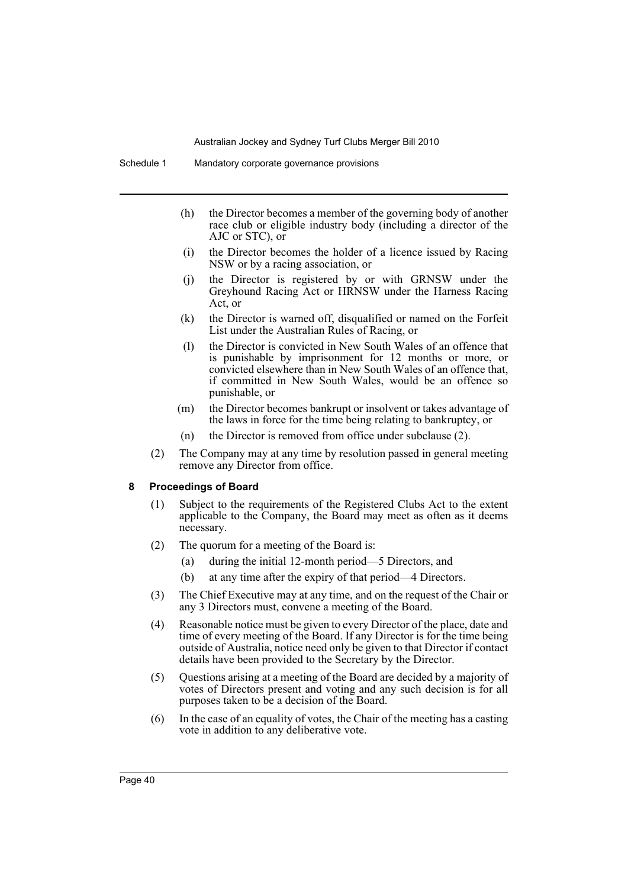- (h) the Director becomes a member of the governing body of another race club or eligible industry body (including a director of the AJC or STC), or
- (i) the Director becomes the holder of a licence issued by Racing NSW or by a racing association, or
- (j) the Director is registered by or with GRNSW under the Greyhound Racing Act or HRNSW under the Harness Racing Act, or
- (k) the Director is warned off, disqualified or named on the Forfeit List under the Australian Rules of Racing, or
- (l) the Director is convicted in New South Wales of an offence that is punishable by imprisonment for 12 months or more, or convicted elsewhere than in New South Wales of an offence that, if committed in New South Wales, would be an offence so punishable, or
- (m) the Director becomes bankrupt or insolvent or takes advantage of the laws in force for the time being relating to bankruptcy, or
- (n) the Director is removed from office under subclause (2).

(2) The Company may at any time by resolution passed in general meeting remove any Director from office.

### 8 Proceedings of Board

(1) Subject to the requirements of the Registered Clubs Act to the extent applicable to the Company, the Board may meet as often as it deems necessary.

(2) The quorum for a meeting of the Board is:

- (a) during the initial 12-month period—5 Directors, and
- (b) at any time after the expiry of that period—4 Directors.

(3) The Chief Executive may at any time, and on the request of the Chair or any 3 Directors must, convene a meeting of the Board.

(4) Reasonable notice must be given to every Director of the place, date and time of every meeting of the Board. If any Director is for the time being outside of Australia, notice need only be given to that Director if contact details have been provided to the Secretary by the Director.

(5) Questions arising at a meeting of the Board are decided by a majority of votes of Directors present and voting and any such decision is for all purposes taken to be a decision of the Board.

(6) In the case of an equality of votes, the Chair of the meeting has a casting vote in addition to any deliberative vote.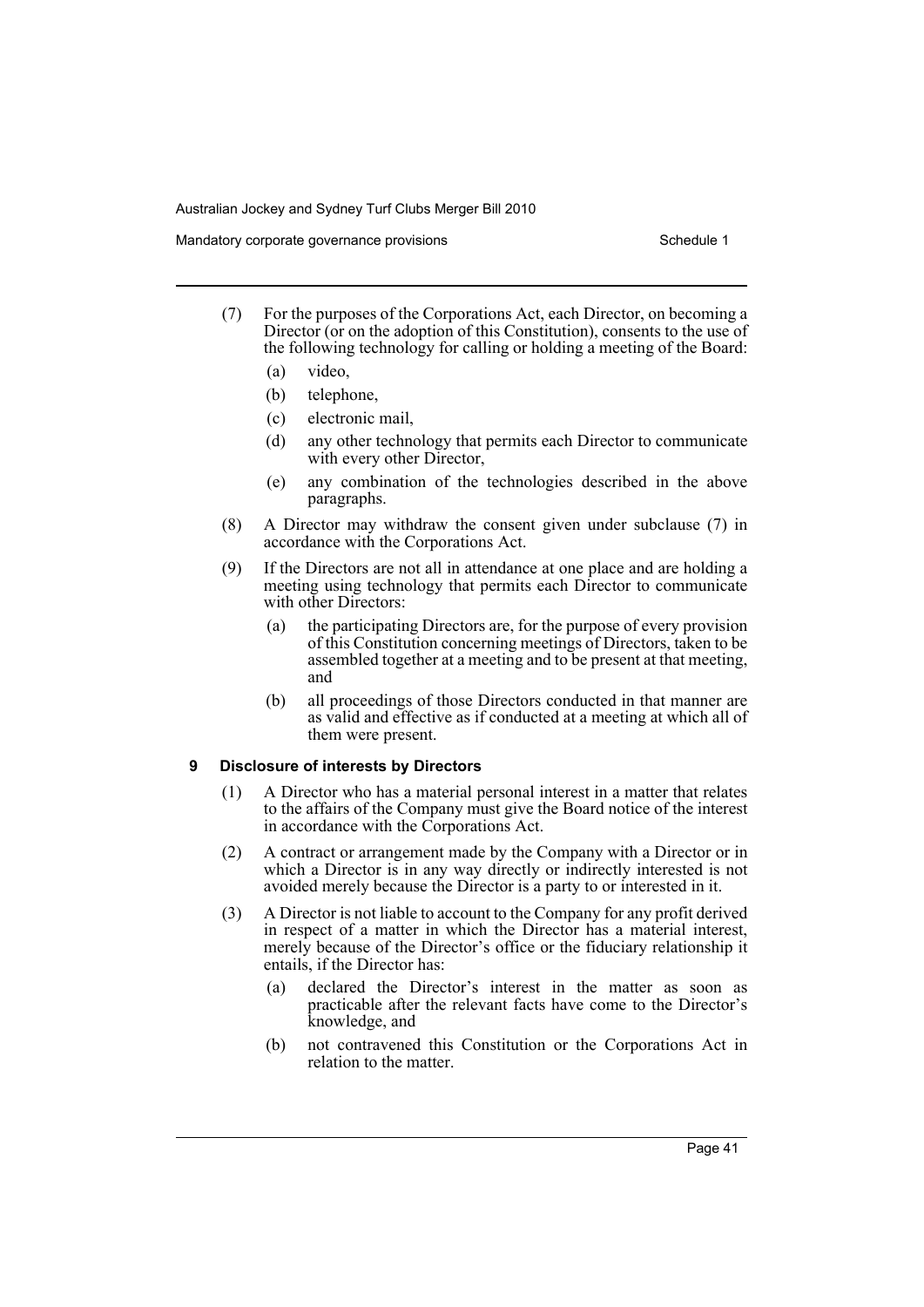(7) For the purposes of the Corporations Act, each Director, on becoming a Director (or on the adoption of this Constitution), consents to the use of the following technology for calling or holding a meeting of the Board:

- (a) video,
- (b) telephone,
- (c) electronic mail,
- (d) any other technology that permits each Director to communicate with every other Director,
- (e) any combination of the technologies described in the above paragraphs.

(8) A Director may withdraw the consent given under subclause (7) in accordance with the Corporations Act.

(9) If the Directors are not all in attendance at one place and are holding a meeting using technology that permits each Director to communicate with other Directors:

- (a) the participating Directors are, for the purpose of every provision of this Constitution concerning meetings of Directors, taken to be assembled together at a meeting and to be present at that meeting, and
- (b) all proceedings of those Directors conducted in that manner are as valid and effective as if conducted at a meeting at which all of them were present.

### 9 Disclosure of interests by Directors

(1) A Director who has a material personal interest in a matter that relates to the affairs of the Company must give the Board notice of the interest in accordance with the Corporations Act.

(2) A contract or arrangement made by the Company with a Director or in which a Director is in any way directly or indirectly interested is not avoided merely because the Director is a party to or interested in it.

(3) A Director is not liable to account to the Company for any profit derived in respect of a matter in which the Director has a material interest, merely because of the Director's office or the fiduciary relationship it entails, if the Director has:

- (a) declared the Director's interest in the matter as soon as practicable after the relevant facts have come to the Director's knowledge, and
- (b) not contravened this Constitution or the Corporations Act in relation to the matter.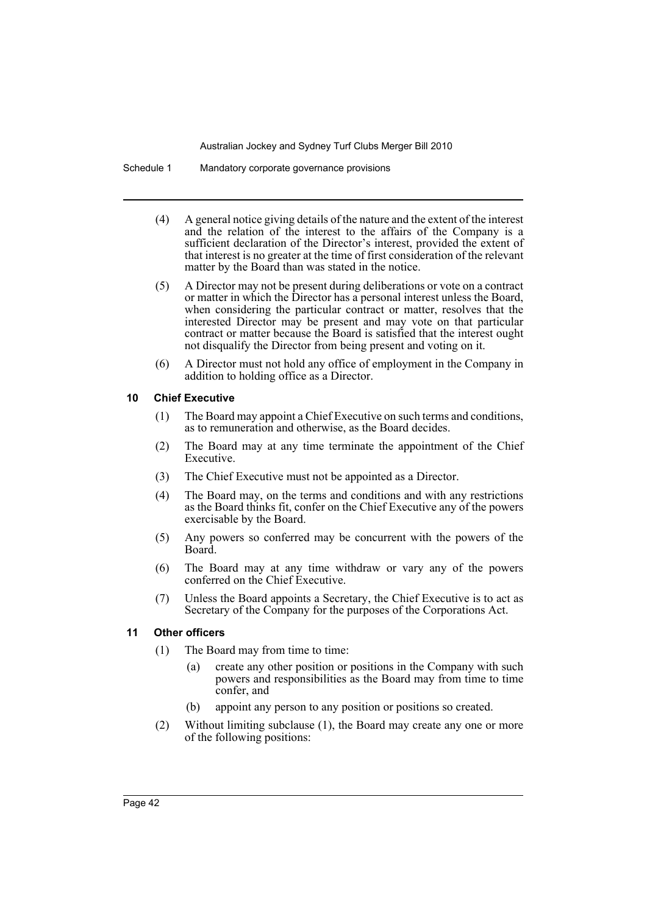(4) A general notice giving details of the nature and the extent of the interest and the relation of the interest to the affairs of the Company is a sufficient declaration of the Director's interest, provided the extent of that interest is no greater at the time of first consideration of the relevant matter by the Board than was stated in the notice.

(5) A Director may not be present during deliberations or vote on a contract or matter in which the Director has a personal interest unless the Board, when considering the particular contract or matter, resolves that the interested Director may be present and may vote on that particular contract or matter because the Board is satisfied that the interest ought not disqualify the Director from being present and voting on it.

(6) A Director must not hold any office of employment in the Company in addition to holding office as a Director.

### 10 Chief Executive

(1) The Board may appoint a Chief Executive on such terms and conditions, as to remuneration and otherwise, as the Board decides.

(2) The Board may at any time terminate the appointment of the Chief Executive.

(3) The Chief Executive must not be appointed as a Director.

(4) The Board may, on the terms and conditions and with any restrictions as the Board thinks fit, confer on the Chief Executive any of the powers exercisable by the Board.

(5) Any powers so conferred may be concurrent with the powers of the Board.

(6) The Board may at any time withdraw or vary any of the powers conferred on the Chief Executive.

(7) Unless the Board appoints a Secretary, the Chief Executive is to act as Secretary of the Company for the purposes of the Corporations Act.

### 11 Other officers

(1) The Board may from time to time:

- (a) create any other position or positions in the Company with such powers and responsibilities as the Board may from time to time confer, and
- (b) appoint any person to any position or positions so created.

(2) Without limiting subclause (1), the Board may create any one or more of the following positions: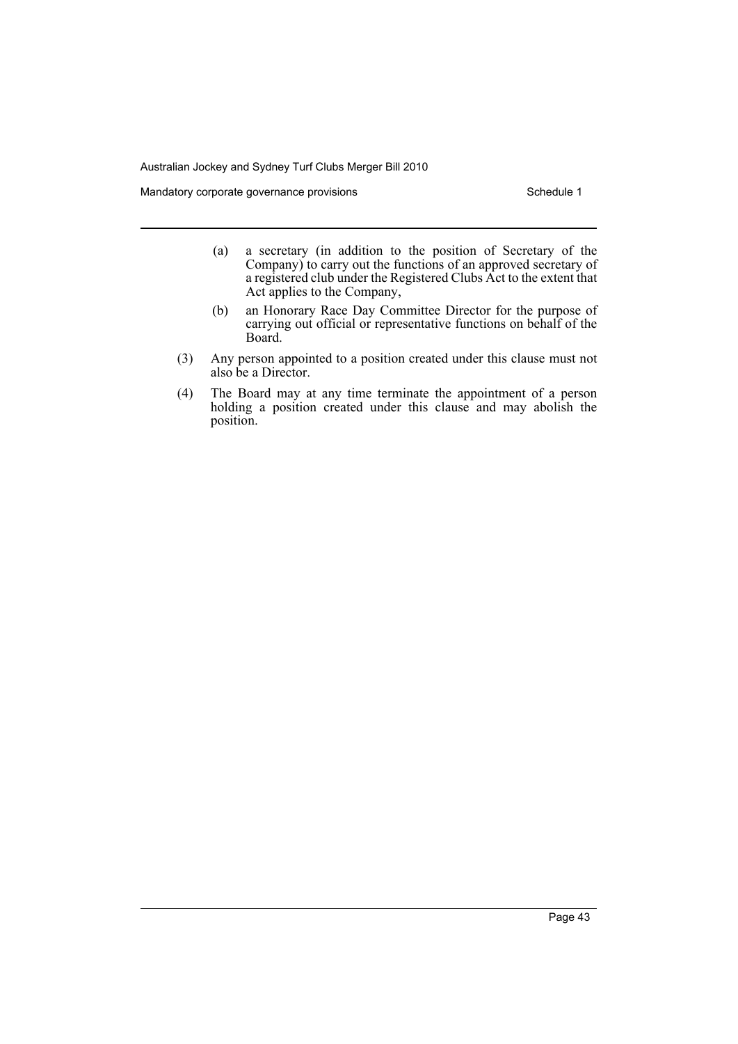(a) a secretary (in addition to the position of Secretary of the Company) to carry out the functions of an approved secretary of a registered club under the Registered Clubs Act to the extent that Act applies to the Company,

(b) an Honorary Race Day Committee Director for the purpose of carrying out official or representative functions on behalf of the Board.

(3) Any person appointed to a position created under this clause must not also be a Director.

(4) The Board may at any time terminate the appointment of a person holding a position created under this clause and may abolish the position.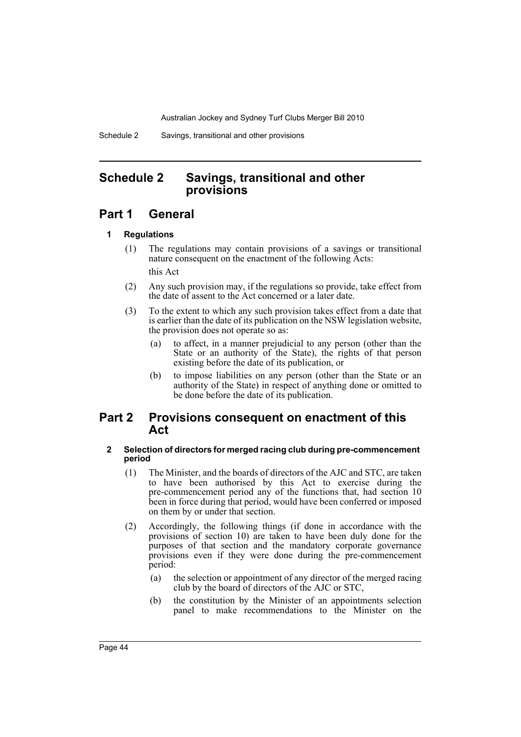# Schedule 2 Savings, transitional and other provisions

## Part 1 General

### 1 Regulations

(1) The regulations may contain provisions of a savings or transitional nature consequent on the enactment of the following Acts:

this Act

(2) Any such provision may, if the regulations so provide, take effect from the date of assent to the Act concerned or a later date.

(3) To the extent to which any such provision takes effect from a date that is earlier than the date of its publication on the NSW legislation website, the provision does not operate so as:

(a) to affect, in a manner prejudicial to any person (other than the State or an authority of the State), the rights of that person existing before the date of its publication, or

(b) to impose liabilities on any person (other than the State or an authority of the State) in respect of anything done or omitted to be done before the date of its publication.

## Part 2 Provisions consequent on enactment of this Act

### 2 Selection of directors for merged racing club during pre-commencement period

(1) The Minister, and the boards of directors of the AJC and STC, are taken to have been authorised by this Act to exercise during the pre-commencement period any of the functions that, had section 10 been in force during that period, would have been conferred or imposed on them by or under that section.

(2) Accordingly, the following things (if done in accordance with the provisions of section 10) are taken to have been duly done for the purposes of that section and the mandatory corporate governance provisions even if they were done during the pre-commencement period:

(a) the selection or appointment of any director of the merged racing club by the board of directors of the AJC or STC,

(b) the constitution by the Minister of an appointments selection panel to make recommendations to the Minister on the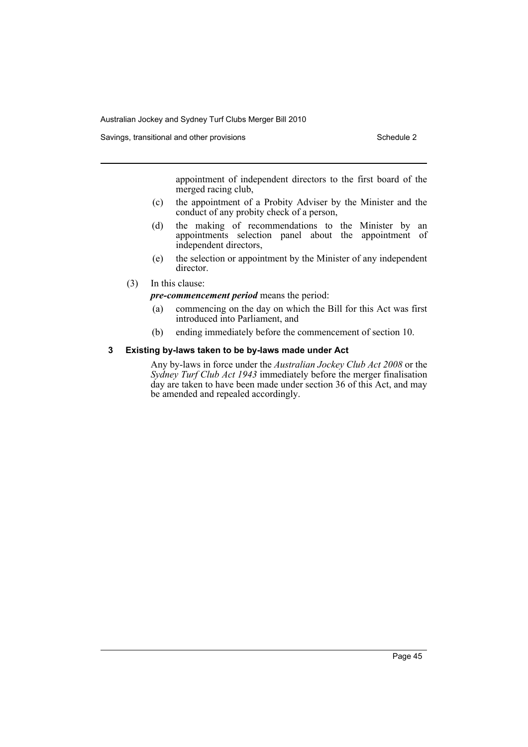appointment of independent directors to the first board of the merged racing club,

(c) the appointment of a Probity Adviser by the Minister and the conduct of any probity check of a person,

(d) the making of recommendations to the Minister by an appointments selection panel about the appointment of independent directors,

(e) the selection or appointment by the Minister of any independent director.

(3) In this clause:

***pre-commencement period*** means the period:

(a) commencing on the day on which the Bill for this Act was first introduced into Parliament, and

(b) ending immediately before the commencement of section 10.

### 3 Existing by-laws taken to be by-laws made under Act

Any by-laws in force under the *Australian Jockey Club Act 2008* or the *Sydney Turf Club Act 1943* immediately before the merger finalisation day are taken to have been made under section 36 of this Act, and may be amended and repealed accordingly.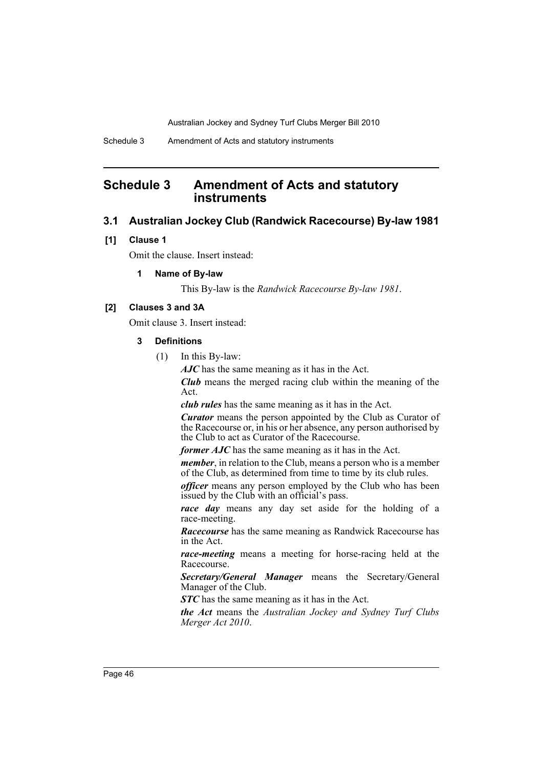## Schedule 3 Amendment of Acts and statutory instruments

### 3.1 Australian Jockey Club (Randwick Racecourse) By-law 1981

#### [1] Clause 1

Omit the clause. Insert instead:

**1 Name of By-law**

This By-law is the *Randwick Racecourse By-law 1981*.

#### [2] Clauses 3 and 3A

Omit clause 3. Insert instead:

**3 Definitions**

(1) In this By-law:

***AJC*** has the same meaning as it has in the Act.

***Club*** means the merged racing club within the meaning of the Act.

***club rules*** has the same meaning as it has in the Act.

***Curator*** means the person appointed by the Club as Curator of the Racecourse or, in his or her absence, any person authorised by the Club to act as Curator of the Racecourse.

***former AJC*** has the same meaning as it has in the Act.

***member***, in relation to the Club, means a person who is a member of the Club, as determined from time to time by its club rules.

***officer*** means any person employed by the Club who has been issued by the Club with an official's pass.

***race day*** means any day set aside for the holding of a race-meeting.

***Racecourse*** has the same meaning as Randwick Racecourse has in the Act.

***race-meeting*** means a meeting for horse-racing held at the Racecourse.

***Secretary/General Manager*** means the Secretary/General Manager of the Club.

***STC*** has the same meaning as it has in the Act.

***the Act*** means the *Australian Jockey and Sydney Turf Clubs Merger Act 2010*.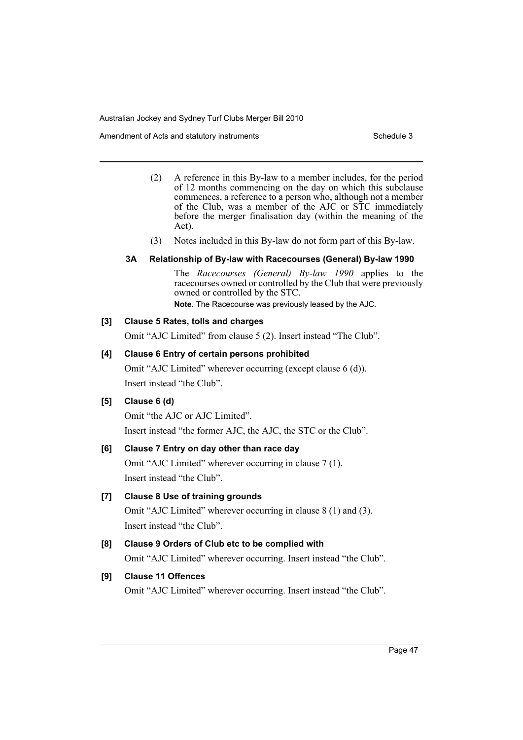(2) A reference in this By-law to a member includes, for the period of 12 months commencing on the day on which this subclause commences, a reference to a person who, although not a member of the Club, was a member of the AJC or STC immediately before the merger finalisation day (within the meaning of the Act).

(3) Notes included in this By-law do not form part of this By-law.

**3A Relationship of By-law with Racecourses (General) By-law 1990**

The *Racecourses (General) By-law 1990* applies to the racecourses owned or controlled by the Club that were previously owned or controlled by the STC.

**Note.** The Racecourse was previously leased by the AJC.

**[3] Clause 5 Rates, tolls and charges**

Omit "AJC Limited" from clause 5 (2). Insert instead "The Club".

**[4] Clause 6 Entry of certain persons prohibited**

Omit "AJC Limited" wherever occurring (except clause 6 (d)).

Insert instead "the Club".

**[5] Clause 6 (d)**

Omit "the AJC or AJC Limited".

Insert instead "the former AJC, the AJC, the STC or the Club".

**[6] Clause 7 Entry on day other than race day**

Omit "AJC Limited" wherever occurring in clause 7 (1).

Insert instead "the Club".

**[7] Clause 8 Use of training grounds**

Omit "AJC Limited" wherever occurring in clause 8 (1) and (3).

Insert instead "the Club".

**[8] Clause 9 Orders of Club etc to be complied with**

Omit "AJC Limited" wherever occurring. Insert instead "the Club".

**[9] Clause 11 Offences**

Omit "AJC Limited" wherever occurring. Insert instead "the Club".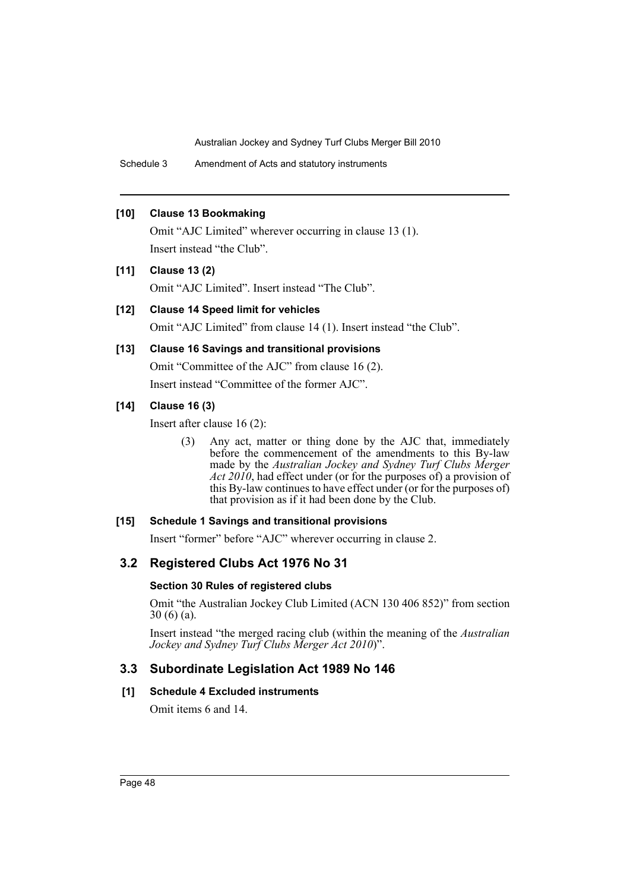**[10] Clause 13 Bookmaking**

Omit "AJC Limited" wherever occurring in clause 13 (1).

Insert instead "the Club".

**[11] Clause 13 (2)**

Omit "AJC Limited". Insert instead "The Club".

**[12] Clause 14 Speed limit for vehicles**

Omit "AJC Limited" from clause 14 (1). Insert instead "the Club".

**[13] Clause 16 Savings and transitional provisions**

Omit "Committee of the AJC" from clause 16 (2).

Insert instead "Committee of the former AJC".

**[14] Clause 16 (3)**

Insert after clause 16 (2):

> (3) Any act, matter or thing done by the AJC that, immediately before the commencement of the amendments to this By-law made by the *Australian Jockey and Sydney Turf Clubs Merger Act 2010*, had effect under (or for the purposes of) a provision of this By-law continues to have effect under (or for the purposes of) that provision as if it had been done by the Club.

**[15] Schedule 1 Savings and transitional provisions**

Insert "former" before "AJC" wherever occurring in clause 2.

## 3.2 Registered Clubs Act 1976 No 31

**Section 30 Rules of registered clubs**

Omit "the Australian Jockey Club Limited (ACN 130 406 852)" from section 30 (6) (a).

Insert instead "the merged racing club (within the meaning of the *Australian Jockey and Sydney Turf Clubs Merger Act 2010*)".

## 3.3 Subordinate Legislation Act 1989 No 146

**[1] Schedule 4 Excluded instruments**

Omit items 6 and 14.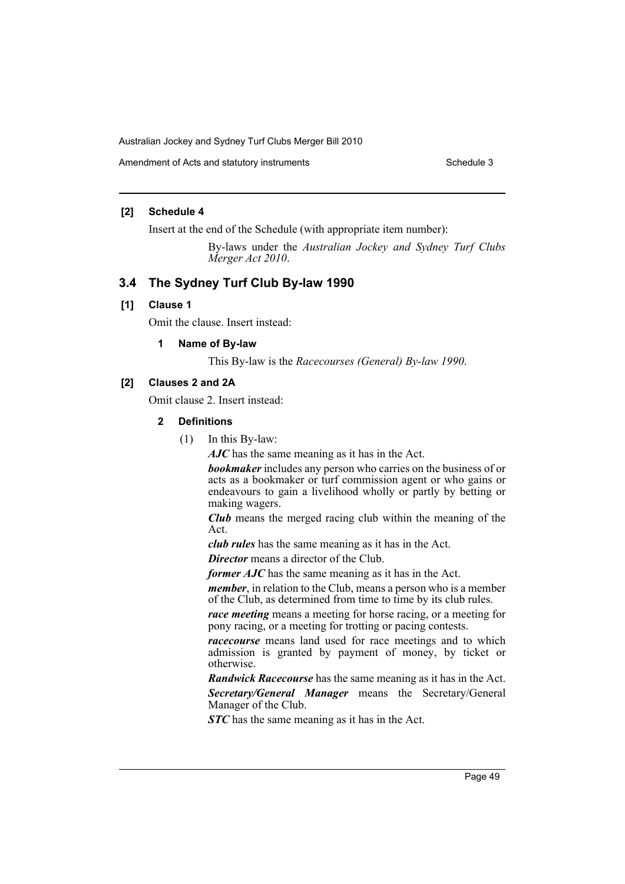**[2] Schedule 4**

Insert at the end of the Schedule (with appropriate item number):

By-laws under the *Australian Jockey and Sydney Turf Clubs Merger Act 2010*.

## 3.4 The Sydney Turf Club By-law 1990

**[1] Clause 1**

Omit the clause. Insert instead:

**1 Name of By-law**

This By-law is the *Racecourses (General) By-law 1990*.

**[2] Clauses 2 and 2A**

Omit clause 2. Insert instead:

**2 Definitions**

(1) In this By-law:

***AJC*** has the same meaning as it has in the Act.

***bookmaker*** includes any person who carries on the business of or acts as a bookmaker or turf commission agent or who gains or endeavours to gain a livelihood wholly or partly by betting or making wagers.

***Club*** means the merged racing club within the meaning of the Act.

***club rules*** has the same meaning as it has in the Act.

***Director*** means a director of the Club.

***former AJC*** has the same meaning as it has in the Act.

***member***, in relation to the Club, means a person who is a member of the Club, as determined from time to time by its club rules.

***race meeting*** means a meeting for horse racing, or a meeting for pony racing, or a meeting for trotting or pacing contests.

***racecourse*** means land used for race meetings and to which admission is granted by payment of money, by ticket or otherwise.

***Randwick Racecourse*** has the same meaning as it has in the Act.

***Secretary/General Manager*** means the Secretary/General Manager of the Club.

***STC*** has the same meaning as it has in the Act.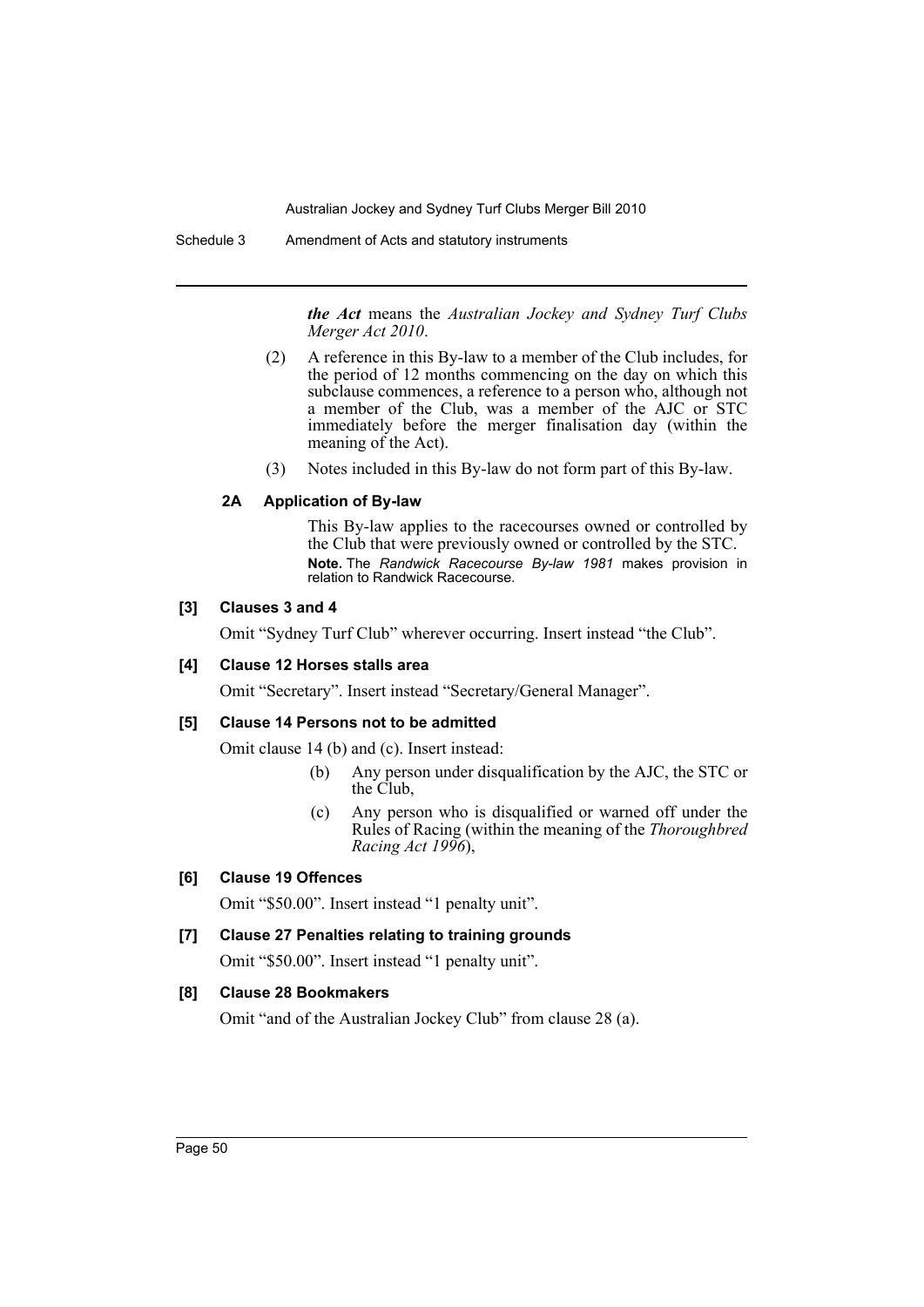***the Act*** means the *Australian Jockey and Sydney Turf Clubs Merger Act 2010*.

(2) A reference in this By-law to a member of the Club includes, for the period of 12 months commencing on the day on which this subclause commences, a reference to a person who, although not a member of the Club, was a member of the AJC or STC immediately before the merger finalisation day (within the meaning of the Act).

(3) Notes included in this By-law do not form part of this By-law.

#### 2A Application of By-law

This By-law applies to the racecourses owned or controlled by the Club that were previously owned or controlled by the STC.

**Note.** The *Randwick Racecourse By-law 1981* makes provision in relation to Randwick Racecourse.

#### [3] Clauses 3 and 4

Omit "Sydney Turf Club" wherever occurring. Insert instead "the Club".

#### [4] Clause 12 Horses stalls area

Omit "Secretary". Insert instead "Secretary/General Manager".

#### [5] Clause 14 Persons not to be admitted

Omit clause 14 (b) and (c). Insert instead:

(b) Any person under disqualification by the AJC, the STC or the Club,

(c) Any person who is disqualified or warned off under the Rules of Racing (within the meaning of the *Thoroughbred Racing Act 1996*),

#### [6] Clause 19 Offences

Omit "$50.00". Insert instead "1 penalty unit".

#### [7] Clause 27 Penalties relating to training grounds

Omit "$50.00". Insert instead "1 penalty unit".

#### [8] Clause 28 Bookmakers

Omit "and of the Australian Jockey Club" from clause 28 (a).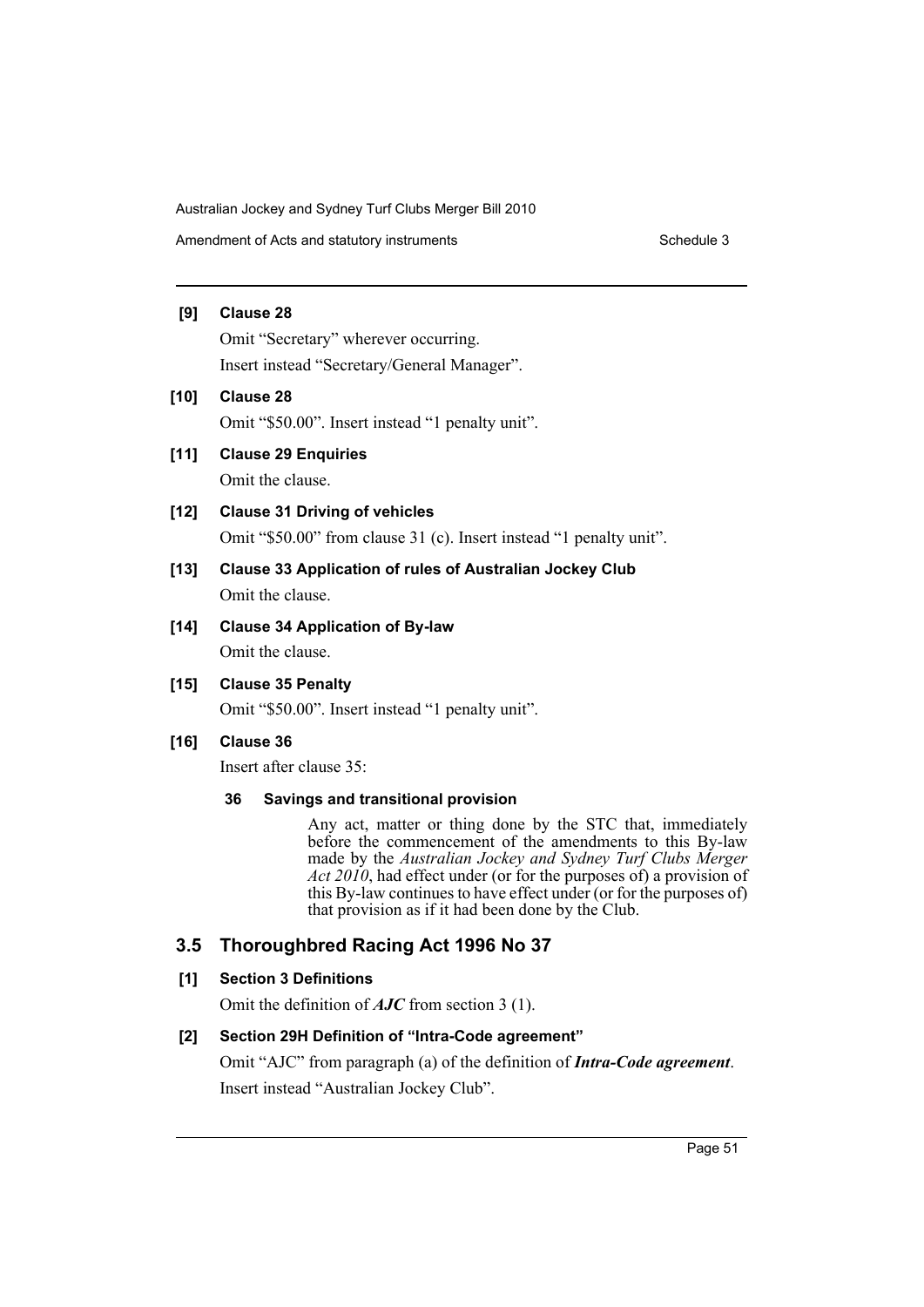**[9] Clause 28**

Omit "Secretary" wherever occurring.

Insert instead "Secretary/General Manager".

**[10] Clause 28**

Omit "$50.00". Insert instead "1 penalty unit".

**[11] Clause 29 Enquiries**

Omit the clause.

**[12] Clause 31 Driving of vehicles**

Omit "$50.00" from clause 31 (c). Insert instead "1 penalty unit".

**[13] Clause 33 Application of rules of Australian Jockey Club**

Omit the clause.

**[14] Clause 34 Application of By-law**

Omit the clause.

**[15] Clause 35 Penalty**

Omit "$50.00". Insert instead "1 penalty unit".

**[16] Clause 36**

Insert after clause 35:

**36 Savings and transitional provision**

Any act, matter or thing done by the STC that, immediately before the commencement of the amendments to this By-law made by the *Australian Jockey and Sydney Turf Clubs Merger Act 2010*, had effect under (or for the purposes of) a provision of this By-law continues to have effect under (or for the purposes of) that provision as if it had been done by the Club.

## 3.5 Thoroughbred Racing Act 1996 No 37

**[1] Section 3 Definitions**

Omit the definition of ***AJC*** from section 3 (1).

**[2] Section 29H Definition of "Intra-Code agreement"**

Omit "AJC" from paragraph (a) of the definition of ***Intra-Code agreement***.

Insert instead "Australian Jockey Club".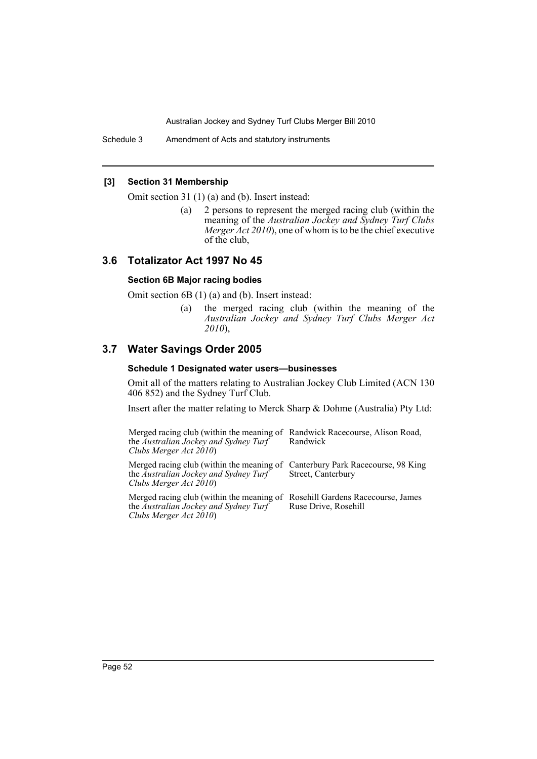**[3] Section 31 Membership**

Omit section 31 (1) (a) and (b). Insert instead:

(a) 2 persons to represent the merged racing club (within the meaning of the *Australian Jockey and Sydney Turf Clubs Merger Act 2010*), one of whom is to be the chief executive of the club,

## 3.6 Totalizator Act 1997 No 45

### Section 6B Major racing bodies

Omit section 6B (1) (a) and (b). Insert instead:

(a) the merged racing club (within the meaning of the *Australian Jockey and Sydney Turf Clubs Merger Act 2010*),

## 3.7 Water Savings Order 2005

### Schedule 1 Designated water users—businesses

Omit all of the matters relating to Australian Jockey Club Limited (ACN 130 406 852) and the Sydney Turf Club.

Insert after the matter relating to Merck Sharp & Dohme (Australia) Pty Ltd:

| | |
|---|---|
| Merged racing club (within the meaning of the *Australian Jockey and Sydney Turf Clubs Merger Act 2010*) | Randwick Racecourse, Alison Road, Randwick |
| Merged racing club (within the meaning of the *Australian Jockey and Sydney Turf Clubs Merger Act 2010*) | Canterbury Park Racecourse, 98 King Street, Canterbury |
| Merged racing club (within the meaning of the *Australian Jockey and Sydney Turf Clubs Merger Act 2010*) | Rosehill Gardens Racecourse, James Ruse Drive, Rosehill |